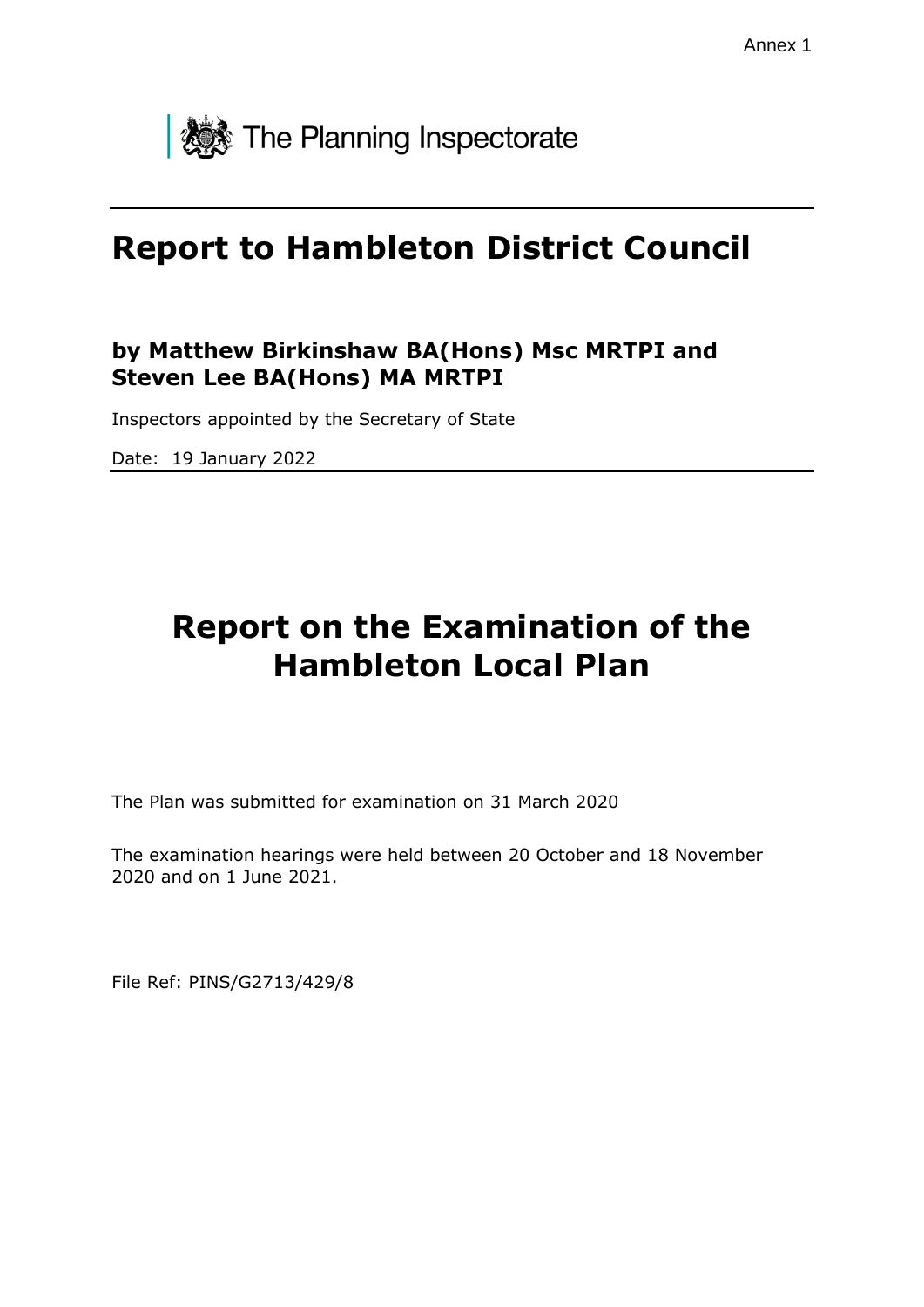Annex 1

The Planning Inspectorate

# Report to Hambleton District Council

### by Matthew Birkinshaw BA(Hons) Msc MRTPI and Steven Lee BA(Hons) MA MRTPI

Inspectors appointed by the Secretary of State

Date: 19 January 2022

# Report on the Examination of the Hambleton Local Plan

The Plan was submitted for examination on 31 March 2020

The examination hearings were held between 20 October and 18 November 2020 and on 1 June 2021.

File Ref: PINS/G2713/429/8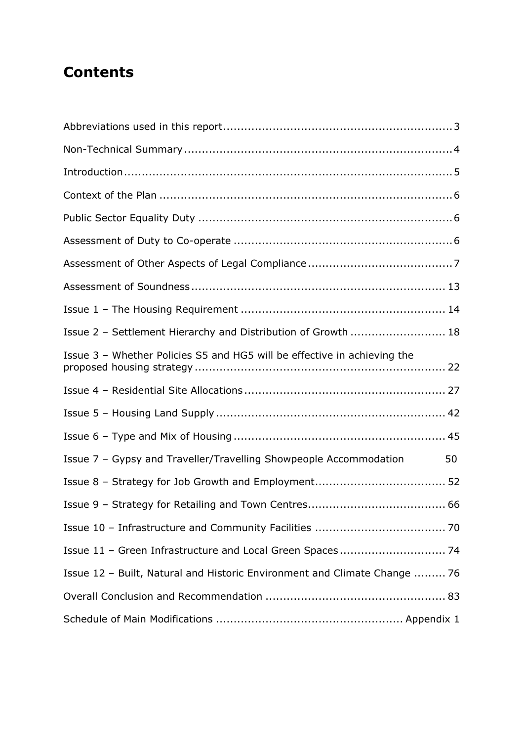# Contents

Abbreviations used in this report....................................................................3

Non-Technical Summary..............................................................................4

Introduction...............................................................................................5

Context of the Plan .....................................................................................6

Public Sector Equality Duty ..........................................................................6

Assessment of Duty to Co-operate ................................................................6

Assessment of Other Aspects of Legal Compliance ..........................................7

Assessment of Soundness .........................................................................13

Issue 1 – The Housing Requirement ...........................................................14

Issue 2 – Settlement Hierarchy and Distribution of Growth ............................18

Issue 3 – Whether Policies S5 and HG5 will be effective in achieving the proposed housing strategy ........................................................................22

Issue 4 – Residential Site Allocations ..........................................................27

Issue 5 – Housing Land Supply ..................................................................42

Issue 6 – Type and Mix of Housing .............................................................45

Issue 7 – Gypsy and Traveller/Travelling Showpeople Accommodation 50

Issue 8 – Strategy for Job Growth and Employment......................................52

Issue 9 – Strategy for Retailing and Town Centres........................................66

Issue 10 – Infrastructure and Community Facilities ......................................70

Issue 11 – Green Infrastructure and Local Green Spaces ...............................74

Issue 12 – Built, Natural and Historic Environment and Climate Change .........76

Overall Conclusion and Recommendation ....................................................83

Schedule of Main Modifications ....................................................... Appendix 1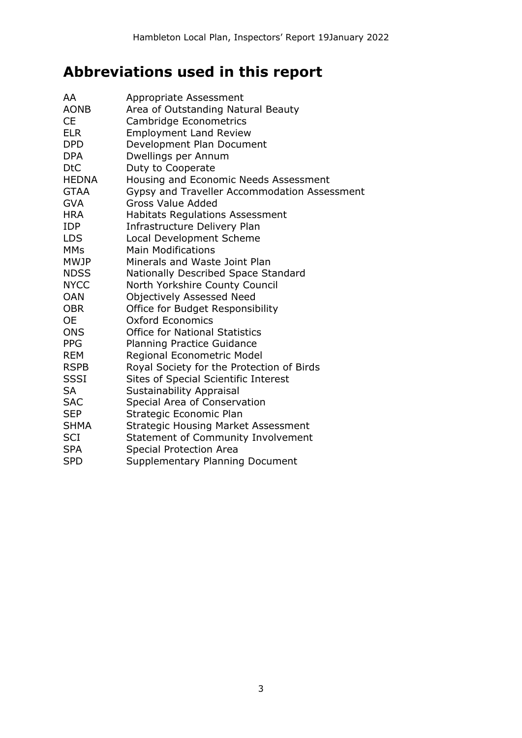# Abbreviations used in this report

| | |
|---|---|
| AA | Appropriate Assessment |
| AONB | Area of Outstanding Natural Beauty |
| CE | Cambridge Econometrics |
| ELR | Employment Land Review |
| DPD | Development Plan Document |
| DPA | Dwellings per Annum |
| DtC | Duty to Cooperate |
| HEDNA | Housing and Economic Needs Assessment |
| GTAA | Gypsy and Traveller Accommodation Assessment |
| GVA | Gross Value Added |
| HRA | Habitats Regulations Assessment |
| IDP | Infrastructure Delivery Plan |
| LDS | Local Development Scheme |
| MMs | Main Modifications |
| MWJP | Minerals and Waste Joint Plan |
| NDSS | Nationally Described Space Standard |
| NYCC | North Yorkshire County Council |
| OAN | Objectively Assessed Need |
| OBR | Office for Budget Responsibility |
| OE | Oxford Economics |
| ONS | Office for National Statistics |
| PPG | Planning Practice Guidance |
| REM | Regional Econometric Model |
| RSPB | Royal Society for the Protection of Birds |
| SSSI | Sites of Special Scientific Interest |
| SA | Sustainability Appraisal |
| SAC | Special Area of Conservation |
| SEP | Strategic Economic Plan |
| SHMA | Strategic Housing Market Assessment |
| SCI | Statement of Community Involvement |
| SPA | Special Protection Area |
| SPD | Supplementary Planning Document |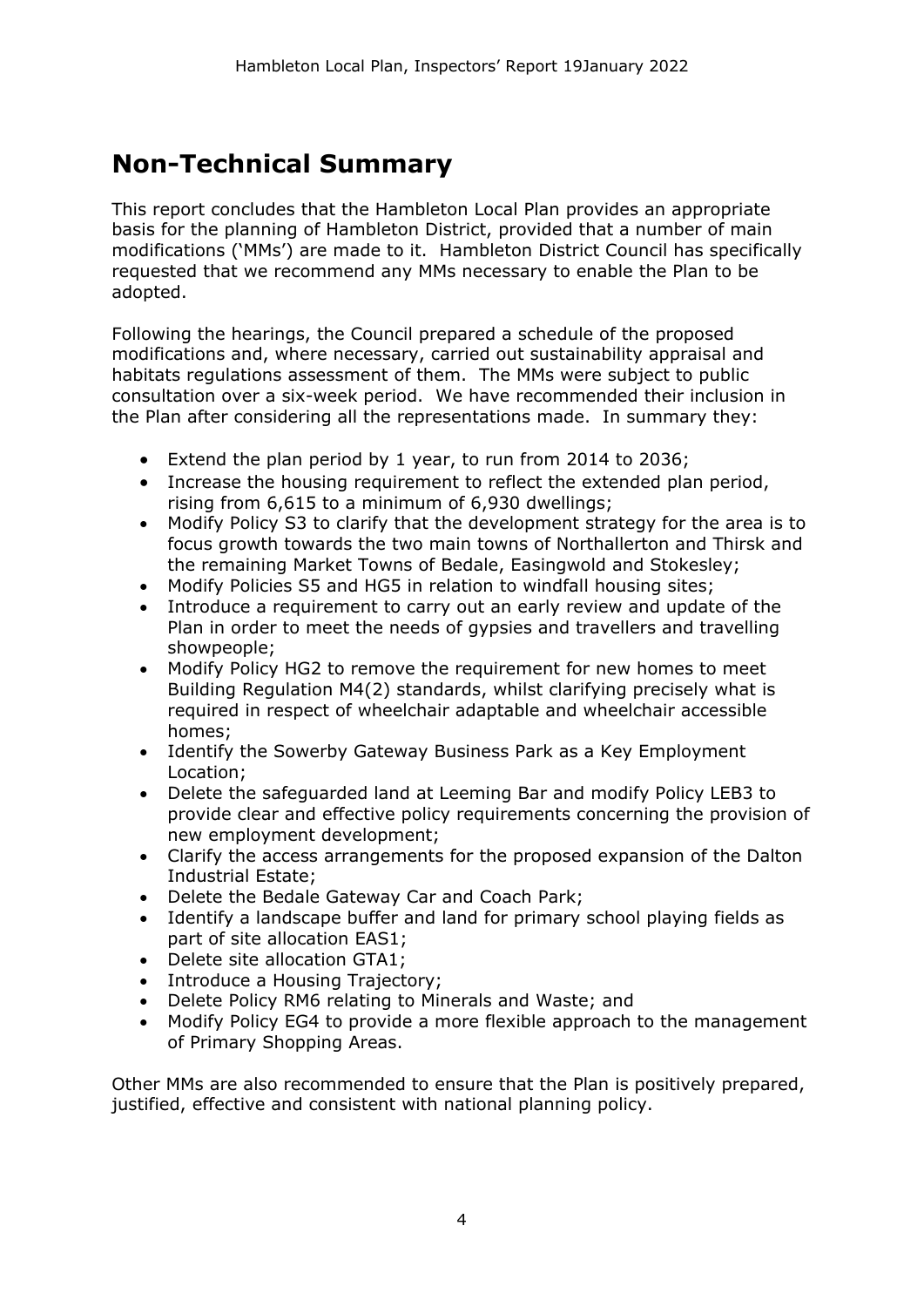# Non-Technical Summary

This report concludes that the Hambleton Local Plan provides an appropriate basis for the planning of Hambleton District, provided that a number of main modifications ('MMs') are made to it. Hambleton District Council has specifically requested that we recommend any MMs necessary to enable the Plan to be adopted.

Following the hearings, the Council prepared a schedule of the proposed modifications and, where necessary, carried out sustainability appraisal and habitats regulations assessment of them. The MMs were subject to public consultation over a six-week period. We have recommended their inclusion in the Plan after considering all the representations made. In summary they:

- Extend the plan period by 1 year, to run from 2014 to 2036;
- Increase the housing requirement to reflect the extended plan period, rising from 6,615 to a minimum of 6,930 dwellings;
- Modify Policy S3 to clarify that the development strategy for the area is to focus growth towards the two main towns of Northallerton and Thirsk and the remaining Market Towns of Bedale, Easingwold and Stokesley;
- Modify Policies S5 and HG5 in relation to windfall housing sites;
- Introduce a requirement to carry out an early review and update of the Plan in order to meet the needs of gypsies and travellers and travelling showpeople;
- Modify Policy HG2 to remove the requirement for new homes to meet Building Regulation M4(2) standards, whilst clarifying precisely what is required in respect of wheelchair adaptable and wheelchair accessible homes;
- Identify the Sowerby Gateway Business Park as a Key Employment Location;
- Delete the safeguarded land at Leeming Bar and modify Policy LEB3 to provide clear and effective policy requirements concerning the provision of new employment development;
- Clarify the access arrangements for the proposed expansion of the Dalton Industrial Estate;
- Delete the Bedale Gateway Car and Coach Park;
- Identify a landscape buffer and land for primary school playing fields as part of site allocation EAS1;
- Delete site allocation GTA1;
- Introduce a Housing Trajectory;
- Delete Policy RM6 relating to Minerals and Waste; and
- Modify Policy EG4 to provide a more flexible approach to the management of Primary Shopping Areas.

Other MMs are also recommended to ensure that the Plan is positively prepared, justified, effective and consistent with national planning policy.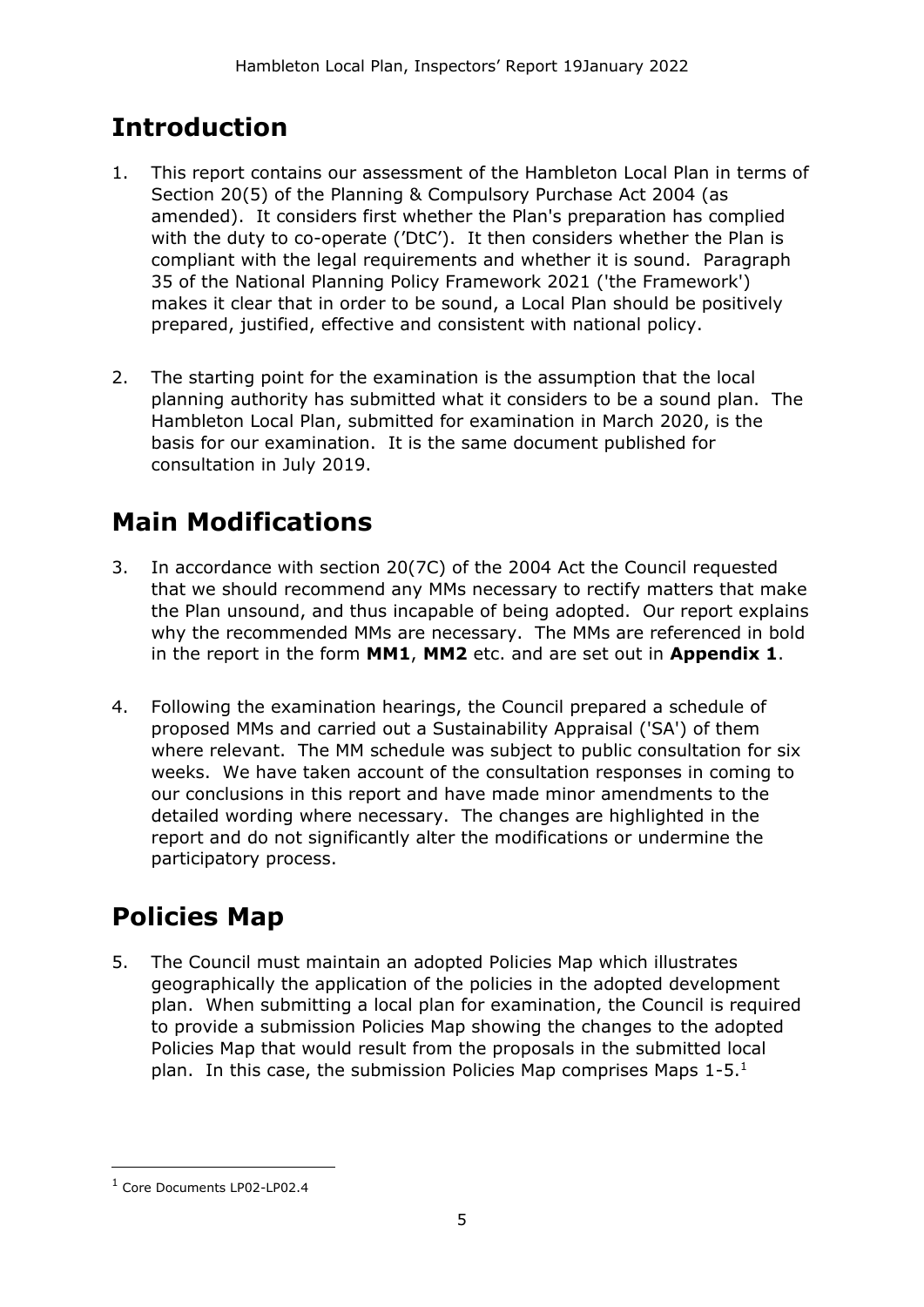# Introduction

1. This report contains our assessment of the Hambleton Local Plan in terms of Section 20(5) of the Planning & Compulsory Purchase Act 2004 (as amended). It considers first whether the Plan's preparation has complied with the duty to co-operate ('DtC'). It then considers whether the Plan is compliant with the legal requirements and whether it is sound. Paragraph 35 of the National Planning Policy Framework 2021 ('the Framework') makes it clear that in order to be sound, a Local Plan should be positively prepared, justified, effective and consistent with national policy.

2. The starting point for the examination is the assumption that the local planning authority has submitted what it considers to be a sound plan. The Hambleton Local Plan, submitted for examination in March 2020, is the basis for our examination. It is the same document published for consultation in July 2019.

# Main Modifications

3. In accordance with section 20(7C) of the 2004 Act the Council requested that we should recommend any MMs necessary to rectify matters that make the Plan unsound, and thus incapable of being adopted. Our report explains why the recommended MMs are necessary. The MMs are referenced in bold in the report in the form **MM1**, **MM2** etc. and are set out in **Appendix 1**.

4. Following the examination hearings, the Council prepared a schedule of proposed MMs and carried out a Sustainability Appraisal ('SA') of them where relevant. The MM schedule was subject to public consultation for six weeks. We have taken account of the consultation responses in coming to our conclusions in this report and have made minor amendments to the detailed wording where necessary. The changes are highlighted in the report and do not significantly alter the modifications or undermine the participatory process.

# Policies Map

5. The Council must maintain an adopted Policies Map which illustrates geographically the application of the policies in the adopted development plan. When submitting a local plan for examination, the Council is required to provide a submission Policies Map showing the changes to the adopted Policies Map that would result from the proposals in the submitted local plan. In this case, the submission Policies Map comprises Maps 1-5.[1]

[1] Core Documents LP02-LP02.4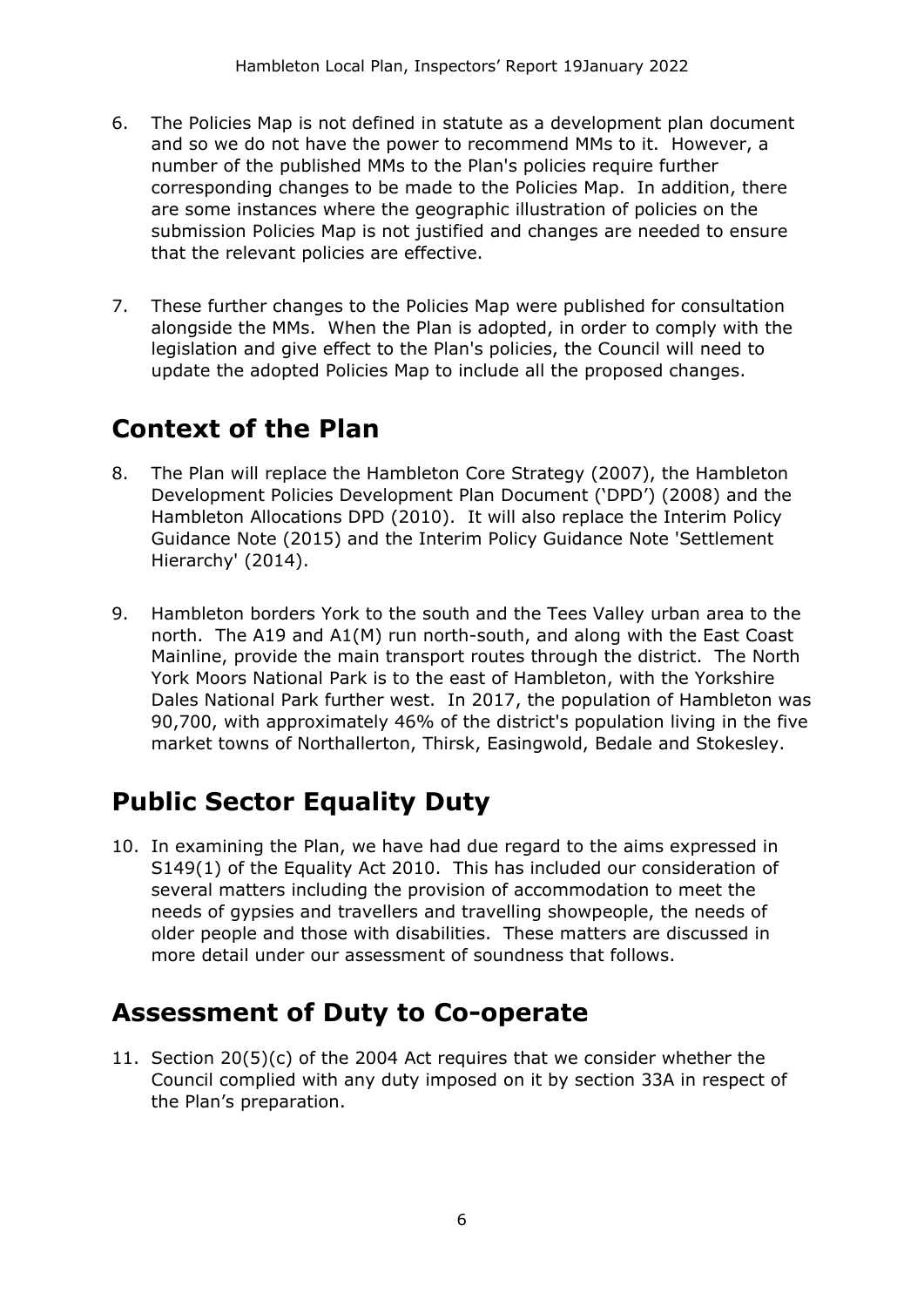6. The Policies Map is not defined in statute as a development plan document and so we do not have the power to recommend MMs to it. However, a number of the published MMs to the Plan's policies require further corresponding changes to be made to the Policies Map. In addition, there are some instances where the geographic illustration of policies on the submission Policies Map is not justified and changes are needed to ensure that the relevant policies are effective.

7. These further changes to the Policies Map were published for consultation alongside the MMs. When the Plan is adopted, in order to comply with the legislation and give effect to the Plan's policies, the Council will need to update the adopted Policies Map to include all the proposed changes.

## Context of the Plan

8. The Plan will replace the Hambleton Core Strategy (2007), the Hambleton Development Policies Development Plan Document ('DPD') (2008) and the Hambleton Allocations DPD (2010). It will also replace the Interim Policy Guidance Note (2015) and the Interim Policy Guidance Note 'Settlement Hierarchy' (2014).

9. Hambleton borders York to the south and the Tees Valley urban area to the north. The A19 and A1(M) run north-south, and along with the East Coast Mainline, provide the main transport routes through the district. The North York Moors National Park is to the east of Hambleton, with the Yorkshire Dales National Park further west. In 2017, the population of Hambleton was 90,700, with approximately 46% of the district's population living in the five market towns of Northallerton, Thirsk, Easingwold, Bedale and Stokesley.

## Public Sector Equality Duty

10. In examining the Plan, we have had due regard to the aims expressed in S149(1) of the Equality Act 2010. This has included our consideration of several matters including the provision of accommodation to meet the needs of gypsies and travellers and travelling showpeople, the needs of older people and those with disabilities. These matters are discussed in more detail under our assessment of soundness that follows.

## Assessment of Duty to Co-operate

11. Section 20(5)(c) of the 2004 Act requires that we consider whether the Council complied with any duty imposed on it by section 33A in respect of the Plan's preparation.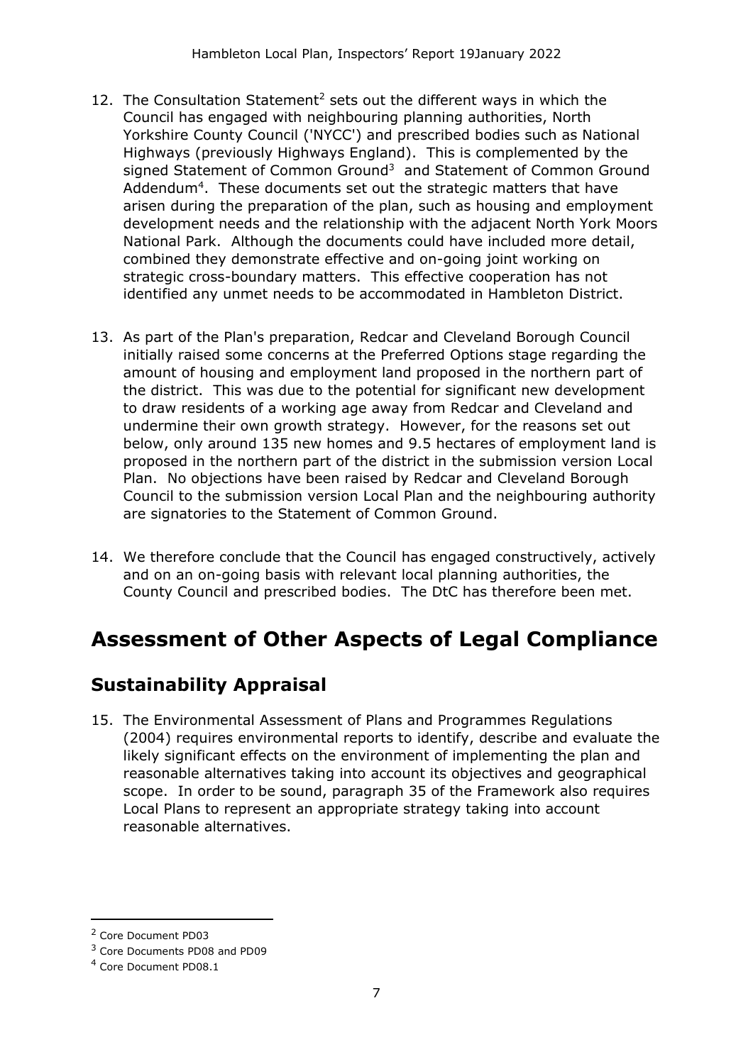12. The Consultation Statement[2] sets out the different ways in which the Council has engaged with neighbouring planning authorities, North Yorkshire County Council ('NYCC') and prescribed bodies such as National Highways (previously Highways England). This is complemented by the signed Statement of Common Ground[3] and Statement of Common Ground Addendum[4]. These documents set out the strategic matters that have arisen during the preparation of the plan, such as housing and employment development needs and the relationship with the adjacent North York Moors National Park. Although the documents could have included more detail, combined they demonstrate effective and on-going joint working on strategic cross-boundary matters. This effective cooperation has not identified any unmet needs to be accommodated in Hambleton District.

13. As part of the Plan's preparation, Redcar and Cleveland Borough Council initially raised some concerns at the Preferred Options stage regarding the amount of housing and employment land proposed in the northern part of the district. This was due to the potential for significant new development to draw residents of a working age away from Redcar and Cleveland and undermine their own growth strategy. However, for the reasons set out below, only around 135 new homes and 9.5 hectares of employment land is proposed in the northern part of the district in the submission version Local Plan. No objections have been raised by Redcar and Cleveland Borough Council to the submission version Local Plan and the neighbouring authority are signatories to the Statement of Common Ground.

14. We therefore conclude that the Council has engaged constructively, actively and on an on-going basis with relevant local planning authorities, the County Council and prescribed bodies. The DtC has therefore been met.

# Assessment of Other Aspects of Legal Compliance

## Sustainability Appraisal

15. The Environmental Assessment of Plans and Programmes Regulations (2004) requires environmental reports to identify, describe and evaluate the likely significant effects on the environment of implementing the plan and reasonable alternatives taking into account its objectives and geographical scope. In order to be sound, paragraph 35 of the Framework also requires Local Plans to represent an appropriate strategy taking into account reasonable alternatives.

---

[2] Core Document PD03

[3] Core Documents PD08 and PD09

[4] Core Document PD08.1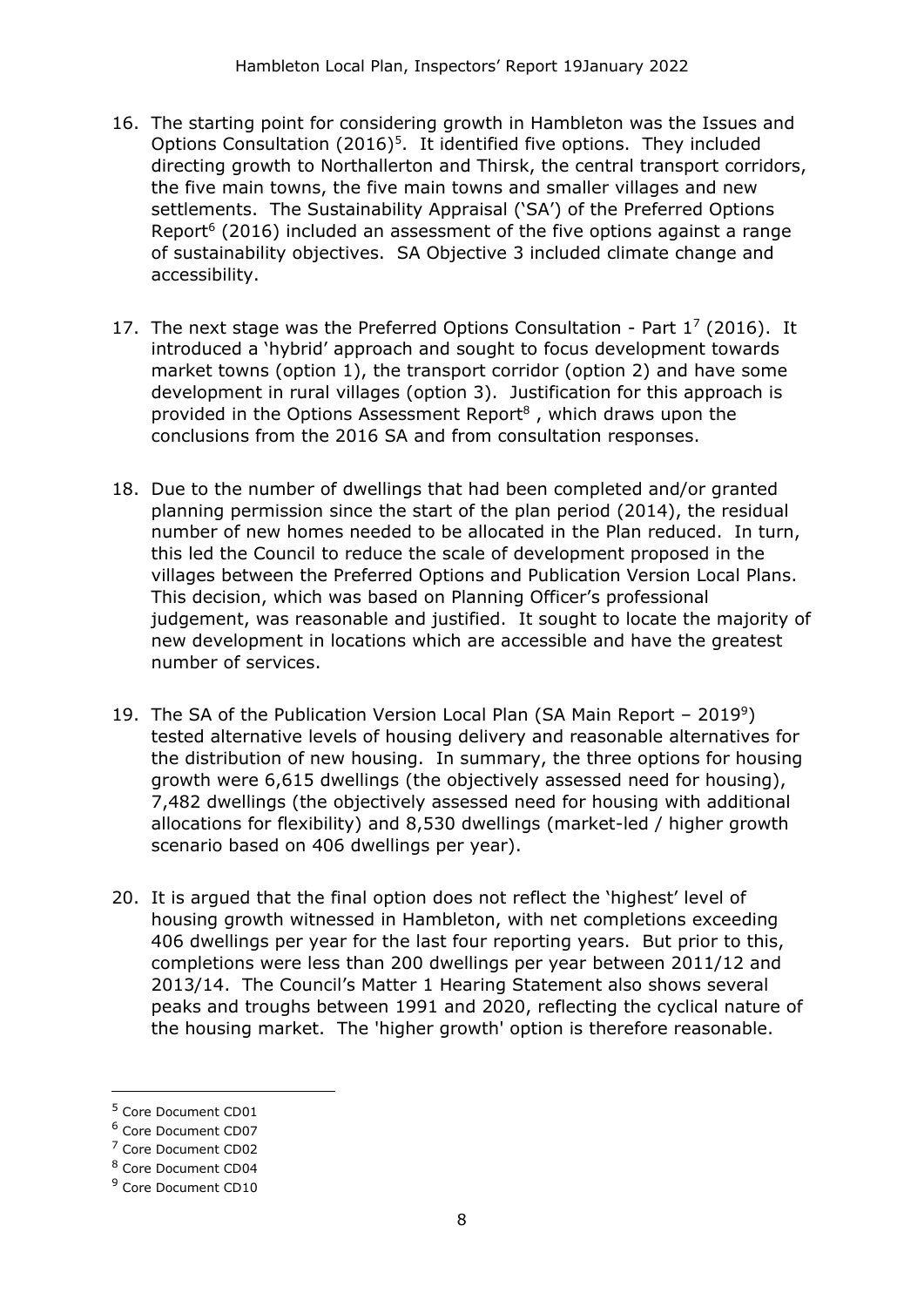16. The starting point for considering growth in Hambleton was the Issues and Options Consultation (2016)[5]. It identified five options. They included directing growth to Northallerton and Thirsk, the central transport corridors, the five main towns, the five main towns and smaller villages and new settlements. The Sustainability Appraisal ('SA') of the Preferred Options Report[6] (2016) included an assessment of the five options against a range of sustainability objectives. SA Objective 3 included climate change and accessibility.

17. The next stage was the Preferred Options Consultation - Part 1[7] (2016). It introduced a 'hybrid' approach and sought to focus development towards market towns (option 1), the transport corridor (option 2) and have some development in rural villages (option 3). Justification for this approach is provided in the Options Assessment Report[8], which draws upon the conclusions from the 2016 SA and from consultation responses.

18. Due to the number of dwellings that had been completed and/or granted planning permission since the start of the plan period (2014), the residual number of new homes needed to be allocated in the Plan reduced. In turn, this led the Council to reduce the scale of development proposed in the villages between the Preferred Options and Publication Version Local Plans. This decision, which was based on Planning Officer's professional judgement, was reasonable and justified. It sought to locate the majority of new development in locations which are accessible and have the greatest number of services.

19. The SA of the Publication Version Local Plan (SA Main Report – 2019[9]) tested alternative levels of housing delivery and reasonable alternatives for the distribution of new housing. In summary, the three options for housing growth were 6,615 dwellings (the objectively assessed need for housing), 7,482 dwellings (the objectively assessed need for housing with additional allocations for flexibility) and 8,530 dwellings (market-led / higher growth scenario based on 406 dwellings per year).

20. It is argued that the final option does not reflect the 'highest' level of housing growth witnessed in Hambleton, with net completions exceeding 406 dwellings per year for the last four reporting years. But prior to this, completions were less than 200 dwellings per year between 2011/12 and 2013/14. The Council's Matter 1 Hearing Statement also shows several peaks and troughs between 1991 and 2020, reflecting the cyclical nature of the housing market. The 'higher growth' option is therefore reasonable.

---

[5] Core Document CD01

[6] Core Document CD07

[7] Core Document CD02

[8] Core Document CD04

[9] Core Document CD10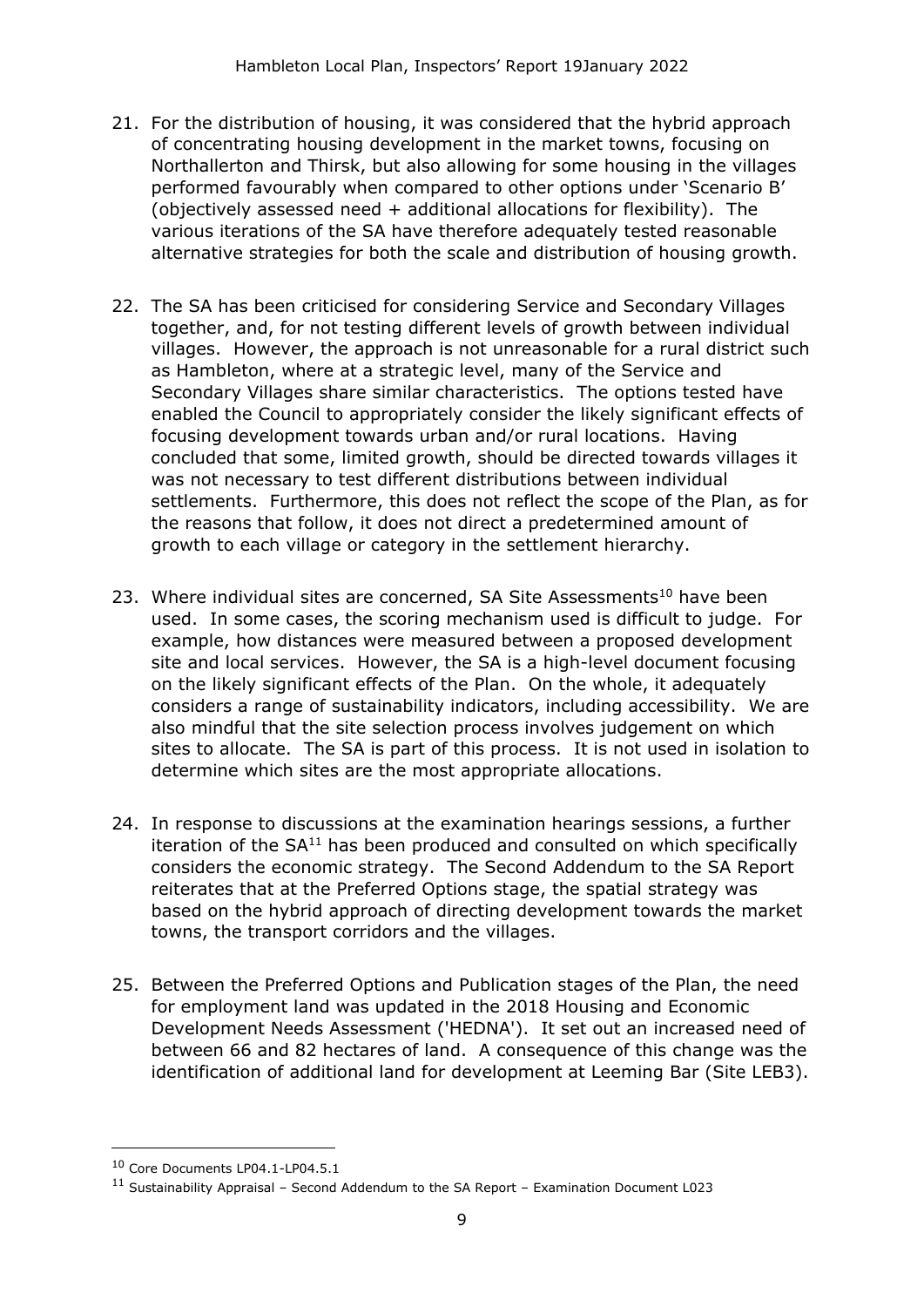21. For the distribution of housing, it was considered that the hybrid approach of concentrating housing development in the market towns, focusing on Northallerton and Thirsk, but also allowing for some housing in the villages performed favourably when compared to other options under 'Scenario B' (objectively assessed need + additional allocations for flexibility). The various iterations of the SA have therefore adequately tested reasonable alternative strategies for both the scale and distribution of housing growth.

22. The SA has been criticised for considering Service and Secondary Villages together, and, for not testing different levels of growth between individual villages. However, the approach is not unreasonable for a rural district such as Hambleton, where at a strategic level, many of the Service and Secondary Villages share similar characteristics. The options tested have enabled the Council to appropriately consider the likely significant effects of focusing development towards urban and/or rural locations. Having concluded that some, limited growth, should be directed towards villages it was not necessary to test different distributions between individual settlements. Furthermore, this does not reflect the scope of the Plan, as for the reasons that follow, it does not direct a predetermined amount of growth to each village or category in the settlement hierarchy.

23. Where individual sites are concerned, SA Site Assessments[10] have been used. In some cases, the scoring mechanism used is difficult to judge. For example, how distances were measured between a proposed development site and local services. However, the SA is a high-level document focusing on the likely significant effects of the Plan. On the whole, it adequately considers a range of sustainability indicators, including accessibility. We are also mindful that the site selection process involves judgement on which sites to allocate. The SA is part of this process. It is not used in isolation to determine which sites are the most appropriate allocations.

24. In response to discussions at the examination hearings sessions, a further iteration of the SA[11] has been produced and consulted on which specifically considers the economic strategy. The Second Addendum to the SA Report reiterates that at the Preferred Options stage, the spatial strategy was based on the hybrid approach of directing development towards the market towns, the transport corridors and the villages.

25. Between the Preferred Options and Publication stages of the Plan, the need for employment land was updated in the 2018 Housing and Economic Development Needs Assessment ('HEDNA'). It set out an increased need of between 66 and 82 hectares of land. A consequence of this change was the identification of additional land for development at Leeming Bar (Site LEB3).

---

[10] Core Documents LP04.1-LP04.5.1

[11] Sustainability Appraisal – Second Addendum to the SA Report – Examination Document L023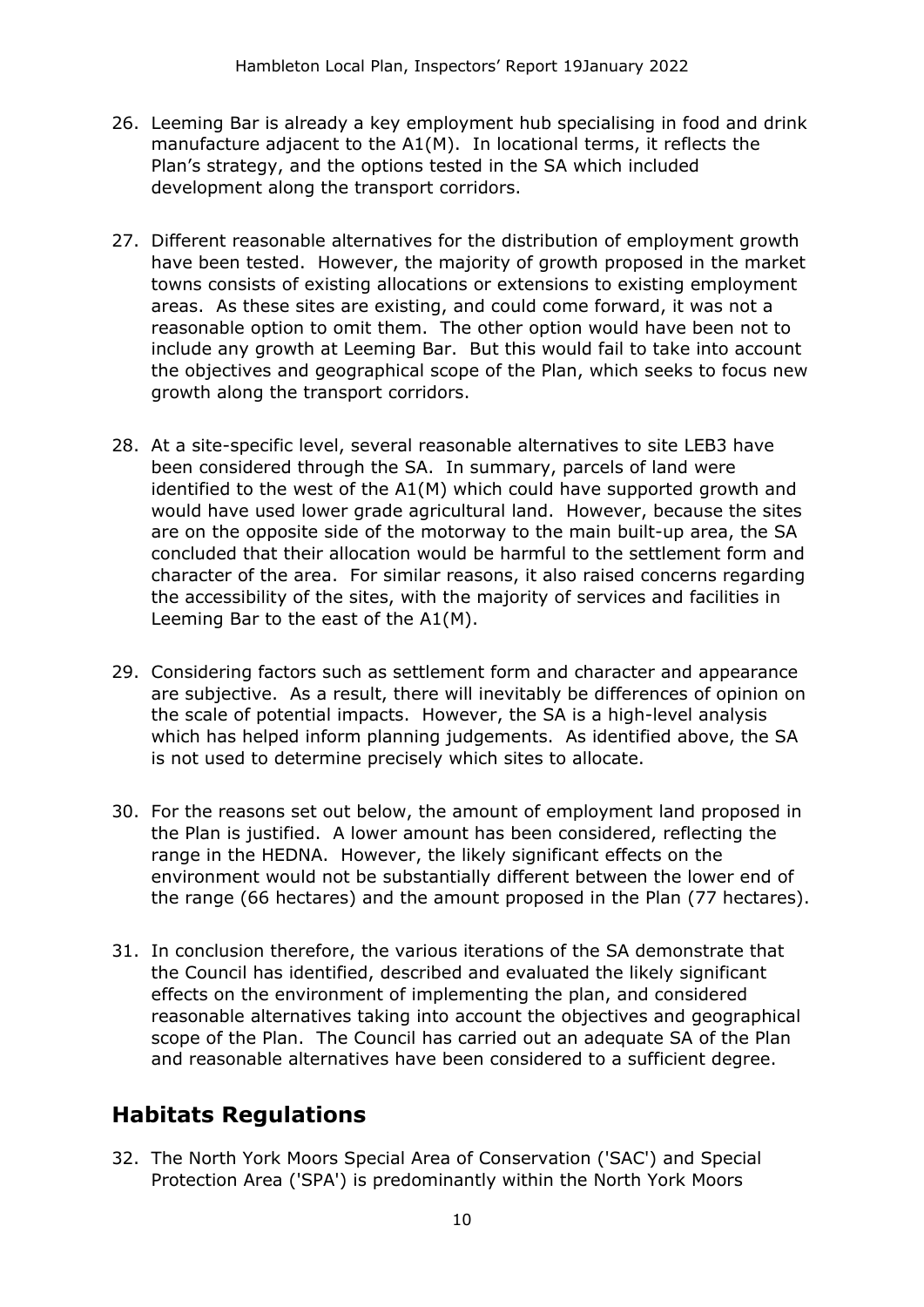26. Leeming Bar is already a key employment hub specialising in food and drink manufacture adjacent to the A1(M). In locational terms, it reflects the Plan's strategy, and the options tested in the SA which included development along the transport corridors.

27. Different reasonable alternatives for the distribution of employment growth have been tested. However, the majority of growth proposed in the market towns consists of existing allocations or extensions to existing employment areas. As these sites are existing, and could come forward, it was not a reasonable option to omit them. The other option would have been not to include any growth at Leeming Bar. But this would fail to take into account the objectives and geographical scope of the Plan, which seeks to focus new growth along the transport corridors.

28. At a site-specific level, several reasonable alternatives to site LEB3 have been considered through the SA. In summary, parcels of land were identified to the west of the A1(M) which could have supported growth and would have used lower grade agricultural land. However, because the sites are on the opposite side of the motorway to the main built-up area, the SA concluded that their allocation would be harmful to the settlement form and character of the area. For similar reasons, it also raised concerns regarding the accessibility of the sites, with the majority of services and facilities in Leeming Bar to the east of the A1(M).

29. Considering factors such as settlement form and character and appearance are subjective. As a result, there will inevitably be differences of opinion on the scale of potential impacts. However, the SA is a high-level analysis which has helped inform planning judgements. As identified above, the SA is not used to determine precisely which sites to allocate.

30. For the reasons set out below, the amount of employment land proposed in the Plan is justified. A lower amount has been considered, reflecting the range in the HEDNA. However, the likely significant effects on the environment would not be substantially different between the lower end of the range (66 hectares) and the amount proposed in the Plan (77 hectares).

31. In conclusion therefore, the various iterations of the SA demonstrate that the Council has identified, described and evaluated the likely significant effects on the environment of implementing the plan, and considered reasonable alternatives taking into account the objectives and geographical scope of the Plan. The Council has carried out an adequate SA of the Plan and reasonable alternatives have been considered to a sufficient degree.

## Habitats Regulations

32. The North York Moors Special Area of Conservation ('SAC') and Special Protection Area ('SPA') is predominantly within the North York Moors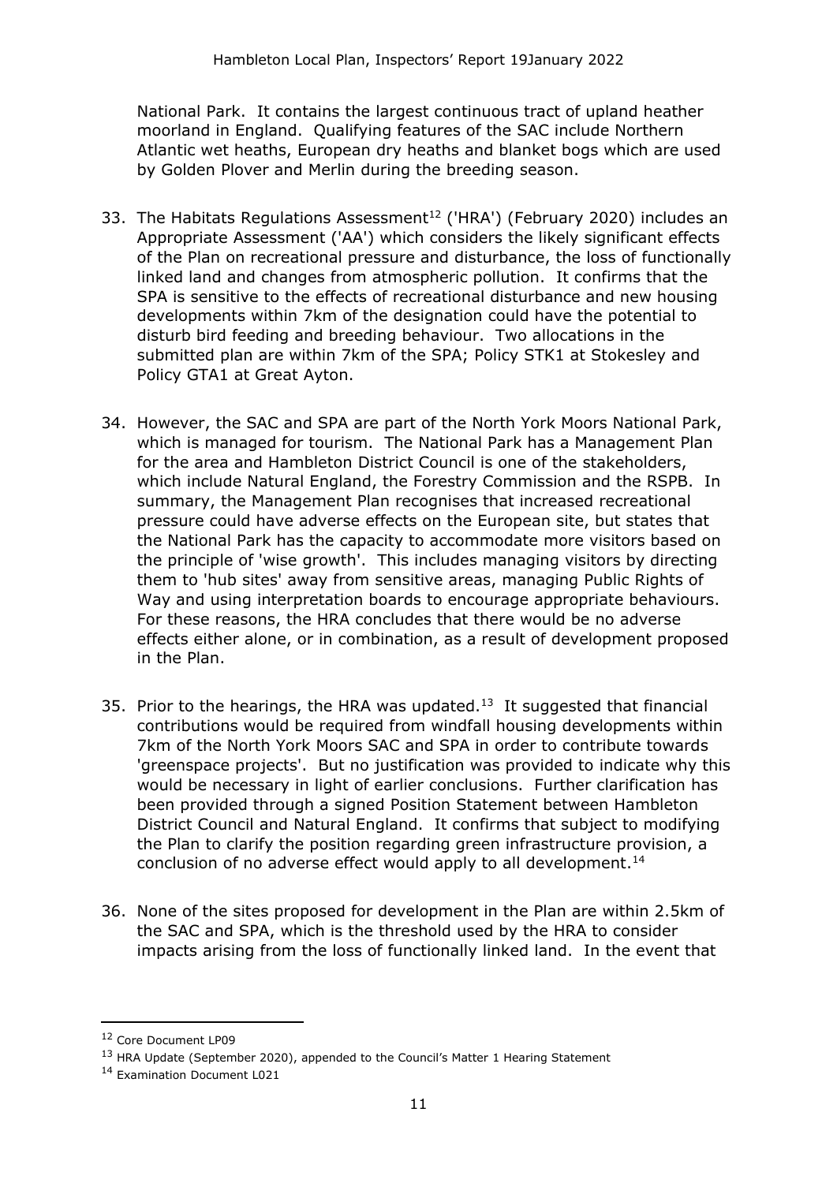National Park. It contains the largest continuous tract of upland heather moorland in England. Qualifying features of the SAC include Northern Atlantic wet heaths, European dry heaths and blanket bogs which are used by Golden Plover and Merlin during the breeding season.

33. The Habitats Regulations Assessment[12] ('HRA') (February 2020) includes an Appropriate Assessment ('AA') which considers the likely significant effects of the Plan on recreational pressure and disturbance, the loss of functionally linked land and changes from atmospheric pollution. It confirms that the SPA is sensitive to the effects of recreational disturbance and new housing developments within 7km of the designation could have the potential to disturb bird feeding and breeding behaviour. Two allocations in the submitted plan are within 7km of the SPA; Policy STK1 at Stokesley and Policy GTA1 at Great Ayton.

34. However, the SAC and SPA are part of the North York Moors National Park, which is managed for tourism. The National Park has a Management Plan for the area and Hambleton District Council is one of the stakeholders, which include Natural England, the Forestry Commission and the RSPB. In summary, the Management Plan recognises that increased recreational pressure could have adverse effects on the European site, but states that the National Park has the capacity to accommodate more visitors based on the principle of 'wise growth'. This includes managing visitors by directing them to 'hub sites' away from sensitive areas, managing Public Rights of Way and using interpretation boards to encourage appropriate behaviours. For these reasons, the HRA concludes that there would be no adverse effects either alone, or in combination, as a result of development proposed in the Plan.

35. Prior to the hearings, the HRA was updated.[13] It suggested that financial contributions would be required from windfall housing developments within 7km of the North York Moors SAC and SPA in order to contribute towards 'greenspace projects'. But no justification was provided to indicate why this would be necessary in light of earlier conclusions. Further clarification has been provided through a signed Position Statement between Hambleton District Council and Natural England. It confirms that subject to modifying the Plan to clarify the position regarding green infrastructure provision, a conclusion of no adverse effect would apply to all development.[14]

36. None of the sites proposed for development in the Plan are within 2.5km of the SAC and SPA, which is the threshold used by the HRA to consider impacts arising from the loss of functionally linked land. In the event that

---

[12] Core Document LP09

[13] HRA Update (September 2020), appended to the Council's Matter 1 Hearing Statement

[14] Examination Document L021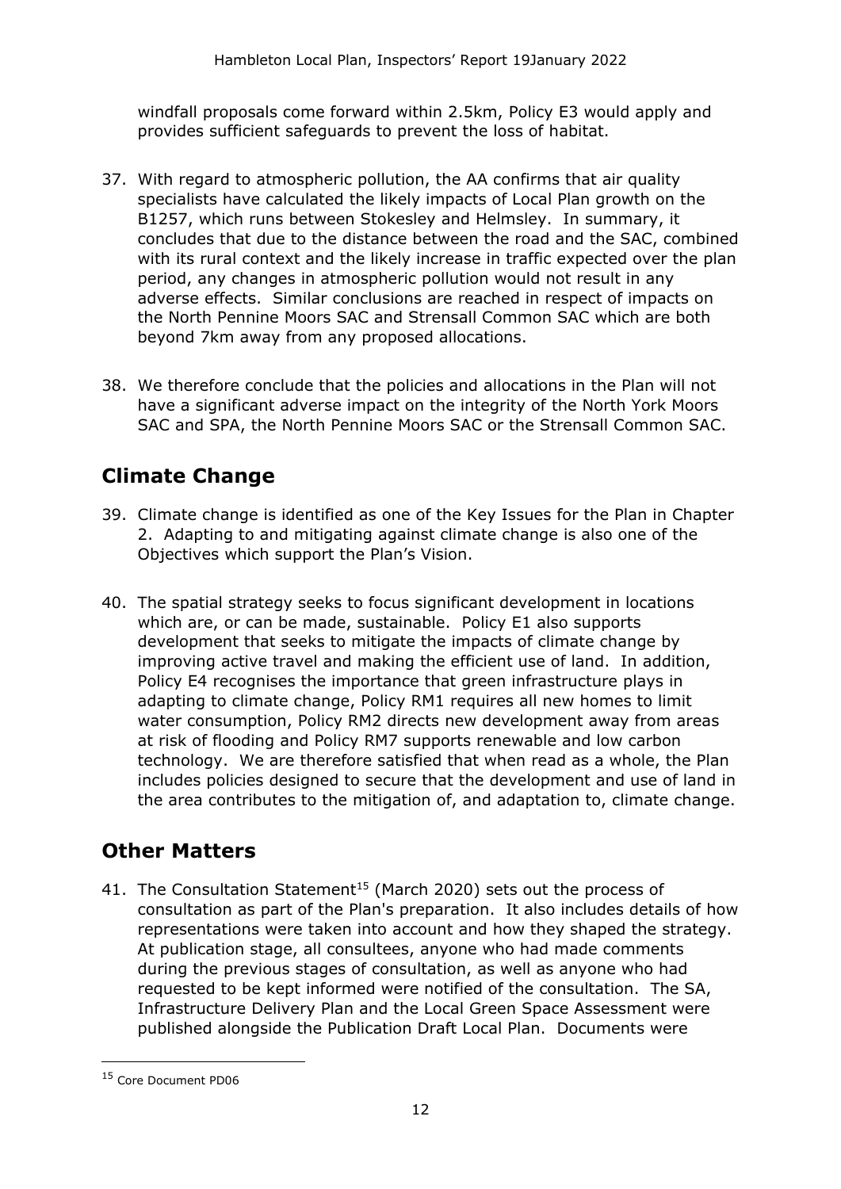windfall proposals come forward within 2.5km, Policy E3 would apply and provides sufficient safeguards to prevent the loss of habitat.

37. With regard to atmospheric pollution, the AA confirms that air quality specialists have calculated the likely impacts of Local Plan growth on the B1257, which runs between Stokesley and Helmsley. In summary, it concludes that due to the distance between the road and the SAC, combined with its rural context and the likely increase in traffic expected over the plan period, any changes in atmospheric pollution would not result in any adverse effects. Similar conclusions are reached in respect of impacts on the North Pennine Moors SAC and Strensall Common SAC which are both beyond 7km away from any proposed allocations.

38. We therefore conclude that the policies and allocations in the Plan will not have a significant adverse impact on the integrity of the North York Moors SAC and SPA, the North Pennine Moors SAC or the Strensall Common SAC.

## Climate Change

39. Climate change is identified as one of the Key Issues for the Plan in Chapter 2. Adapting to and mitigating against climate change is also one of the Objectives which support the Plan's Vision.

40. The spatial strategy seeks to focus significant development in locations which are, or can be made, sustainable. Policy E1 also supports development that seeks to mitigate the impacts of climate change by improving active travel and making the efficient use of land. In addition, Policy E4 recognises the importance that green infrastructure plays in adapting to climate change, Policy RM1 requires all new homes to limit water consumption, Policy RM2 directs new development away from areas at risk of flooding and Policy RM7 supports renewable and low carbon technology. We are therefore satisfied that when read as a whole, the Plan includes policies designed to secure that the development and use of land in the area contributes to the mitigation of, and adaptation to, climate change.

## Other Matters

41. The Consultation Statement[15] (March 2020) sets out the process of consultation as part of the Plan's preparation. It also includes details of how representations were taken into account and how they shaped the strategy. At publication stage, all consultees, anyone who had made comments during the previous stages of consultation, as well as anyone who had requested to be kept informed were notified of the consultation. The SA, Infrastructure Delivery Plan and the Local Green Space Assessment were published alongside the Publication Draft Local Plan. Documents were

---

[15] Core Document PD06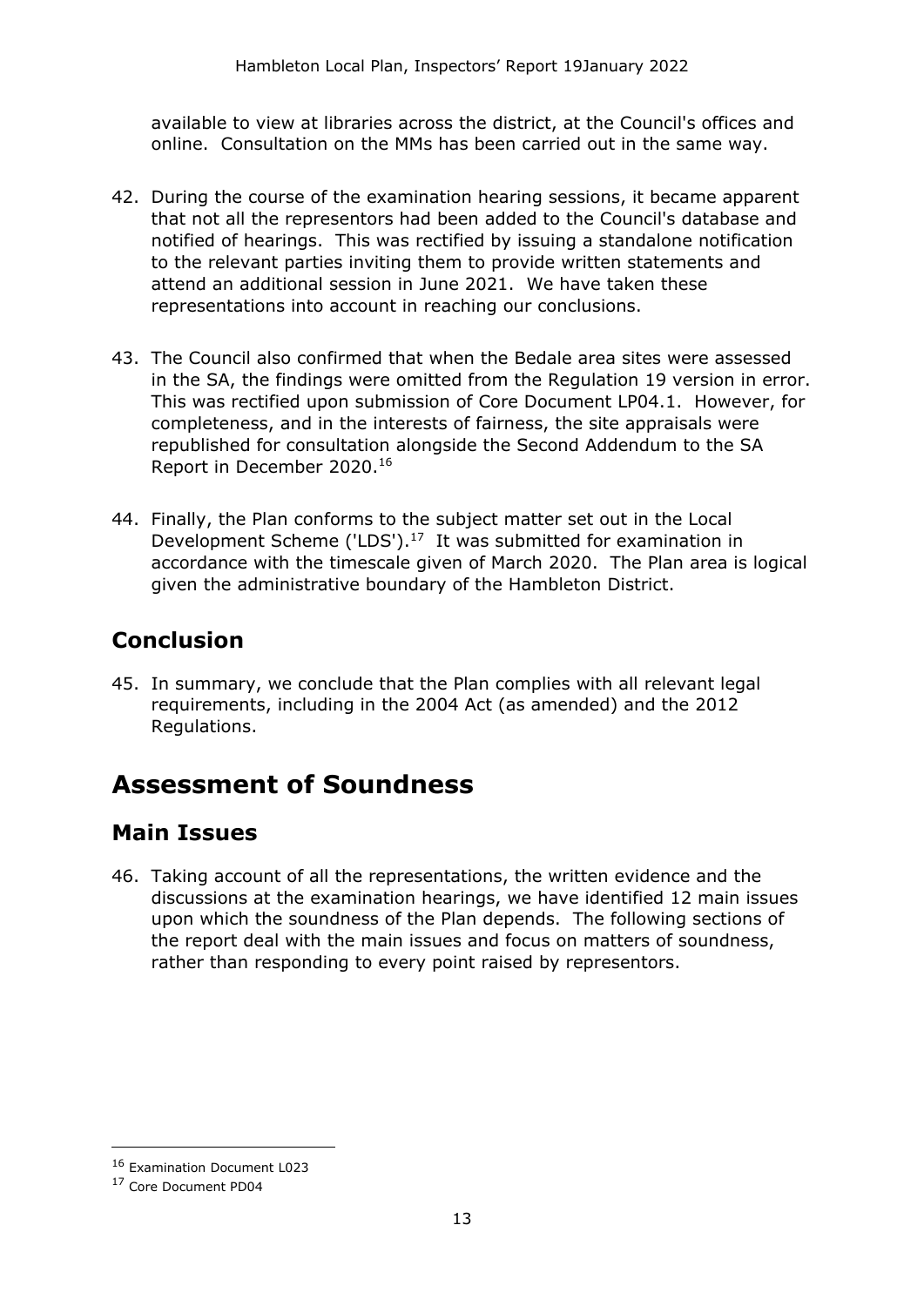available to view at libraries across the district, at the Council's offices and online. Consultation on the MMs has been carried out in the same way.

42. During the course of the examination hearing sessions, it became apparent that not all the representors had been added to the Council's database and notified of hearings. This was rectified by issuing a standalone notification to the relevant parties inviting them to provide written statements and attend an additional session in June 2021. We have taken these representations into account in reaching our conclusions.

43. The Council also confirmed that when the Bedale area sites were assessed in the SA, the findings were omitted from the Regulation 19 version in error. This was rectified upon submission of Core Document LP04.1. However, for completeness, and in the interests of fairness, the site appraisals were republished for consultation alongside the Second Addendum to the SA Report in December 2020.[16]

44. Finally, the Plan conforms to the subject matter set out in the Local Development Scheme ('LDS').[17] It was submitted for examination in accordance with the timescale given of March 2020. The Plan area is logical given the administrative boundary of the Hambleton District.

## Conclusion

45. In summary, we conclude that the Plan complies with all relevant legal requirements, including in the 2004 Act (as amended) and the 2012 Regulations.

# Assessment of Soundness

## Main Issues

46. Taking account of all the representations, the written evidence and the discussions at the examination hearings, we have identified 12 main issues upon which the soundness of the Plan depends. The following sections of the report deal with the main issues and focus on matters of soundness, rather than responding to every point raised by representors.

[16] Examination Document L023

[17] Core Document PD04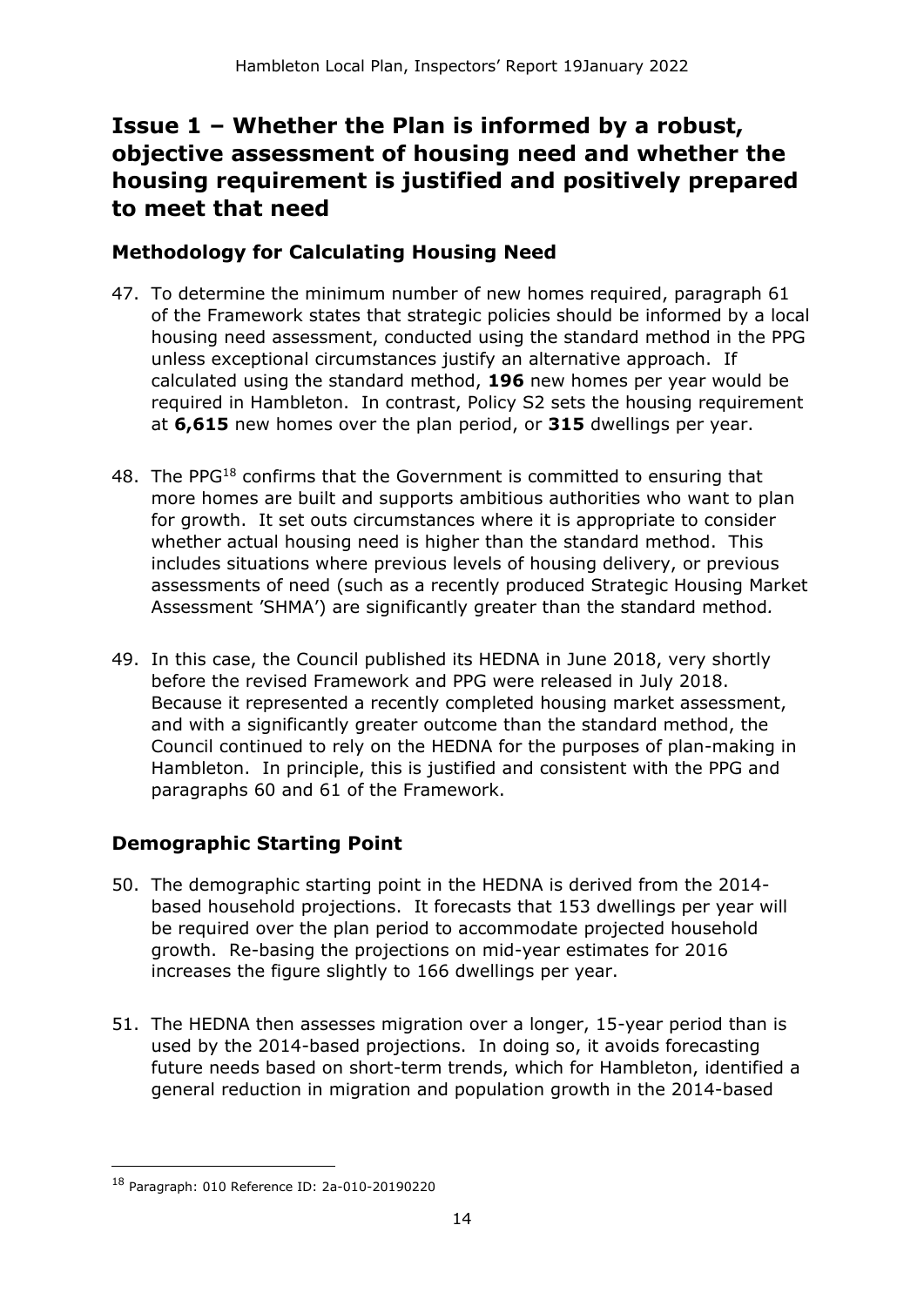## Issue 1 – Whether the Plan is informed by a robust, objective assessment of housing need and whether the housing requirement is justified and positively prepared to meet that need

### Methodology for Calculating Housing Need

47. To determine the minimum number of new homes required, paragraph 61 of the Framework states that strategic policies should be informed by a local housing need assessment, conducted using the standard method in the PPG unless exceptional circumstances justify an alternative approach. If calculated using the standard method, **196** new homes per year would be required in Hambleton. In contrast, Policy S2 sets the housing requirement at **6,615** new homes over the plan period, or **315** dwellings per year.

48. The PPG[18] confirms that the Government is committed to ensuring that more homes are built and supports ambitious authorities who want to plan for growth. It set outs circumstances where it is appropriate to consider whether actual housing need is higher than the standard method. This includes situations where previous levels of housing delivery, or previous assessments of need (such as a recently produced Strategic Housing Market Assessment 'SHMA') are significantly greater than the standard method.

49. In this case, the Council published its HEDNA in June 2018, very shortly before the revised Framework and PPG were released in July 2018. Because it represented a recently completed housing market assessment, and with a significantly greater outcome than the standard method, the Council continued to rely on the HEDNA for the purposes of plan-making in Hambleton. In principle, this is justified and consistent with the PPG and paragraphs 60 and 61 of the Framework.

### Demographic Starting Point

50. The demographic starting point in the HEDNA is derived from the 2014-based household projections. It forecasts that 153 dwellings per year will be required over the plan period to accommodate projected household growth. Re-basing the projections on mid-year estimates for 2016 increases the figure slightly to 166 dwellings per year.

51. The HEDNA then assesses migration over a longer, 15-year period than is used by the 2014-based projections. In doing so, it avoids forecasting future needs based on short-term trends, which for Hambleton, identified a general reduction in migration and population growth in the 2014-based

---

[18] Paragraph: 010 Reference ID: 2a-010-20190220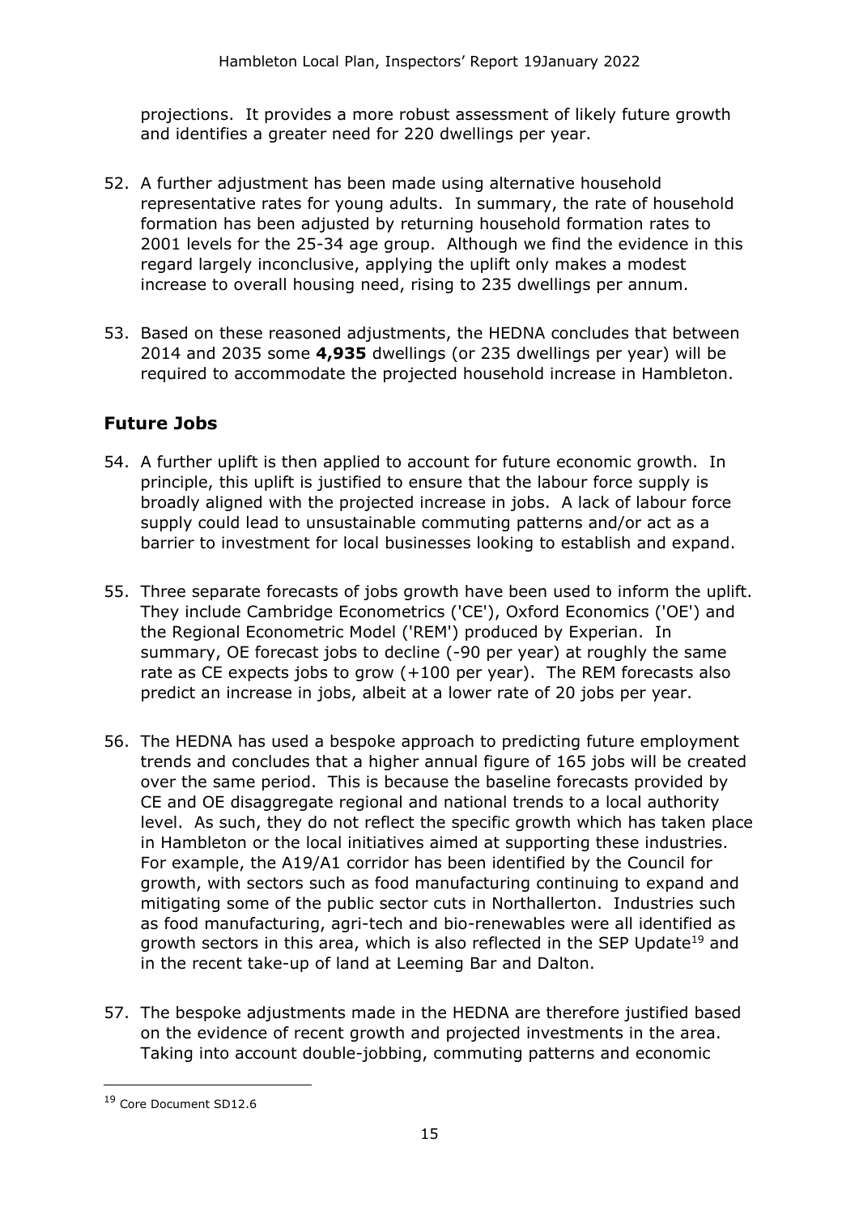projections. It provides a more robust assessment of likely future growth and identifies a greater need for 220 dwellings per year.

52. A further adjustment has been made using alternative household representative rates for young adults. In summary, the rate of household formation has been adjusted by returning household formation rates to 2001 levels for the 25-34 age group. Although we find the evidence in this regard largely inconclusive, applying the uplift only makes a modest increase to overall housing need, rising to 235 dwellings per annum.

53. Based on these reasoned adjustments, the HEDNA concludes that between 2014 and 2035 some **4,935** dwellings (or 235 dwellings per year) will be required to accommodate the projected household increase in Hambleton.

## Future Jobs

54. A further uplift is then applied to account for future economic growth. In principle, this uplift is justified to ensure that the labour force supply is broadly aligned with the projected increase in jobs. A lack of labour force supply could lead to unsustainable commuting patterns and/or act as a barrier to investment for local businesses looking to establish and expand.

55. Three separate forecasts of jobs growth have been used to inform the uplift. They include Cambridge Econometrics ('CE'), Oxford Economics ('OE') and the Regional Econometric Model ('REM') produced by Experian. In summary, OE forecast jobs to decline (-90 per year) at roughly the same rate as CE expects jobs to grow (+100 per year). The REM forecasts also predict an increase in jobs, albeit at a lower rate of 20 jobs per year.

56. The HEDNA has used a bespoke approach to predicting future employment trends and concludes that a higher annual figure of 165 jobs will be created over the same period. This is because the baseline forecasts provided by CE and OE disaggregate regional and national trends to a local authority level. As such, they do not reflect the specific growth which has taken place in Hambleton or the local initiatives aimed at supporting these industries. For example, the A19/A1 corridor has been identified by the Council for growth, with sectors such as food manufacturing continuing to expand and mitigating some of the public sector cuts in Northallerton. Industries such as food manufacturing, agri-tech and bio-renewables were all identified as growth sectors in this area, which is also reflected in the SEP Update[19] and in the recent take-up of land at Leeming Bar and Dalton.

57. The bespoke adjustments made in the HEDNA are therefore justified based on the evidence of recent growth and projected investments in the area. Taking into account double-jobbing, commuting patterns and economic

[19] Core Document SD12.6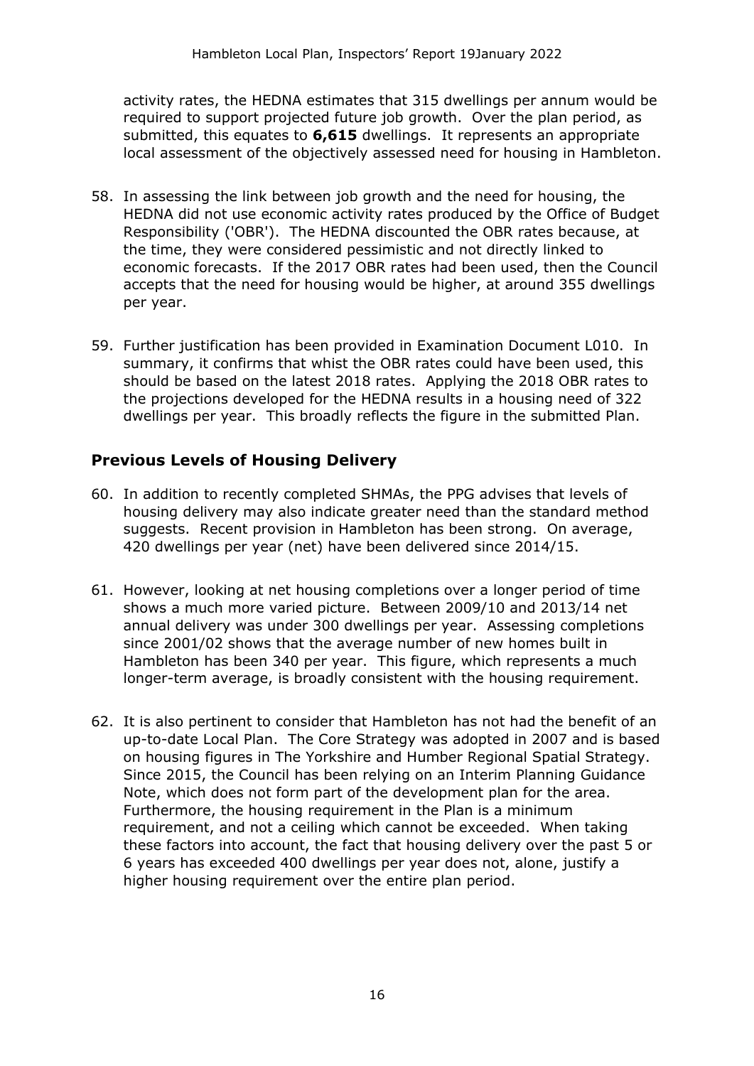activity rates, the HEDNA estimates that 315 dwellings per annum would be required to support projected future job growth. Over the plan period, as submitted, this equates to **6,615** dwellings. It represents an appropriate local assessment of the objectively assessed need for housing in Hambleton.

58. In assessing the link between job growth and the need for housing, the HEDNA did not use economic activity rates produced by the Office of Budget Responsibility ('OBR'). The HEDNA discounted the OBR rates because, at the time, they were considered pessimistic and not directly linked to economic forecasts. If the 2017 OBR rates had been used, then the Council accepts that the need for housing would be higher, at around 355 dwellings per year.

59. Further justification has been provided in Examination Document L010. In summary, it confirms that whist the OBR rates could have been used, this should be based on the latest 2018 rates. Applying the 2018 OBR rates to the projections developed for the HEDNA results in a housing need of 322 dwellings per year. This broadly reflects the figure in the submitted Plan.

## Previous Levels of Housing Delivery

60. In addition to recently completed SHMAs, the PPG advises that levels of housing delivery may also indicate greater need than the standard method suggests. Recent provision in Hambleton has been strong. On average, 420 dwellings per year (net) have been delivered since 2014/15.

61. However, looking at net housing completions over a longer period of time shows a much more varied picture. Between 2009/10 and 2013/14 net annual delivery was under 300 dwellings per year. Assessing completions since 2001/02 shows that the average number of new homes built in Hambleton has been 340 per year. This figure, which represents a much longer-term average, is broadly consistent with the housing requirement.

62. It is also pertinent to consider that Hambleton has not had the benefit of an up-to-date Local Plan. The Core Strategy was adopted in 2007 and is based on housing figures in The Yorkshire and Humber Regional Spatial Strategy. Since 2015, the Council has been relying on an Interim Planning Guidance Note, which does not form part of the development plan for the area. Furthermore, the housing requirement in the Plan is a minimum requirement, and not a ceiling which cannot be exceeded. When taking these factors into account, the fact that housing delivery over the past 5 or 6 years has exceeded 400 dwellings per year does not, alone, justify a higher housing requirement over the entire plan period.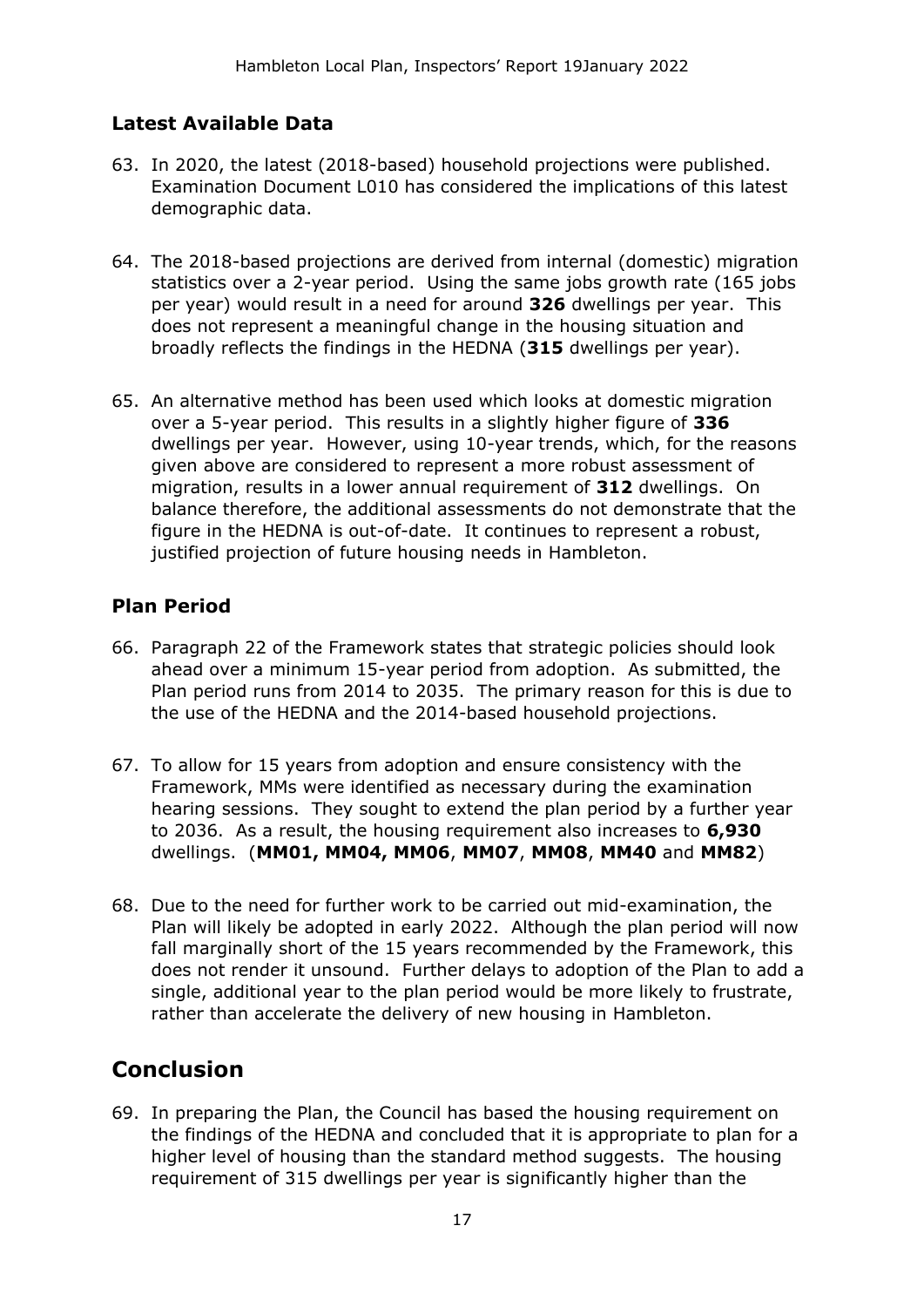## Latest Available Data

63. In 2020, the latest (2018-based) household projections were published. Examination Document L010 has considered the implications of this latest demographic data.

64. The 2018-based projections are derived from internal (domestic) migration statistics over a 2-year period. Using the same jobs growth rate (165 jobs per year) would result in a need for around **326** dwellings per year. This does not represent a meaningful change in the housing situation and broadly reflects the findings in the HEDNA (**315** dwellings per year).

65. An alternative method has been used which looks at domestic migration over a 5-year period. This results in a slightly higher figure of **336** dwellings per year. However, using 10-year trends, which, for the reasons given above are considered to represent a more robust assessment of migration, results in a lower annual requirement of **312** dwellings. On balance therefore, the additional assessments do not demonstrate that the figure in the HEDNA is out-of-date. It continues to represent a robust, justified projection of future housing needs in Hambleton.

## Plan Period

66. Paragraph 22 of the Framework states that strategic policies should look ahead over a minimum 15-year period from adoption. As submitted, the Plan period runs from 2014 to 2035. The primary reason for this is due to the use of the HEDNA and the 2014-based household projections.

67. To allow for 15 years from adoption and ensure consistency with the Framework, MMs were identified as necessary during the examination hearing sessions. They sought to extend the plan period by a further year to 2036. As a result, the housing requirement also increases to **6,930** dwellings. (**MM01, MM04, MM06**, **MM07**, **MM08**, **MM40** and **MM82**)

68. Due to the need for further work to be carried out mid-examination, the Plan will likely be adopted in early 2022. Although the plan period will now fall marginally short of the 15 years recommended by the Framework, this does not render it unsound. Further delays to adoption of the Plan to add a single, additional year to the plan period would be more likely to frustrate, rather than accelerate the delivery of new housing in Hambleton.

# Conclusion

69. In preparing the Plan, the Council has based the housing requirement on the findings of the HEDNA and concluded that it is appropriate to plan for a higher level of housing than the standard method suggests. The housing requirement of 315 dwellings per year is significantly higher than the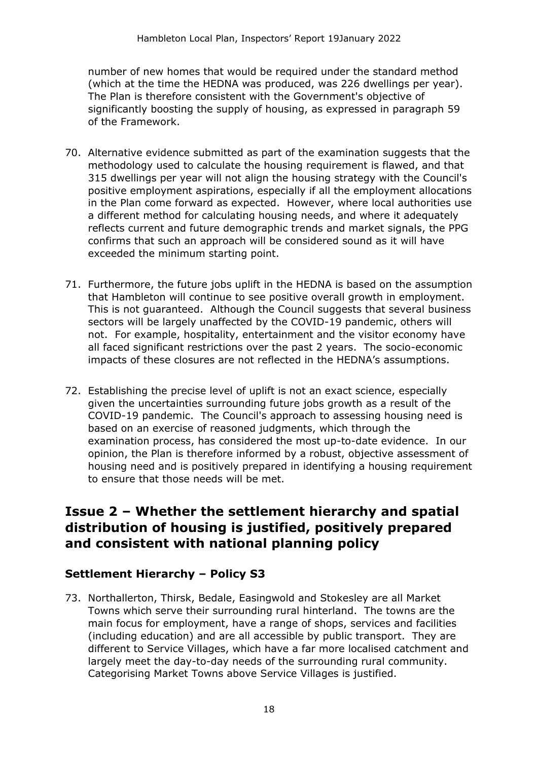number of new homes that would be required under the standard method (which at the time the HEDNA was produced, was 226 dwellings per year). The Plan is therefore consistent with the Government's objective of significantly boosting the supply of housing, as expressed in paragraph 59 of the Framework.

70. Alternative evidence submitted as part of the examination suggests that the methodology used to calculate the housing requirement is flawed, and that 315 dwellings per year will not align the housing strategy with the Council's positive employment aspirations, especially if all the employment allocations in the Plan come forward as expected. However, where local authorities use a different method for calculating housing needs, and where it adequately reflects current and future demographic trends and market signals, the PPG confirms that such an approach will be considered sound as it will have exceeded the minimum starting point.

71. Furthermore, the future jobs uplift in the HEDNA is based on the assumption that Hambleton will continue to see positive overall growth in employment. This is not guaranteed. Although the Council suggests that several business sectors will be largely unaffected by the COVID-19 pandemic, others will not. For example, hospitality, entertainment and the visitor economy have all faced significant restrictions over the past 2 years. The socio-economic impacts of these closures are not reflected in the HEDNA's assumptions.

72. Establishing the precise level of uplift is not an exact science, especially given the uncertainties surrounding future jobs growth as a result of the COVID-19 pandemic. The Council's approach to assessing housing need is based on an exercise of reasoned judgments, which through the examination process, has considered the most up-to-date evidence. In our opinion, the Plan is therefore informed by a robust, objective assessment of housing need and is positively prepared in identifying a housing requirement to ensure that those needs will be met.

## Issue 2 – Whether the settlement hierarchy and spatial distribution of housing is justified, positively prepared and consistent with national planning policy

### Settlement Hierarchy – Policy S3

73. Northallerton, Thirsk, Bedale, Easingwold and Stokesley are all Market Towns which serve their surrounding rural hinterland. The towns are the main focus for employment, have a range of shops, services and facilities (including education) and are all accessible by public transport. They are different to Service Villages, which have a far more localised catchment and largely meet the day-to-day needs of the surrounding rural community. Categorising Market Towns above Service Villages is justified.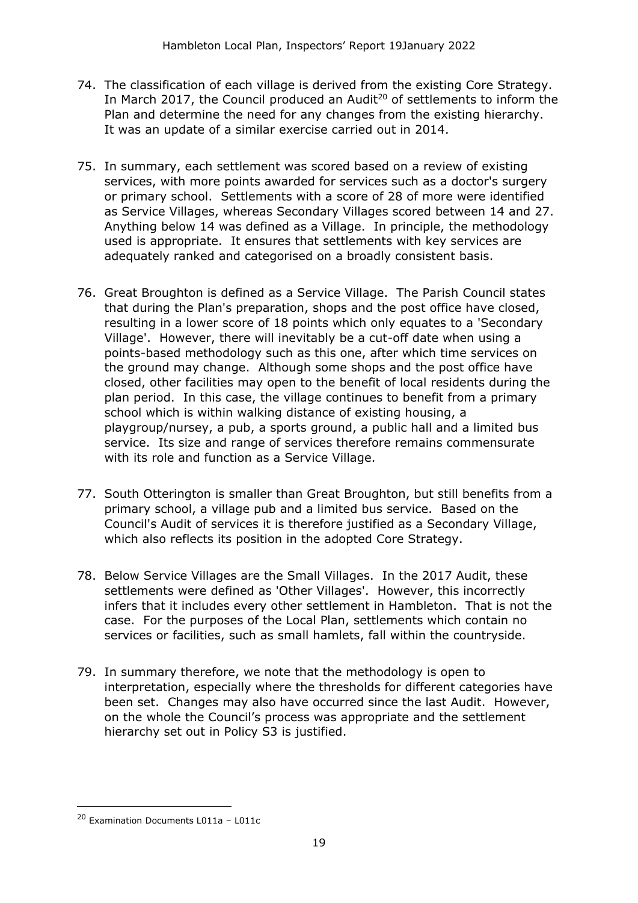74. The classification of each village is derived from the existing Core Strategy. In March 2017, the Council produced an Audit[20] of settlements to inform the Plan and determine the need for any changes from the existing hierarchy. It was an update of a similar exercise carried out in 2014.

75. In summary, each settlement was scored based on a review of existing services, with more points awarded for services such as a doctor's surgery or primary school. Settlements with a score of 28 of more were identified as Service Villages, whereas Secondary Villages scored between 14 and 27. Anything below 14 was defined as a Village. In principle, the methodology used is appropriate. It ensures that settlements with key services are adequately ranked and categorised on a broadly consistent basis.

76. Great Broughton is defined as a Service Village. The Parish Council states that during the Plan's preparation, shops and the post office have closed, resulting in a lower score of 18 points which only equates to a 'Secondary Village'. However, there will inevitably be a cut-off date when using a points-based methodology such as this one, after which time services on the ground may change. Although some shops and the post office have closed, other facilities may open to the benefit of local residents during the plan period. In this case, the village continues to benefit from a primary school which is within walking distance of existing housing, a playgroup/nursey, a pub, a sports ground, a public hall and a limited bus service. Its size and range of services therefore remains commensurate with its role and function as a Service Village.

77. South Otterington is smaller than Great Broughton, but still benefits from a primary school, a village pub and a limited bus service. Based on the Council's Audit of services it is therefore justified as a Secondary Village, which also reflects its position in the adopted Core Strategy.

78. Below Service Villages are the Small Villages. In the 2017 Audit, these settlements were defined as 'Other Villages'. However, this incorrectly infers that it includes every other settlement in Hambleton. That is not the case. For the purposes of the Local Plan, settlements which contain no services or facilities, such as small hamlets, fall within the countryside.

79. In summary therefore, we note that the methodology is open to interpretation, especially where the thresholds for different categories have been set. Changes may also have occurred since the last Audit. However, on the whole the Council's process was appropriate and the settlement hierarchy set out in Policy S3 is justified.

---

[20] Examination Documents L011a – L011c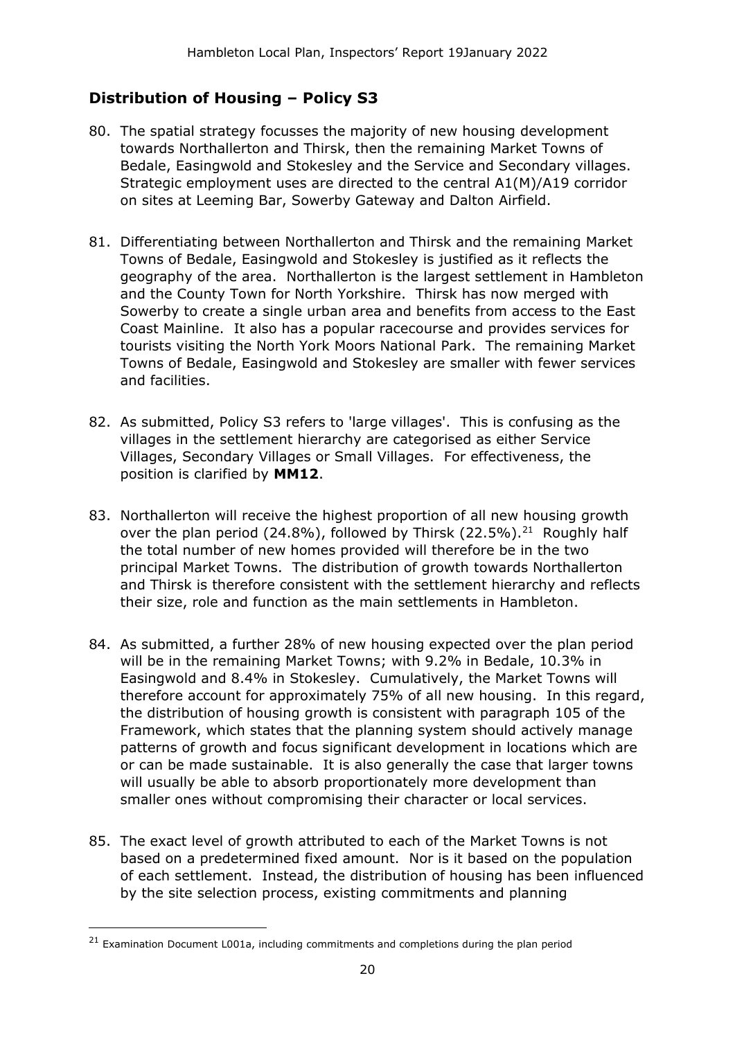## Distribution of Housing – Policy S3

80. The spatial strategy focusses the majority of new housing development towards Northallerton and Thirsk, then the remaining Market Towns of Bedale, Easingwold and Stokesley and the Service and Secondary villages. Strategic employment uses are directed to the central A1(M)/A19 corridor on sites at Leeming Bar, Sowerby Gateway and Dalton Airfield.

81. Differentiating between Northallerton and Thirsk and the remaining Market Towns of Bedale, Easingwold and Stokesley is justified as it reflects the geography of the area. Northallerton is the largest settlement in Hambleton and the County Town for North Yorkshire. Thirsk has now merged with Sowerby to create a single urban area and benefits from access to the East Coast Mainline. It also has a popular racecourse and provides services for tourists visiting the North York Moors National Park. The remaining Market Towns of Bedale, Easingwold and Stokesley are smaller with fewer services and facilities.

82. As submitted, Policy S3 refers to 'large villages'. This is confusing as the villages in the settlement hierarchy are categorised as either Service Villages, Secondary Villages or Small Villages. For effectiveness, the position is clarified by **MM12**.

83. Northallerton will receive the highest proportion of all new housing growth over the plan period (24.8%), followed by Thirsk (22.5%).[21] Roughly half the total number of new homes provided will therefore be in the two principal Market Towns. The distribution of growth towards Northallerton and Thirsk is therefore consistent with the settlement hierarchy and reflects their size, role and function as the main settlements in Hambleton.

84. As submitted, a further 28% of new housing expected over the plan period will be in the remaining Market Towns; with 9.2% in Bedale, 10.3% in Easingwold and 8.4% in Stokesley. Cumulatively, the Market Towns will therefore account for approximately 75% of all new housing. In this regard, the distribution of housing growth is consistent with paragraph 105 of the Framework, which states that the planning system should actively manage patterns of growth and focus significant development in locations which are or can be made sustainable. It is also generally the case that larger towns will usually be able to absorb proportionately more development than smaller ones without compromising their character or local services.

85. The exact level of growth attributed to each of the Market Towns is not based on a predetermined fixed amount. Nor is it based on the population of each settlement. Instead, the distribution of housing has been influenced by the site selection process, existing commitments and planning

[21] Examination Document L001a, including commitments and completions during the plan period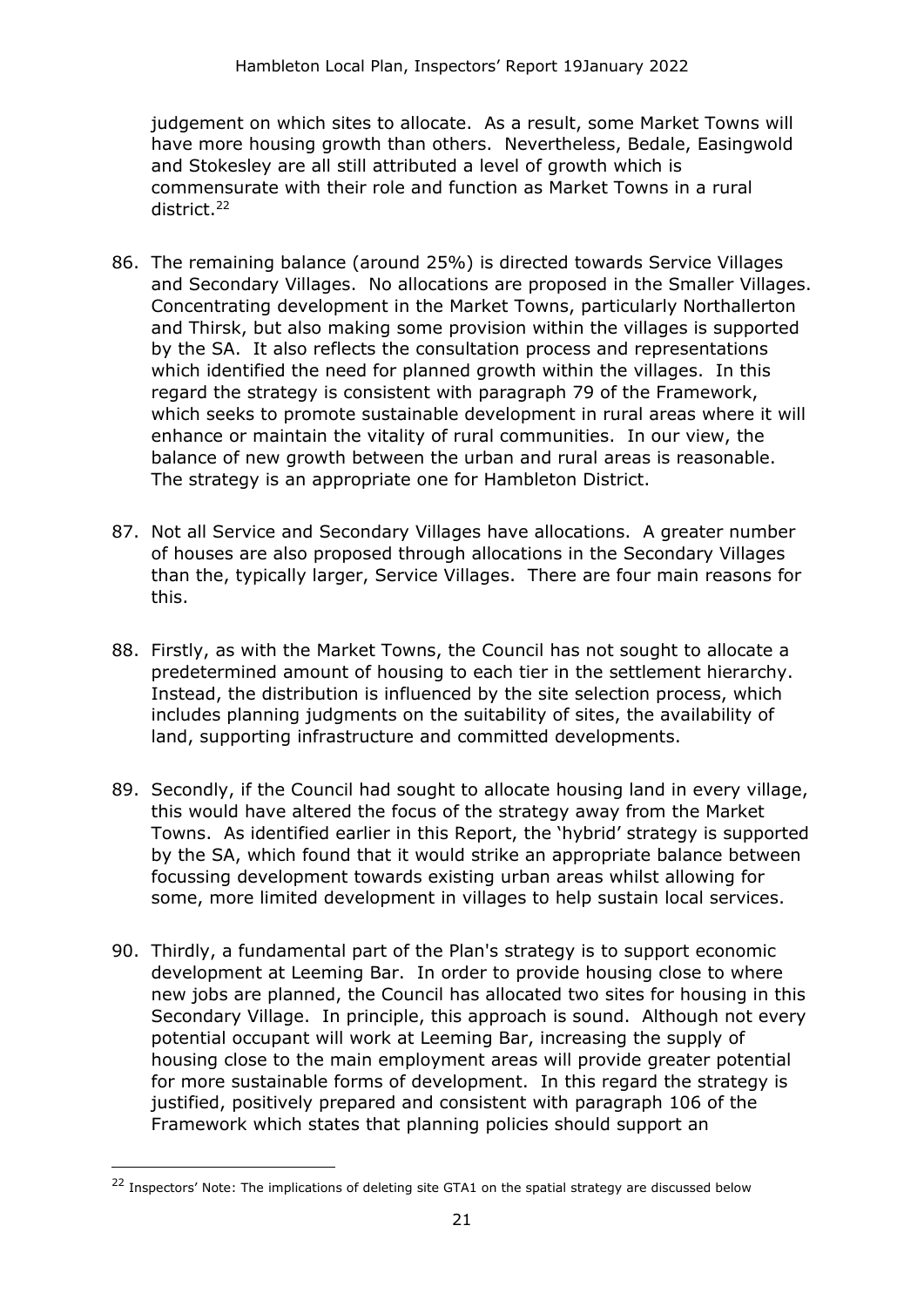judgement on which sites to allocate. As a result, some Market Towns will have more housing growth than others. Nevertheless, Bedale, Easingwold and Stokesley are all still attributed a level of growth which is commensurate with their role and function as Market Towns in a rural district.[22]

86. The remaining balance (around 25%) is directed towards Service Villages and Secondary Villages. No allocations are proposed in the Smaller Villages. Concentrating development in the Market Towns, particularly Northallerton and Thirsk, but also making some provision within the villages is supported by the SA. It also reflects the consultation process and representations which identified the need for planned growth within the villages. In this regard the strategy is consistent with paragraph 79 of the Framework, which seeks to promote sustainable development in rural areas where it will enhance or maintain the vitality of rural communities. In our view, the balance of new growth between the urban and rural areas is reasonable. The strategy is an appropriate one for Hambleton District.

87. Not all Service and Secondary Villages have allocations. A greater number of houses are also proposed through allocations in the Secondary Villages than the, typically larger, Service Villages. There are four main reasons for this.

88. Firstly, as with the Market Towns, the Council has not sought to allocate a predetermined amount of housing to each tier in the settlement hierarchy. Instead, the distribution is influenced by the site selection process, which includes planning judgments on the suitability of sites, the availability of land, supporting infrastructure and committed developments.

89. Secondly, if the Council had sought to allocate housing land in every village, this would have altered the focus of the strategy away from the Market Towns. As identified earlier in this Report, the 'hybrid' strategy is supported by the SA, which found that it would strike an appropriate balance between focussing development towards existing urban areas whilst allowing for some, more limited development in villages to help sustain local services.

90. Thirdly, a fundamental part of the Plan's strategy is to support economic development at Leeming Bar. In order to provide housing close to where new jobs are planned, the Council has allocated two sites for housing in this Secondary Village. In principle, this approach is sound. Although not every potential occupant will work at Leeming Bar, increasing the supply of housing close to the main employment areas will provide greater potential for more sustainable forms of development. In this regard the strategy is justified, positively prepared and consistent with paragraph 106 of the Framework which states that planning policies should support an

[22] Inspectors' Note: The implications of deleting site GTA1 on the spatial strategy are discussed below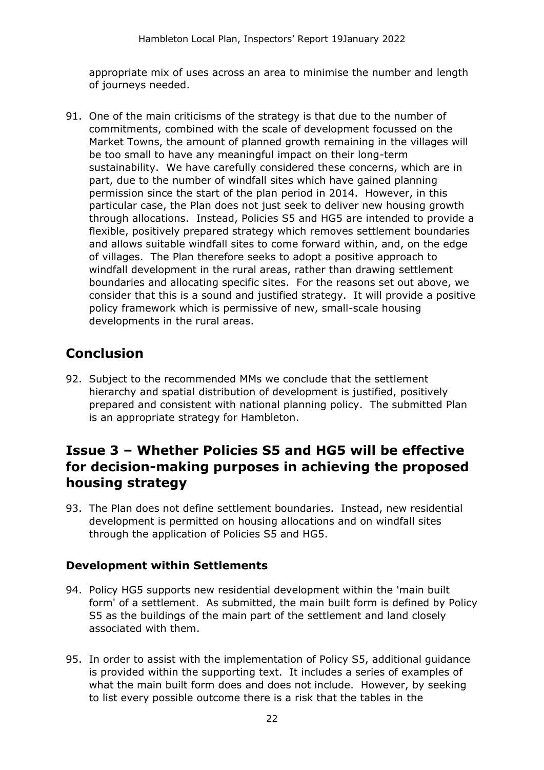appropriate mix of uses across an area to minimise the number and length of journeys needed.

91. One of the main criticisms of the strategy is that due to the number of commitments, combined with the scale of development focussed on the Market Towns, the amount of planned growth remaining in the villages will be too small to have any meaningful impact on their long-term sustainability. We have carefully considered these concerns, which are in part, due to the number of windfall sites which have gained planning permission since the start of the plan period in 2014. However, in this particular case, the Plan does not just seek to deliver new housing growth through allocations. Instead, Policies S5 and HG5 are intended to provide a flexible, positively prepared strategy which removes settlement boundaries and allows suitable windfall sites to come forward within, and, on the edge of villages. The Plan therefore seeks to adopt a positive approach to windfall development in the rural areas, rather than drawing settlement boundaries and allocating specific sites. For the reasons set out above, we consider that this is a sound and justified strategy. It will provide a positive policy framework which is permissive of new, small-scale housing developments in the rural areas.

## Conclusion

92. Subject to the recommended MMs we conclude that the settlement hierarchy and spatial distribution of development is justified, positively prepared and consistent with national planning policy. The submitted Plan is an appropriate strategy for Hambleton.

## Issue 3 – Whether Policies S5 and HG5 will be effective for decision-making purposes in achieving the proposed housing strategy

93. The Plan does not define settlement boundaries. Instead, new residential development is permitted on housing allocations and on windfall sites through the application of Policies S5 and HG5.

### Development within Settlements

94. Policy HG5 supports new residential development within the 'main built form' of a settlement. As submitted, the main built form is defined by Policy S5 as the buildings of the main part of the settlement and land closely associated with them.

95. In order to assist with the implementation of Policy S5, additional guidance is provided within the supporting text. It includes a series of examples of what the main built form does and does not include. However, by seeking to list every possible outcome there is a risk that the tables in the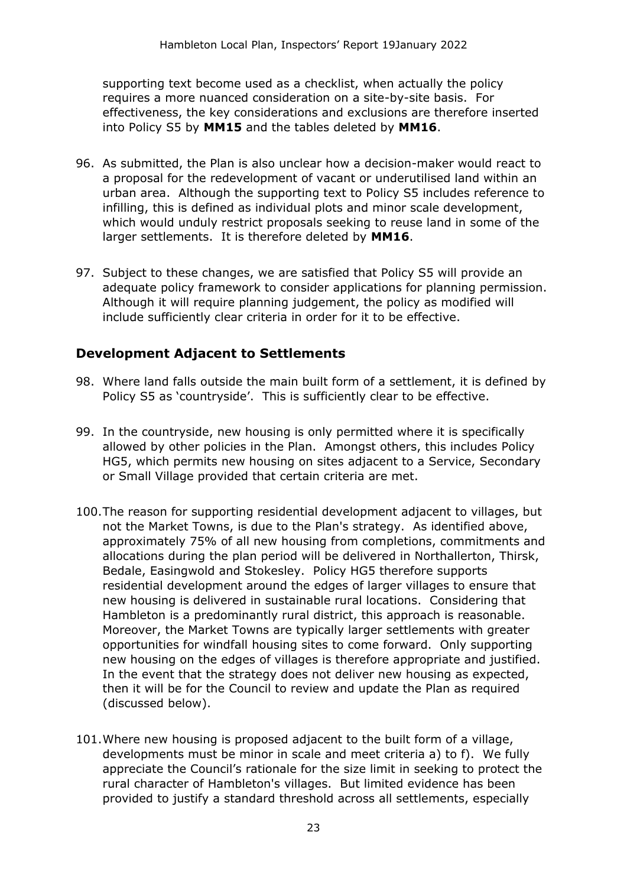supporting text become used as a checklist, when actually the policy requires a more nuanced consideration on a site-by-site basis. For effectiveness, the key considerations and exclusions are therefore inserted into Policy S5 by **MM15** and the tables deleted by **MM16**.

96. As submitted, the Plan is also unclear how a decision-maker would react to a proposal for the redevelopment of vacant or underutilised land within an urban area. Although the supporting text to Policy S5 includes reference to infilling, this is defined as individual plots and minor scale development, which would unduly restrict proposals seeking to reuse land in some of the larger settlements. It is therefore deleted by **MM16**.

97. Subject to these changes, we are satisfied that Policy S5 will provide an adequate policy framework to consider applications for planning permission. Although it will require planning judgement, the policy as modified will include sufficiently clear criteria in order for it to be effective.

## Development Adjacent to Settlements

98. Where land falls outside the main built form of a settlement, it is defined by Policy S5 as 'countryside'. This is sufficiently clear to be effective.

99. In the countryside, new housing is only permitted where it is specifically allowed by other policies in the Plan. Amongst others, this includes Policy HG5, which permits new housing on sites adjacent to a Service, Secondary or Small Village provided that certain criteria are met.

100. The reason for supporting residential development adjacent to villages, but not the Market Towns, is due to the Plan's strategy. As identified above, approximately 75% of all new housing from completions, commitments and allocations during the plan period will be delivered in Northallerton, Thirsk, Bedale, Easingwold and Stokesley. Policy HG5 therefore supports residential development around the edges of larger villages to ensure that new housing is delivered in sustainable rural locations. Considering that Hambleton is a predominantly rural district, this approach is reasonable. Moreover, the Market Towns are typically larger settlements with greater opportunities for windfall housing sites to come forward. Only supporting new housing on the edges of villages is therefore appropriate and justified. In the event that the strategy does not deliver new housing as expected, then it will be for the Council to review and update the Plan as required (discussed below).

101. Where new housing is proposed adjacent to the built form of a village, developments must be minor in scale and meet criteria a) to f). We fully appreciate the Council's rationale for the size limit in seeking to protect the rural character of Hambleton's villages. But limited evidence has been provided to justify a standard threshold across all settlements, especially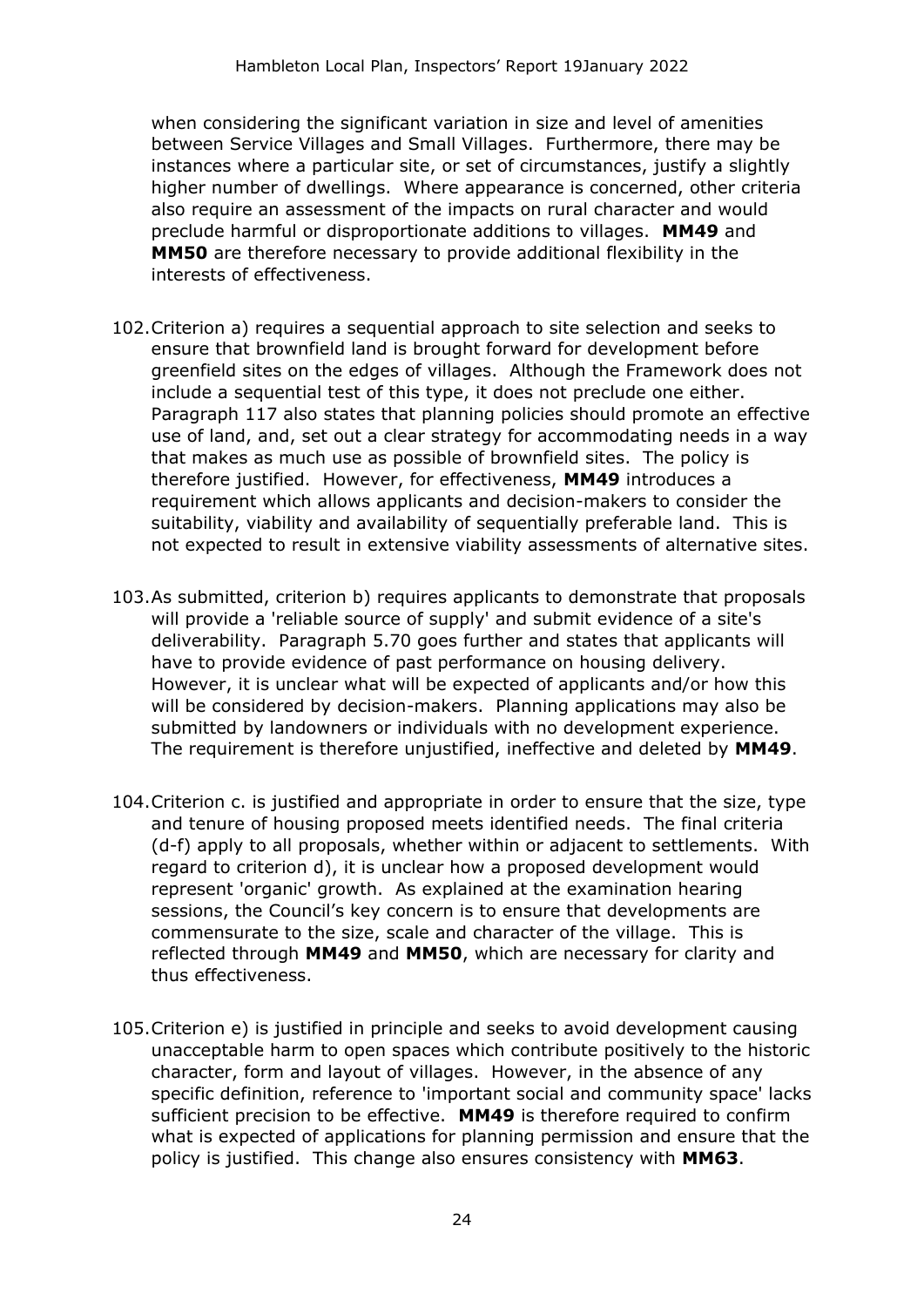when considering the significant variation in size and level of amenities between Service Villages and Small Villages. Furthermore, there may be instances where a particular site, or set of circumstances, justify a slightly higher number of dwellings. Where appearance is concerned, other criteria also require an assessment of the impacts on rural character and would preclude harmful or disproportionate additions to villages. **MM49** and **MM50** are therefore necessary to provide additional flexibility in the interests of effectiveness.

102. Criterion a) requires a sequential approach to site selection and seeks to ensure that brownfield land is brought forward for development before greenfield sites on the edges of villages. Although the Framework does not include a sequential test of this type, it does not preclude one either. Paragraph 117 also states that planning policies should promote an effective use of land, and, set out a clear strategy for accommodating needs in a way that makes as much use as possible of brownfield sites. The policy is therefore justified. However, for effectiveness, **MM49** introduces a requirement which allows applicants and decision-makers to consider the suitability, viability and availability of sequentially preferable land. This is not expected to result in extensive viability assessments of alternative sites.

103. As submitted, criterion b) requires applicants to demonstrate that proposals will provide a 'reliable source of supply' and submit evidence of a site's deliverability. Paragraph 5.70 goes further and states that applicants will have to provide evidence of past performance on housing delivery. However, it is unclear what will be expected of applicants and/or how this will be considered by decision-makers. Planning applications may also be submitted by landowners or individuals with no development experience. The requirement is therefore unjustified, ineffective and deleted by **MM49**.

104. Criterion c. is justified and appropriate in order to ensure that the size, type and tenure of housing proposed meets identified needs. The final criteria (d-f) apply to all proposals, whether within or adjacent to settlements. With regard to criterion d), it is unclear how a proposed development would represent 'organic' growth. As explained at the examination hearing sessions, the Council's key concern is to ensure that developments are commensurate to the size, scale and character of the village. This is reflected through **MM49** and **MM50**, which are necessary for clarity and thus effectiveness.

105. Criterion e) is justified in principle and seeks to avoid development causing unacceptable harm to open spaces which contribute positively to the historic character, form and layout of villages. However, in the absence of any specific definition, reference to 'important social and community space' lacks sufficient precision to be effective. **MM49** is therefore required to confirm what is expected of applications for planning permission and ensure that the policy is justified. This change also ensures consistency with **MM63**.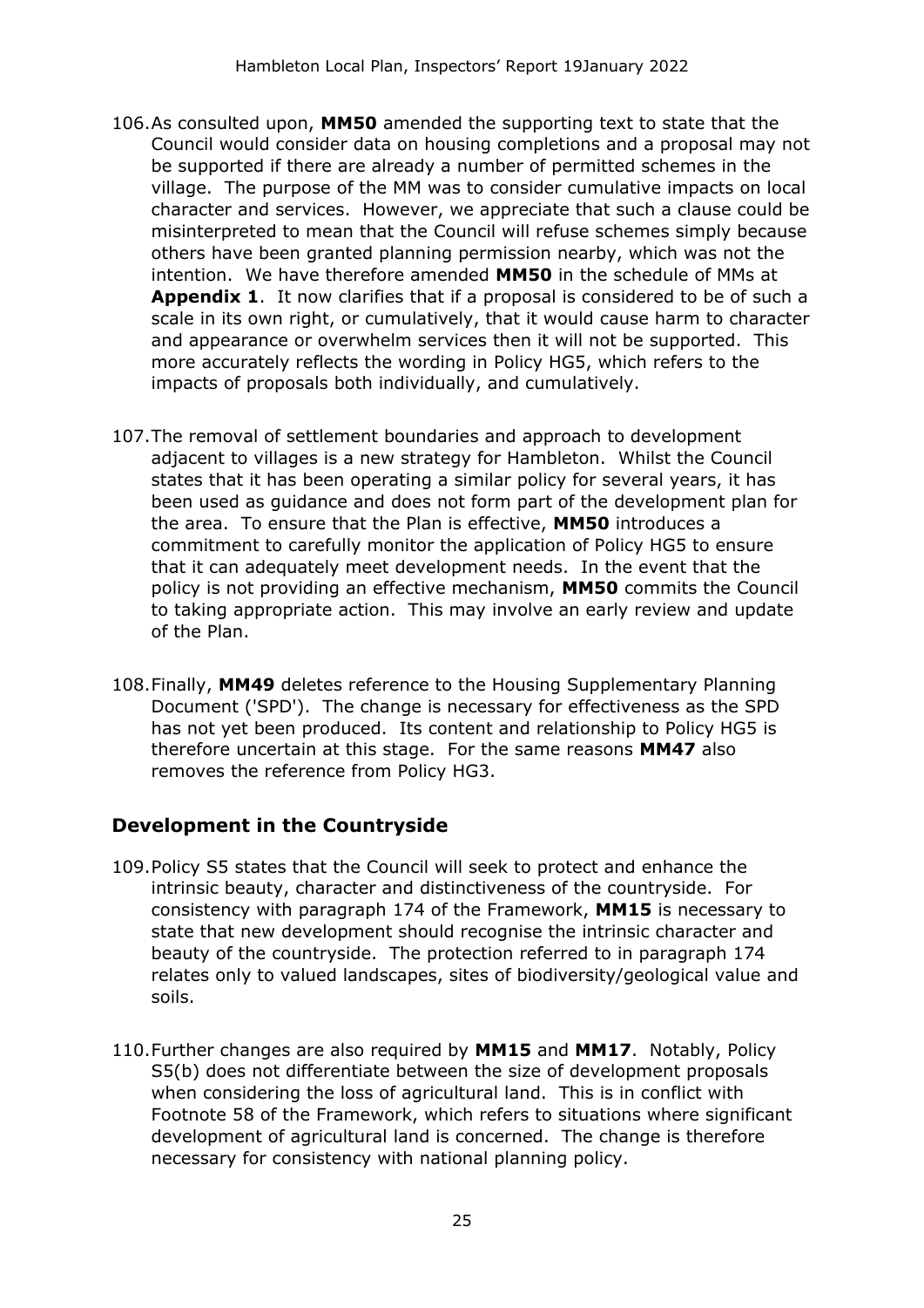106. As consulted upon, **MM50** amended the supporting text to state that the Council would consider data on housing completions and a proposal may not be supported if there are already a number of permitted schemes in the village. The purpose of the MM was to consider cumulative impacts on local character and services. However, we appreciate that such a clause could be misinterpreted to mean that the Council will refuse schemes simply because others have been granted planning permission nearby, which was not the intention. We have therefore amended **MM50** in the schedule of MMs at **Appendix 1**. It now clarifies that if a proposal is considered to be of such a scale in its own right, or cumulatively, that it would cause harm to character and appearance or overwhelm services then it will not be supported. This more accurately reflects the wording in Policy HG5, which refers to the impacts of proposals both individually, and cumulatively.

107. The removal of settlement boundaries and approach to development adjacent to villages is a new strategy for Hambleton. Whilst the Council states that it has been operating a similar policy for several years, it has been used as guidance and does not form part of the development plan for the area. To ensure that the Plan is effective, **MM50** introduces a commitment to carefully monitor the application of Policy HG5 to ensure that it can adequately meet development needs. In the event that the policy is not providing an effective mechanism, **MM50** commits the Council to taking appropriate action. This may involve an early review and update of the Plan.

108. Finally, **MM49** deletes reference to the Housing Supplementary Planning Document ('SPD'). The change is necessary for effectiveness as the SPD has not yet been produced. Its content and relationship to Policy HG5 is therefore uncertain at this stage. For the same reasons **MM47** also removes the reference from Policy HG3.

## Development in the Countryside

109. Policy S5 states that the Council will seek to protect and enhance the intrinsic beauty, character and distinctiveness of the countryside. For consistency with paragraph 174 of the Framework, **MM15** is necessary to state that new development should recognise the intrinsic character and beauty of the countryside. The protection referred to in paragraph 174 relates only to valued landscapes, sites of biodiversity/geological value and soils.

110. Further changes are also required by **MM15** and **MM17**. Notably, Policy S5(b) does not differentiate between the size of development proposals when considering the loss of agricultural land. This is in conflict with Footnote 58 of the Framework, which refers to situations where significant development of agricultural land is concerned. The change is therefore necessary for consistency with national planning policy.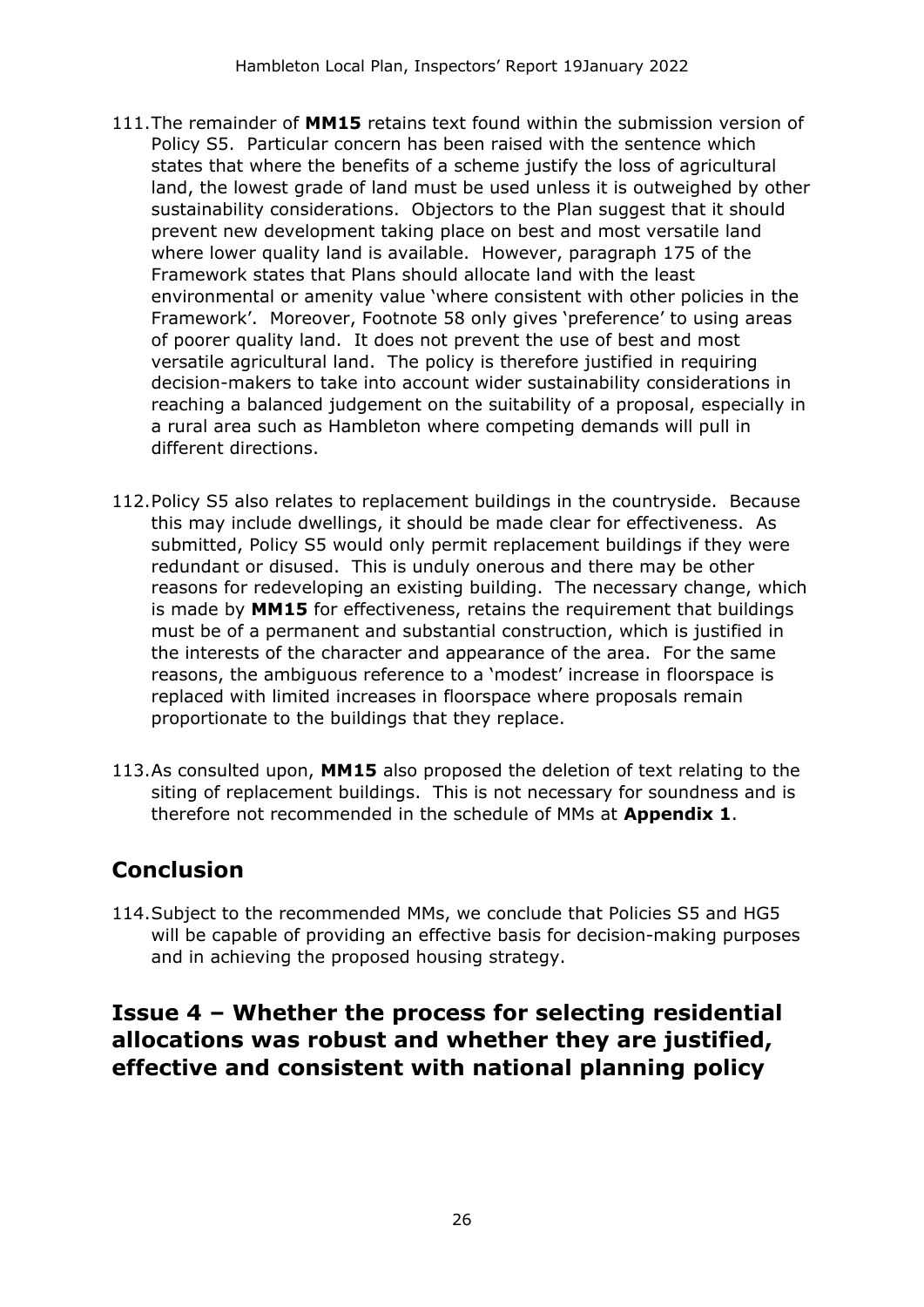111. The remainder of **MM15** retains text found within the submission version of Policy S5. Particular concern has been raised with the sentence which states that where the benefits of a scheme justify the loss of agricultural land, the lowest grade of land must be used unless it is outweighed by other sustainability considerations. Objectors to the Plan suggest that it should prevent new development taking place on best and most versatile land where lower quality land is available. However, paragraph 175 of the Framework states that Plans should allocate land with the least environmental or amenity value 'where consistent with other policies in the Framework'. Moreover, Footnote 58 only gives 'preference' to using areas of poorer quality land. It does not prevent the use of best and most versatile agricultural land. The policy is therefore justified in requiring decision-makers to take into account wider sustainability considerations in reaching a balanced judgement on the suitability of a proposal, especially in a rural area such as Hambleton where competing demands will pull in different directions.

112. Policy S5 also relates to replacement buildings in the countryside. Because this may include dwellings, it should be made clear for effectiveness. As submitted, Policy S5 would only permit replacement buildings if they were redundant or disused. This is unduly onerous and there may be other reasons for redeveloping an existing building. The necessary change, which is made by **MM15** for effectiveness, retains the requirement that buildings must be of a permanent and substantial construction, which is justified in the interests of the character and appearance of the area. For the same reasons, the ambiguous reference to a 'modest' increase in floorspace is replaced with limited increases in floorspace where proposals remain proportionate to the buildings that they replace.

113. As consulted upon, **MM15** also proposed the deletion of text relating to the siting of replacement buildings. This is not necessary for soundness and is therefore not recommended in the schedule of MMs at **Appendix 1**.

## Conclusion

114. Subject to the recommended MMs, we conclude that Policies S5 and HG5 will be capable of providing an effective basis for decision-making purposes and in achieving the proposed housing strategy.

## Issue 4 – Whether the process for selecting residential allocations was robust and whether they are justified, effective and consistent with national planning policy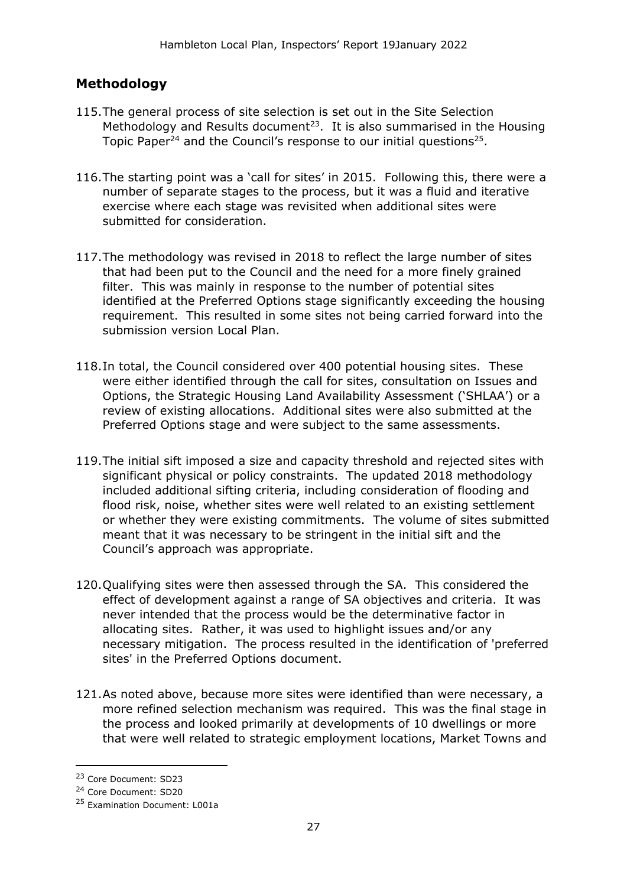## Methodology

115. The general process of site selection is set out in the Site Selection Methodology and Results document[23]. It is also summarised in the Housing Topic Paper[24] and the Council's response to our initial questions[25].

116. The starting point was a 'call for sites' in 2015. Following this, there were a number of separate stages to the process, but it was a fluid and iterative exercise where each stage was revisited when additional sites were submitted for consideration.

117. The methodology was revised in 2018 to reflect the large number of sites that had been put to the Council and the need for a more finely grained filter. This was mainly in response to the number of potential sites identified at the Preferred Options stage significantly exceeding the housing requirement. This resulted in some sites not being carried forward into the submission version Local Plan.

118. In total, the Council considered over 400 potential housing sites. These were either identified through the call for sites, consultation on Issues and Options, the Strategic Housing Land Availability Assessment ('SHLAA') or a review of existing allocations. Additional sites were also submitted at the Preferred Options stage and were subject to the same assessments.

119. The initial sift imposed a size and capacity threshold and rejected sites with significant physical or policy constraints. The updated 2018 methodology included additional sifting criteria, including consideration of flooding and flood risk, noise, whether sites were well related to an existing settlement or whether they were existing commitments. The volume of sites submitted meant that it was necessary to be stringent in the initial sift and the Council's approach was appropriate.

120. Qualifying sites were then assessed through the SA. This considered the effect of development against a range of SA objectives and criteria. It was never intended that the process would be the determinative factor in allocating sites. Rather, it was used to highlight issues and/or any necessary mitigation. The process resulted in the identification of 'preferred sites' in the Preferred Options document.

121. As noted above, because more sites were identified than were necessary, a more refined selection mechanism was required. This was the final stage in the process and looked primarily at developments of 10 dwellings or more that were well related to strategic employment locations, Market Towns and

---

[23] Core Document: SD23

[24] Core Document: SD20

[25] Examination Document: L001a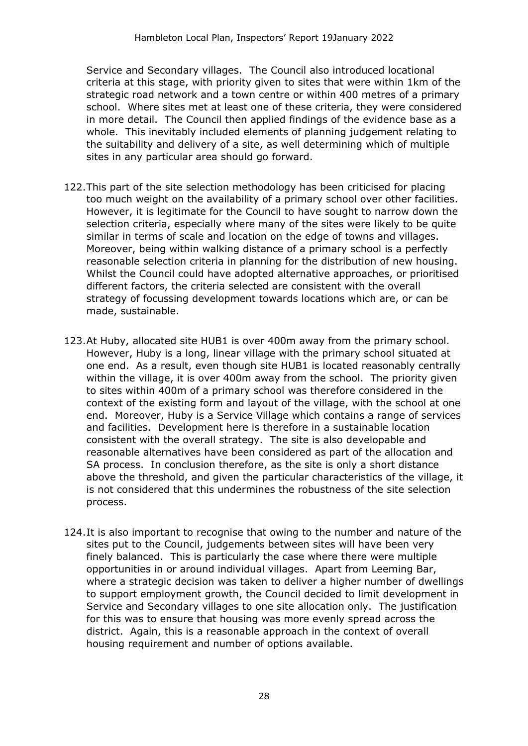Service and Secondary villages. The Council also introduced locational criteria at this stage, with priority given to sites that were within 1km of the strategic road network and a town centre or within 400 metres of a primary school. Where sites met at least one of these criteria, they were considered in more detail. The Council then applied findings of the evidence base as a whole. This inevitably included elements of planning judgement relating to the suitability and delivery of a site, as well determining which of multiple sites in any particular area should go forward.

122. This part of the site selection methodology has been criticised for placing too much weight on the availability of a primary school over other facilities. However, it is legitimate for the Council to have sought to narrow down the selection criteria, especially where many of the sites were likely to be quite similar in terms of scale and location on the edge of towns and villages. Moreover, being within walking distance of a primary school is a perfectly reasonable selection criteria in planning for the distribution of new housing. Whilst the Council could have adopted alternative approaches, or prioritised different factors, the criteria selected are consistent with the overall strategy of focussing development towards locations which are, or can be made, sustainable.

123. At Huby, allocated site HUB1 is over 400m away from the primary school. However, Huby is a long, linear village with the primary school situated at one end. As a result, even though site HUB1 is located reasonably centrally within the village, it is over 400m away from the school. The priority given to sites within 400m of a primary school was therefore considered in the context of the existing form and layout of the village, with the school at one end. Moreover, Huby is a Service Village which contains a range of services and facilities. Development here is therefore in a sustainable location consistent with the overall strategy. The site is also developable and reasonable alternatives have been considered as part of the allocation and SA process. In conclusion therefore, as the site is only a short distance above the threshold, and given the particular characteristics of the village, it is not considered that this undermines the robustness of the site selection process.

124. It is also important to recognise that owing to the number and nature of the sites put to the Council, judgements between sites will have been very finely balanced. This is particularly the case where there were multiple opportunities in or around individual villages. Apart from Leeming Bar, where a strategic decision was taken to deliver a higher number of dwellings to support employment growth, the Council decided to limit development in Service and Secondary villages to one site allocation only. The justification for this was to ensure that housing was more evenly spread across the district. Again, this is a reasonable approach in the context of overall housing requirement and number of options available.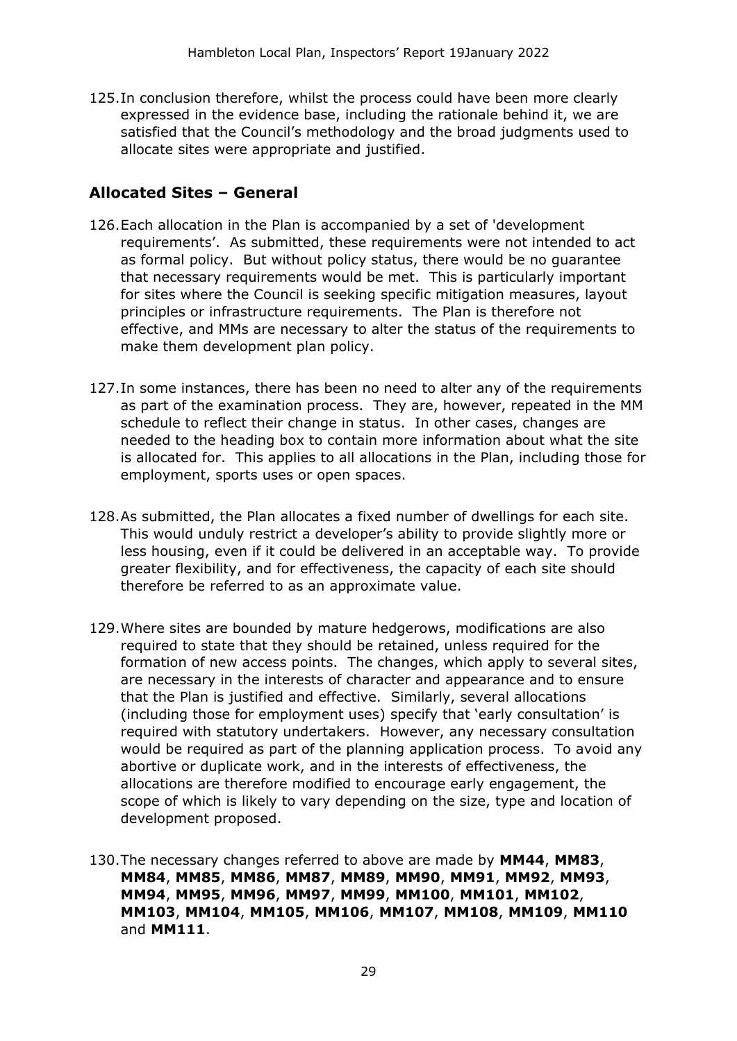125. In conclusion therefore, whilst the process could have been more clearly expressed in the evidence base, including the rationale behind it, we are satisfied that the Council's methodology and the broad judgments used to allocate sites were appropriate and justified.

## Allocated Sites – General

126. Each allocation in the Plan is accompanied by a set of 'development requirements'. As submitted, these requirements were not intended to act as formal policy. But without policy status, there would be no guarantee that necessary requirements would be met. This is particularly important for sites where the Council is seeking specific mitigation measures, layout principles or infrastructure requirements. The Plan is therefore not effective, and MMs are necessary to alter the status of the requirements to make them development plan policy.

127. In some instances, there has been no need to alter any of the requirements as part of the examination process. They are, however, repeated in the MM schedule to reflect their change in status. In other cases, changes are needed to the heading box to contain more information about what the site is allocated for. This applies to all allocations in the Plan, including those for employment, sports uses or open spaces.

128. As submitted, the Plan allocates a fixed number of dwellings for each site. This would unduly restrict a developer's ability to provide slightly more or less housing, even if it could be delivered in an acceptable way. To provide greater flexibility, and for effectiveness, the capacity of each site should therefore be referred to as an approximate value.

129. Where sites are bounded by mature hedgerows, modifications are also required to state that they should be retained, unless required for the formation of new access points. The changes, which apply to several sites, are necessary in the interests of character and appearance and to ensure that the Plan is justified and effective. Similarly, several allocations (including those for employment uses) specify that 'early consultation' is required with statutory undertakers. However, any necessary consultation would be required as part of the planning application process. To avoid any abortive or duplicate work, and in the interests of effectiveness, the allocations are therefore modified to encourage early engagement, the scope of which is likely to vary depending on the size, type and location of development proposed.

130. The necessary changes referred to above are made by **MM44**, **MM83**, **MM84**, **MM85**, **MM86**, **MM87**, **MM89**, **MM90**, **MM91**, **MM92**, **MM93**, **MM94**, **MM95**, **MM96**, **MM97**, **MM99**, **MM100**, **MM101**, **MM102**, **MM103**, **MM104**, **MM105**, **MM106**, **MM107**, **MM108**, **MM109**, **MM110** and **MM111**.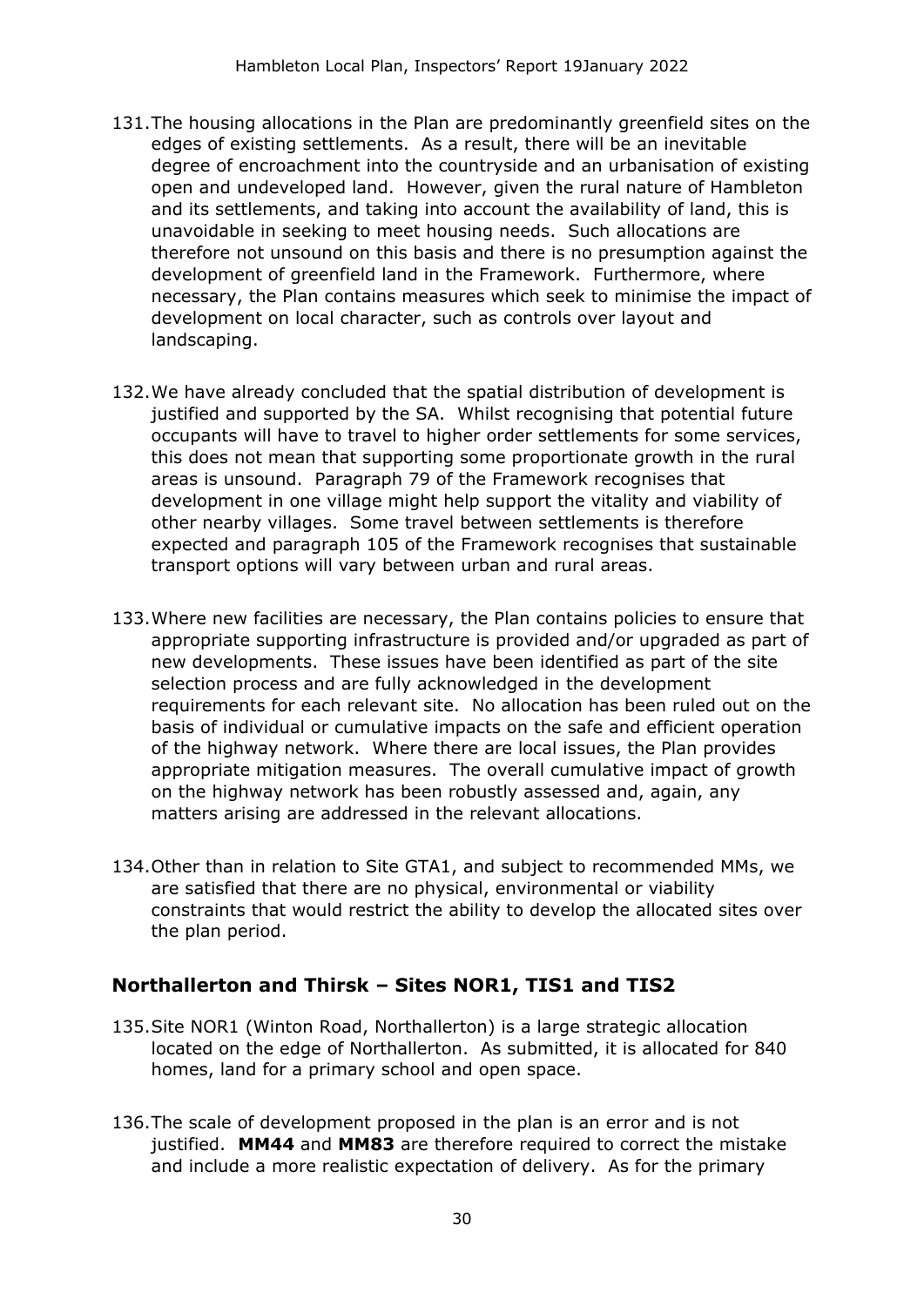131. The housing allocations in the Plan are predominantly greenfield sites on the edges of existing settlements. As a result, there will be an inevitable degree of encroachment into the countryside and an urbanisation of existing open and undeveloped land. However, given the rural nature of Hambleton and its settlements, and taking into account the availability of land, this is unavoidable in seeking to meet housing needs. Such allocations are therefore not unsound on this basis and there is no presumption against the development of greenfield land in the Framework. Furthermore, where necessary, the Plan contains measures which seek to minimise the impact of development on local character, such as controls over layout and landscaping.

132. We have already concluded that the spatial distribution of development is justified and supported by the SA. Whilst recognising that potential future occupants will have to travel to higher order settlements for some services, this does not mean that supporting some proportionate growth in the rural areas is unsound. Paragraph 79 of the Framework recognises that development in one village might help support the vitality and viability of other nearby villages. Some travel between settlements is therefore expected and paragraph 105 of the Framework recognises that sustainable transport options will vary between urban and rural areas.

133. Where new facilities are necessary, the Plan contains policies to ensure that appropriate supporting infrastructure is provided and/or upgraded as part of new developments. These issues have been identified as part of the site selection process and are fully acknowledged in the development requirements for each relevant site. No allocation has been ruled out on the basis of individual or cumulative impacts on the safe and efficient operation of the highway network. Where there are local issues, the Plan provides appropriate mitigation measures. The overall cumulative impact of growth on the highway network has been robustly assessed and, again, any matters arising are addressed in the relevant allocations.

134. Other than in relation to Site GTA1, and subject to recommended MMs, we are satisfied that there are no physical, environmental or viability constraints that would restrict the ability to develop the allocated sites over the plan period.

## Northallerton and Thirsk – Sites NOR1, TIS1 and TIS2

135. Site NOR1 (Winton Road, Northallerton) is a large strategic allocation located on the edge of Northallerton. As submitted, it is allocated for 840 homes, land for a primary school and open space.

136. The scale of development proposed in the plan is an error and is not justified. **MM44** and **MM83** are therefore required to correct the mistake and include a more realistic expectation of delivery. As for the primary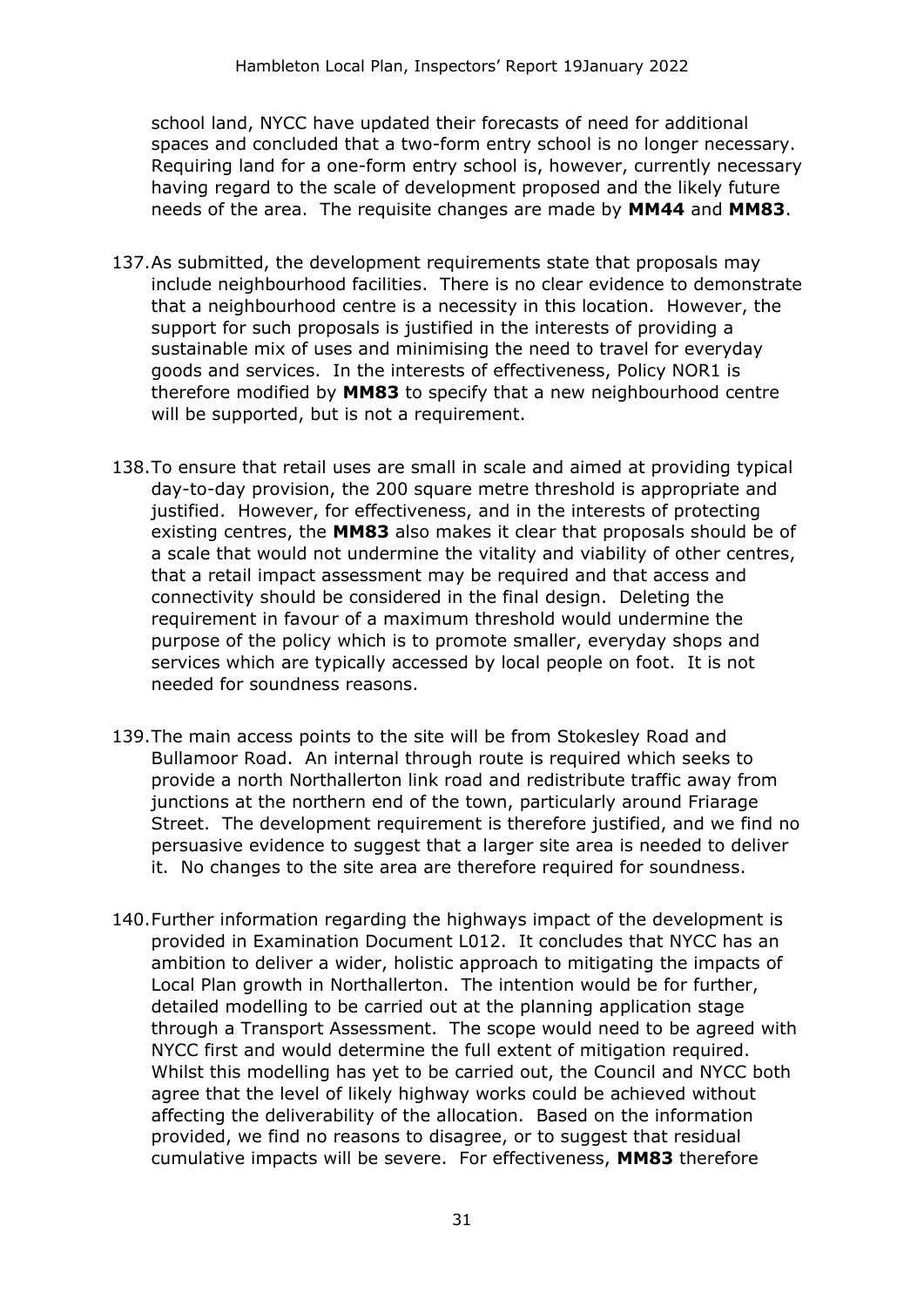school land, NYCC have updated their forecasts of need for additional spaces and concluded that a two-form entry school is no longer necessary. Requiring land for a one-form entry school is, however, currently necessary having regard to the scale of development proposed and the likely future needs of the area. The requisite changes are made by **MM44** and **MM83**.

137. As submitted, the development requirements state that proposals may include neighbourhood facilities. There is no clear evidence to demonstrate that a neighbourhood centre is a necessity in this location. However, the support for such proposals is justified in the interests of providing a sustainable mix of uses and minimising the need to travel for everyday goods and services. In the interests of effectiveness, Policy NOR1 is therefore modified by **MM83** to specify that a new neighbourhood centre will be supported, but is not a requirement.

138. To ensure that retail uses are small in scale and aimed at providing typical day-to-day provision, the 200 square metre threshold is appropriate and justified. However, for effectiveness, and in the interests of protecting existing centres, the **MM83** also makes it clear that proposals should be of a scale that would not undermine the vitality and viability of other centres, that a retail impact assessment may be required and that access and connectivity should be considered in the final design. Deleting the requirement in favour of a maximum threshold would undermine the purpose of the policy which is to promote smaller, everyday shops and services which are typically accessed by local people on foot. It is not needed for soundness reasons.

139. The main access points to the site will be from Stokesley Road and Bullamoor Road. An internal through route is required which seeks to provide a north Northallerton link road and redistribute traffic away from junctions at the northern end of the town, particularly around Friarage Street. The development requirement is therefore justified, and we find no persuasive evidence to suggest that a larger site area is needed to deliver it. No changes to the site area are therefore required for soundness.

140. Further information regarding the highways impact of the development is provided in Examination Document L012. It concludes that NYCC has an ambition to deliver a wider, holistic approach to mitigating the impacts of Local Plan growth in Northallerton. The intention would be for further, detailed modelling to be carried out at the planning application stage through a Transport Assessment. The scope would need to be agreed with NYCC first and would determine the full extent of mitigation required. Whilst this modelling has yet to be carried out, the Council and NYCC both agree that the level of likely highway works could be achieved without affecting the deliverability of the allocation. Based on the information provided, we find no reasons to disagree, or to suggest that residual cumulative impacts will be severe. For effectiveness, **MM83** therefore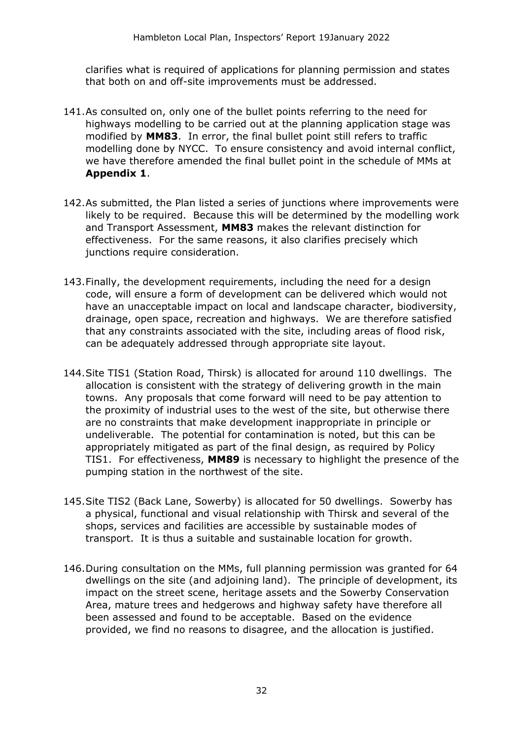clarifies what is required of applications for planning permission and states that both on and off-site improvements must be addressed.

141. As consulted on, only one of the bullet points referring to the need for highways modelling to be carried out at the planning application stage was modified by **MM83**. In error, the final bullet point still refers to traffic modelling done by NYCC. To ensure consistency and avoid internal conflict, we have therefore amended the final bullet point in the schedule of MMs at **Appendix 1**.

142. As submitted, the Plan listed a series of junctions where improvements were likely to be required. Because this will be determined by the modelling work and Transport Assessment, **MM83** makes the relevant distinction for effectiveness. For the same reasons, it also clarifies precisely which junctions require consideration.

143. Finally, the development requirements, including the need for a design code, will ensure a form of development can be delivered which would not have an unacceptable impact on local and landscape character, biodiversity, drainage, open space, recreation and highways. We are therefore satisfied that any constraints associated with the site, including areas of flood risk, can be adequately addressed through appropriate site layout.

144. Site TIS1 (Station Road, Thirsk) is allocated for around 110 dwellings. The allocation is consistent with the strategy of delivering growth in the main towns. Any proposals that come forward will need to be pay attention to the proximity of industrial uses to the west of the site, but otherwise there are no constraints that make development inappropriate in principle or undeliverable. The potential for contamination is noted, but this can be appropriately mitigated as part of the final design, as required by Policy TIS1. For effectiveness, **MM89** is necessary to highlight the presence of the pumping station in the northwest of the site.

145. Site TIS2 (Back Lane, Sowerby) is allocated for 50 dwellings. Sowerby has a physical, functional and visual relationship with Thirsk and several of the shops, services and facilities are accessible by sustainable modes of transport. It is thus a suitable and sustainable location for growth.

146. During consultation on the MMs, full planning permission was granted for 64 dwellings on the site (and adjoining land). The principle of development, its impact on the street scene, heritage assets and the Sowerby Conservation Area, mature trees and hedgerows and highway safety have therefore all been assessed and found to be acceptable. Based on the evidence provided, we find no reasons to disagree, and the allocation is justified.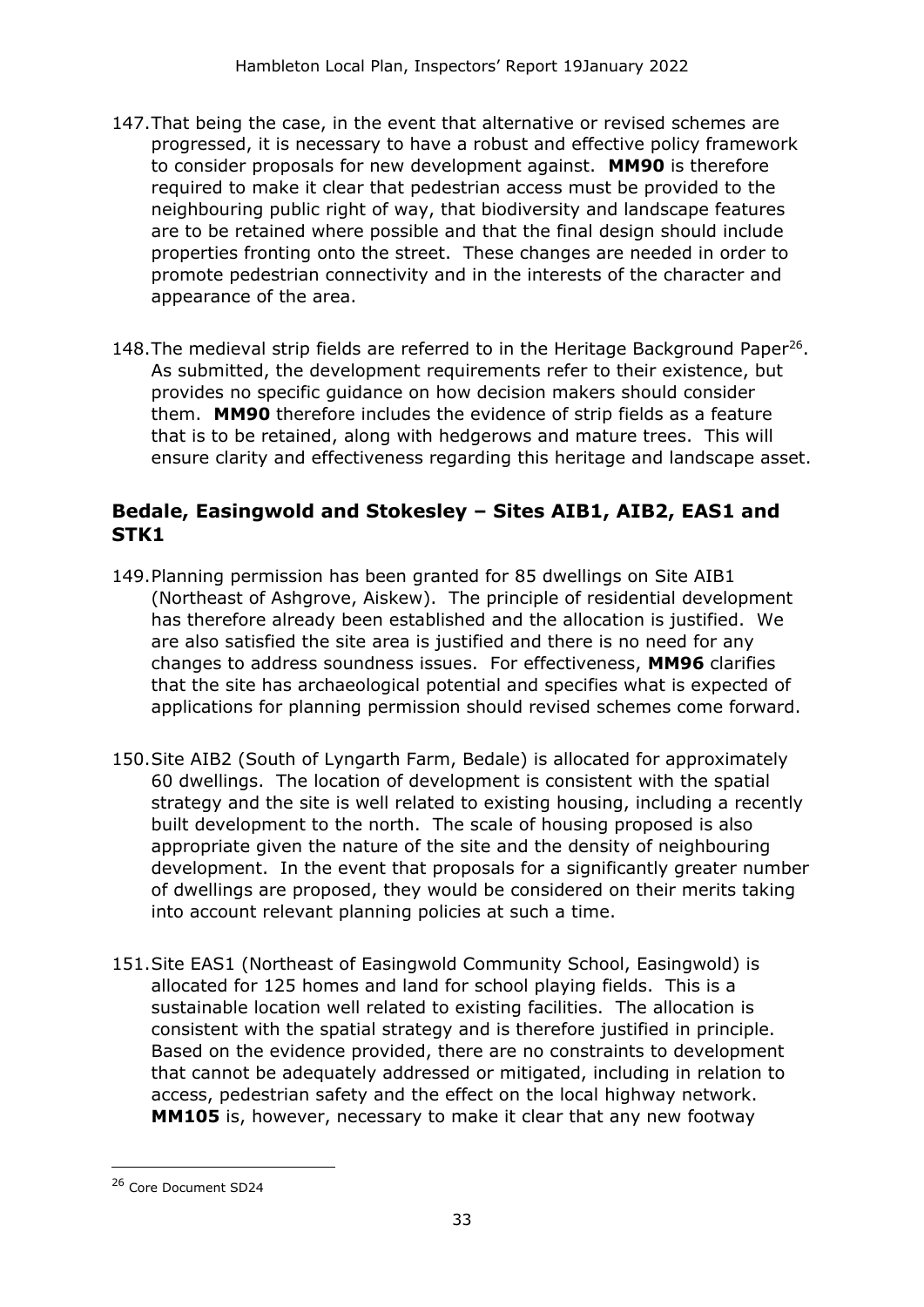147. That being the case, in the event that alternative or revised schemes are progressed, it is necessary to have a robust and effective policy framework to consider proposals for new development against. **MM90** is therefore required to make it clear that pedestrian access must be provided to the neighbouring public right of way, that biodiversity and landscape features are to be retained where possible and that the final design should include properties fronting onto the street. These changes are needed in order to promote pedestrian connectivity and in the interests of the character and appearance of the area.

148. The medieval strip fields are referred to in the Heritage Background Paper[26]. As submitted, the development requirements refer to their existence, but provides no specific guidance on how decision makers should consider them. **MM90** therefore includes the evidence of strip fields as a feature that is to be retained, along with hedgerows and mature trees. This will ensure clarity and effectiveness regarding this heritage and landscape asset.

## Bedale, Easingwold and Stokesley – Sites AIB1, AIB2, EAS1 and STK1

149. Planning permission has been granted for 85 dwellings on Site AIB1 (Northeast of Ashgrove, Aiskew). The principle of residential development has therefore already been established and the allocation is justified. We are also satisfied the site area is justified and there is no need for any changes to address soundness issues. For effectiveness, **MM96** clarifies that the site has archaeological potential and specifies what is expected of applications for planning permission should revised schemes come forward.

150. Site AIB2 (South of Lyngarth Farm, Bedale) is allocated for approximately 60 dwellings. The location of development is consistent with the spatial strategy and the site is well related to existing housing, including a recently built development to the north. The scale of housing proposed is also appropriate given the nature of the site and the density of neighbouring development. In the event that proposals for a significantly greater number of dwellings are proposed, they would be considered on their merits taking into account relevant planning policies at such a time.

151. Site EAS1 (Northeast of Easingwold Community School, Easingwold) is allocated for 125 homes and land for school playing fields. This is a sustainable location well related to existing facilities. The allocation is consistent with the spatial strategy and is therefore justified in principle. Based on the evidence provided, there are no constraints to development that cannot be adequately addressed or mitigated, including in relation to access, pedestrian safety and the effect on the local highway network. **MM105** is, however, necessary to make it clear that any new footway

[26] Core Document SD24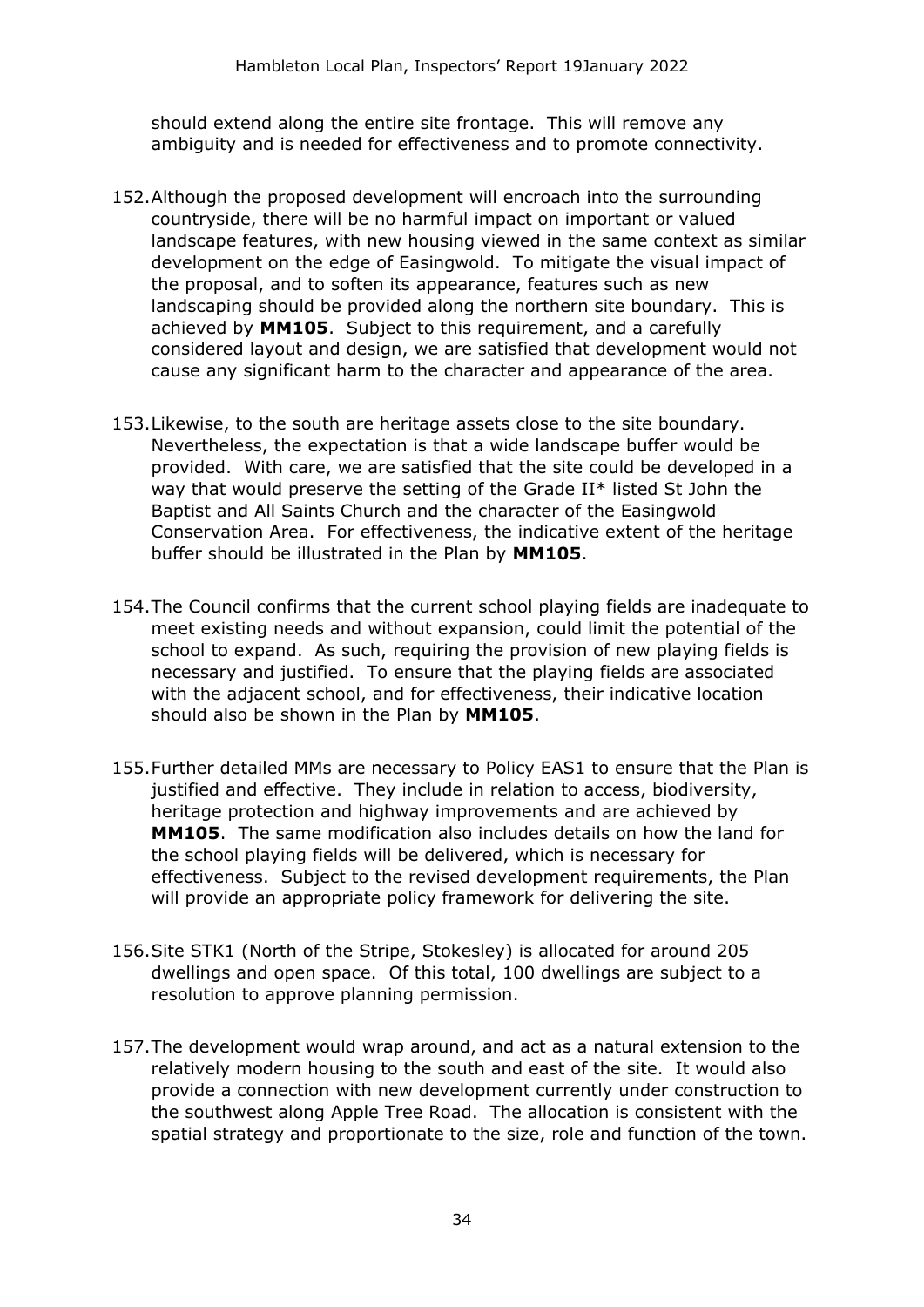should extend along the entire site frontage. This will remove any ambiguity and is needed for effectiveness and to promote connectivity.

152. Although the proposed development will encroach into the surrounding countryside, there will be no harmful impact on important or valued landscape features, with new housing viewed in the same context as similar development on the edge of Easingwold. To mitigate the visual impact of the proposal, and to soften its appearance, features such as new landscaping should be provided along the northern site boundary. This is achieved by **MM105**. Subject to this requirement, and a carefully considered layout and design, we are satisfied that development would not cause any significant harm to the character and appearance of the area.

153. Likewise, to the south are heritage assets close to the site boundary. Nevertheless, the expectation is that a wide landscape buffer would be provided. With care, we are satisfied that the site could be developed in a way that would preserve the setting of the Grade II* listed St John the Baptist and All Saints Church and the character of the Easingwold Conservation Area. For effectiveness, the indicative extent of the heritage buffer should be illustrated in the Plan by **MM105**.

154. The Council confirms that the current school playing fields are inadequate to meet existing needs and without expansion, could limit the potential of the school to expand. As such, requiring the provision of new playing fields is necessary and justified. To ensure that the playing fields are associated with the adjacent school, and for effectiveness, their indicative location should also be shown in the Plan by **MM105**.

155. Further detailed MMs are necessary to Policy EAS1 to ensure that the Plan is justified and effective. They include in relation to access, biodiversity, heritage protection and highway improvements and are achieved by **MM105**. The same modification also includes details on how the land for the school playing fields will be delivered, which is necessary for effectiveness. Subject to the revised development requirements, the Plan will provide an appropriate policy framework for delivering the site.

156. Site STK1 (North of the Stripe, Stokesley) is allocated for around 205 dwellings and open space. Of this total, 100 dwellings are subject to a resolution to approve planning permission.

157. The development would wrap around, and act as a natural extension to the relatively modern housing to the south and east of the site. It would also provide a connection with new development currently under construction to the southwest along Apple Tree Road. The allocation is consistent with the spatial strategy and proportionate to the size, role and function of the town.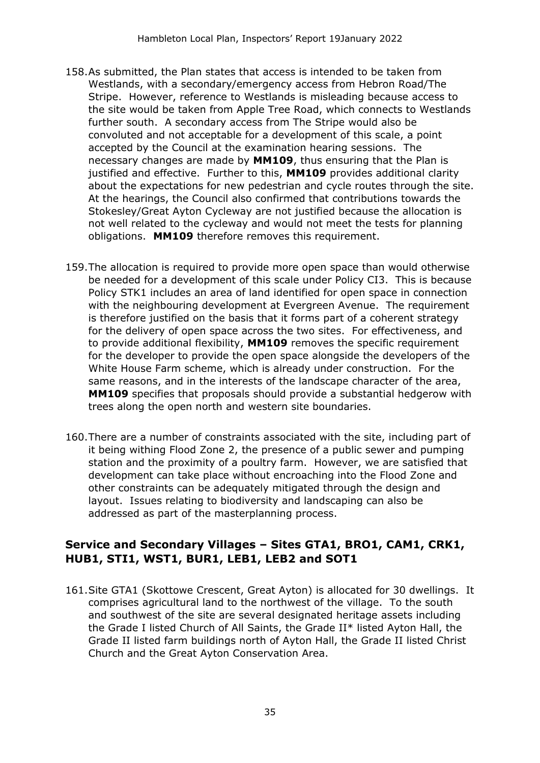158. As submitted, the Plan states that access is intended to be taken from Westlands, with a secondary/emergency access from Hebron Road/The Stripe. However, reference to Westlands is misleading because access to the site would be taken from Apple Tree Road, which connects to Westlands further south. A secondary access from The Stripe would also be convoluted and not acceptable for a development of this scale, a point accepted by the Council at the examination hearing sessions. The necessary changes are made by **MM109**, thus ensuring that the Plan is justified and effective. Further to this, **MM109** provides additional clarity about the expectations for new pedestrian and cycle routes through the site. At the hearings, the Council also confirmed that contributions towards the Stokesley/Great Ayton Cycleway are not justified because the allocation is not well related to the cycleway and would not meet the tests for planning obligations. **MM109** therefore removes this requirement.

159. The allocation is required to provide more open space than would otherwise be needed for a development of this scale under Policy CI3. This is because Policy STK1 includes an area of land identified for open space in connection with the neighbouring development at Evergreen Avenue. The requirement is therefore justified on the basis that it forms part of a coherent strategy for the delivery of open space across the two sites. For effectiveness, and to provide additional flexibility, **MM109** removes the specific requirement for the developer to provide the open space alongside the developers of the White House Farm scheme, which is already under construction. For the same reasons, and in the interests of the landscape character of the area, **MM109** specifies that proposals should provide a substantial hedgerow with trees along the open north and western site boundaries.

160. There are a number of constraints associated with the site, including part of it being withing Flood Zone 2, the presence of a public sewer and pumping station and the proximity of a poultry farm. However, we are satisfied that development can take place without encroaching into the Flood Zone and other constraints can be adequately mitigated through the design and layout. Issues relating to biodiversity and landscaping can also be addressed as part of the masterplanning process.

## Service and Secondary Villages – Sites GTA1, BRO1, CAM1, CRK1, HUB1, STI1, WST1, BUR1, LEB1, LEB2 and SOT1

161. Site GTA1 (Skottowe Crescent, Great Ayton) is allocated for 30 dwellings. It comprises agricultural land to the northwest of the village. To the south and southwest of the site are several designated heritage assets including the Grade I listed Church of All Saints, the Grade II* listed Ayton Hall, the Grade II listed farm buildings north of Ayton Hall, the Grade II listed Christ Church and the Great Ayton Conservation Area.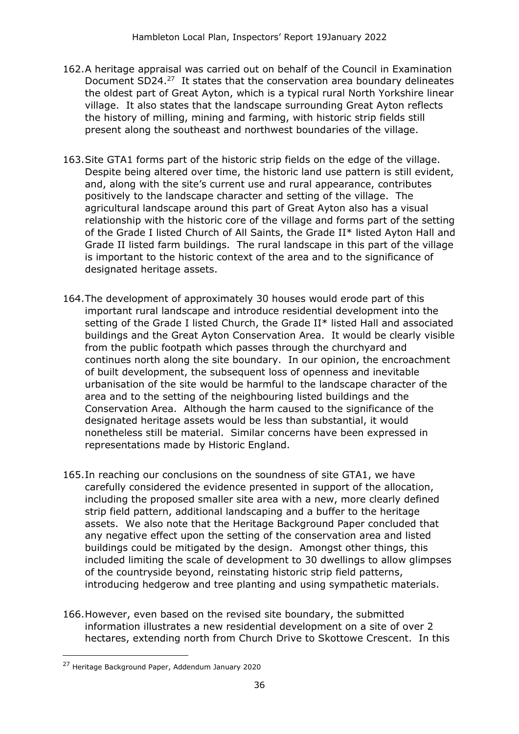162. A heritage appraisal was carried out on behalf of the Council in Examination Document SD24.[27] It states that the conservation area boundary delineates the oldest part of Great Ayton, which is a typical rural North Yorkshire linear village. It also states that the landscape surrounding Great Ayton reflects the history of milling, mining and farming, with historic strip fields still present along the southeast and northwest boundaries of the village.

163. Site GTA1 forms part of the historic strip fields on the edge of the village. Despite being altered over time, the historic land use pattern is still evident, and, along with the site's current use and rural appearance, contributes positively to the landscape character and setting of the village. The agricultural landscape around this part of Great Ayton also has a visual relationship with the historic core of the village and forms part of the setting of the Grade I listed Church of All Saints, the Grade II* listed Ayton Hall and Grade II listed farm buildings. The rural landscape in this part of the village is important to the historic context of the area and to the significance of designated heritage assets.

164. The development of approximately 30 houses would erode part of this important rural landscape and introduce residential development into the setting of the Grade I listed Church, the Grade II* listed Hall and associated buildings and the Great Ayton Conservation Area. It would be clearly visible from the public footpath which passes through the churchyard and continues north along the site boundary. In our opinion, the encroachment of built development, the subsequent loss of openness and inevitable urbanisation of the site would be harmful to the landscape character of the area and to the setting of the neighbouring listed buildings and the Conservation Area. Although the harm caused to the significance of the designated heritage assets would be less than substantial, it would nonetheless still be material. Similar concerns have been expressed in representations made by Historic England.

165. In reaching our conclusions on the soundness of site GTA1, we have carefully considered the evidence presented in support of the allocation, including the proposed smaller site area with a new, more clearly defined strip field pattern, additional landscaping and a buffer to the heritage assets. We also note that the Heritage Background Paper concluded that any negative effect upon the setting of the conservation area and listed buildings could be mitigated by the design. Amongst other things, this included limiting the scale of development to 30 dwellings to allow glimpses of the countryside beyond, reinstating historic strip field patterns, introducing hedgerow and tree planting and using sympathetic materials.

166. However, even based on the revised site boundary, the submitted information illustrates a new residential development on a site of over 2 hectares, extending north from Church Drive to Skottowe Crescent. In this

[27] Heritage Background Paper, Addendum January 2020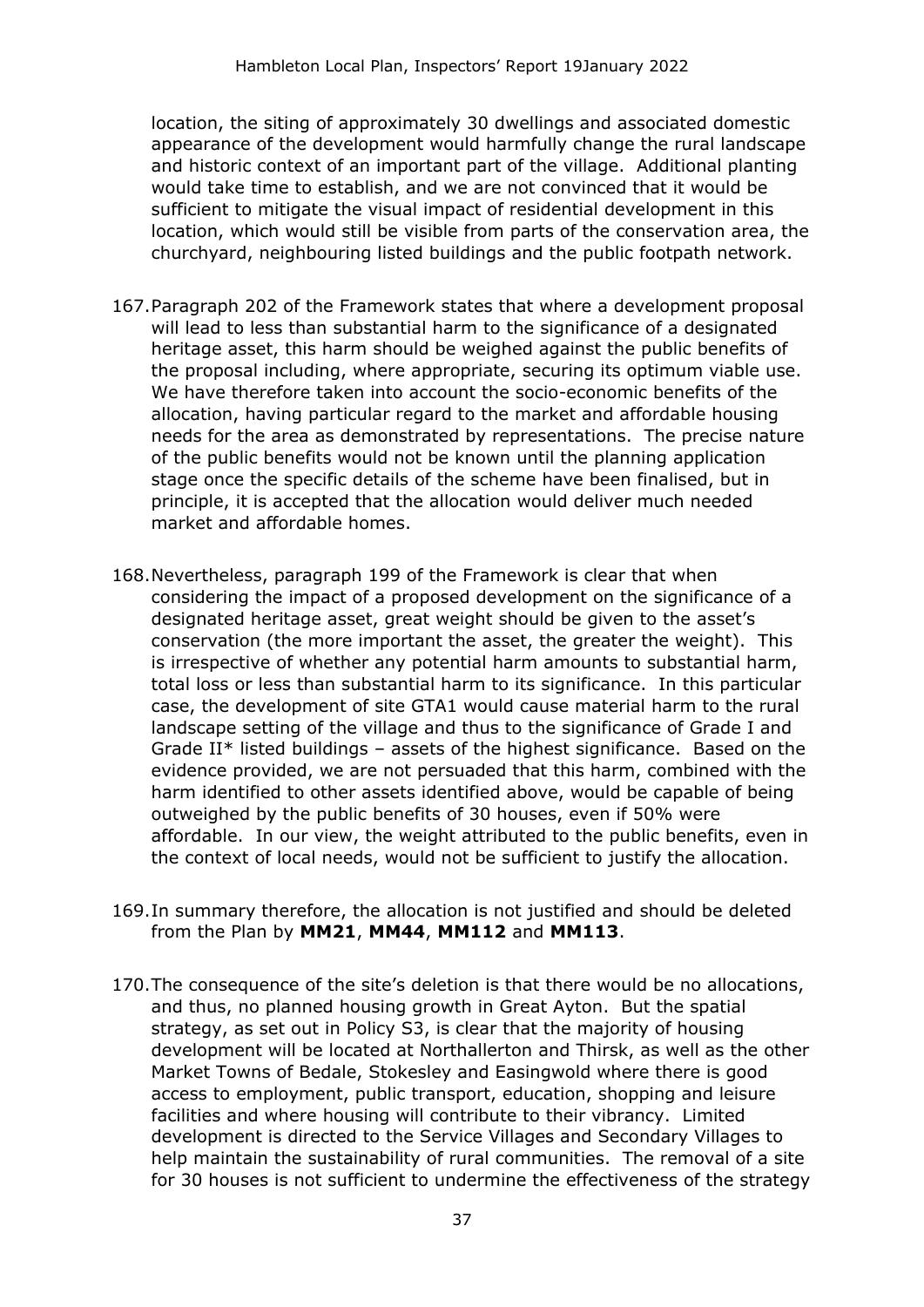location, the siting of approximately 30 dwellings and associated domestic appearance of the development would harmfully change the rural landscape and historic context of an important part of the village. Additional planting would take time to establish, and we are not convinced that it would be sufficient to mitigate the visual impact of residential development in this location, which would still be visible from parts of the conservation area, the churchyard, neighbouring listed buildings and the public footpath network.

167. Paragraph 202 of the Framework states that where a development proposal will lead to less than substantial harm to the significance of a designated heritage asset, this harm should be weighed against the public benefits of the proposal including, where appropriate, securing its optimum viable use. We have therefore taken into account the socio-economic benefits of the allocation, having particular regard to the market and affordable housing needs for the area as demonstrated by representations. The precise nature of the public benefits would not be known until the planning application stage once the specific details of the scheme have been finalised, but in principle, it is accepted that the allocation would deliver much needed market and affordable homes.

168. Nevertheless, paragraph 199 of the Framework is clear that when considering the impact of a proposed development on the significance of a designated heritage asset, great weight should be given to the asset's conservation (the more important the asset, the greater the weight). This is irrespective of whether any potential harm amounts to substantial harm, total loss or less than substantial harm to its significance. In this particular case, the development of site GTA1 would cause material harm to the rural landscape setting of the village and thus to the significance of Grade I and Grade II* listed buildings – assets of the highest significance. Based on the evidence provided, we are not persuaded that this harm, combined with the harm identified to other assets identified above, would be capable of being outweighed by the public benefits of 30 houses, even if 50% were affordable. In our view, the weight attributed to the public benefits, even in the context of local needs, would not be sufficient to justify the allocation.

169. In summary therefore, the allocation is not justified and should be deleted from the Plan by **MM21**, **MM44**, **MM112** and **MM113**.

170. The consequence of the site's deletion is that there would be no allocations, and thus, no planned housing growth in Great Ayton. But the spatial strategy, as set out in Policy S3, is clear that the majority of housing development will be located at Northallerton and Thirsk, as well as the other Market Towns of Bedale, Stokesley and Easingwold where there is good access to employment, public transport, education, shopping and leisure facilities and where housing will contribute to their vibrancy. Limited development is directed to the Service Villages and Secondary Villages to help maintain the sustainability of rural communities. The removal of a site for 30 houses is not sufficient to undermine the effectiveness of the strategy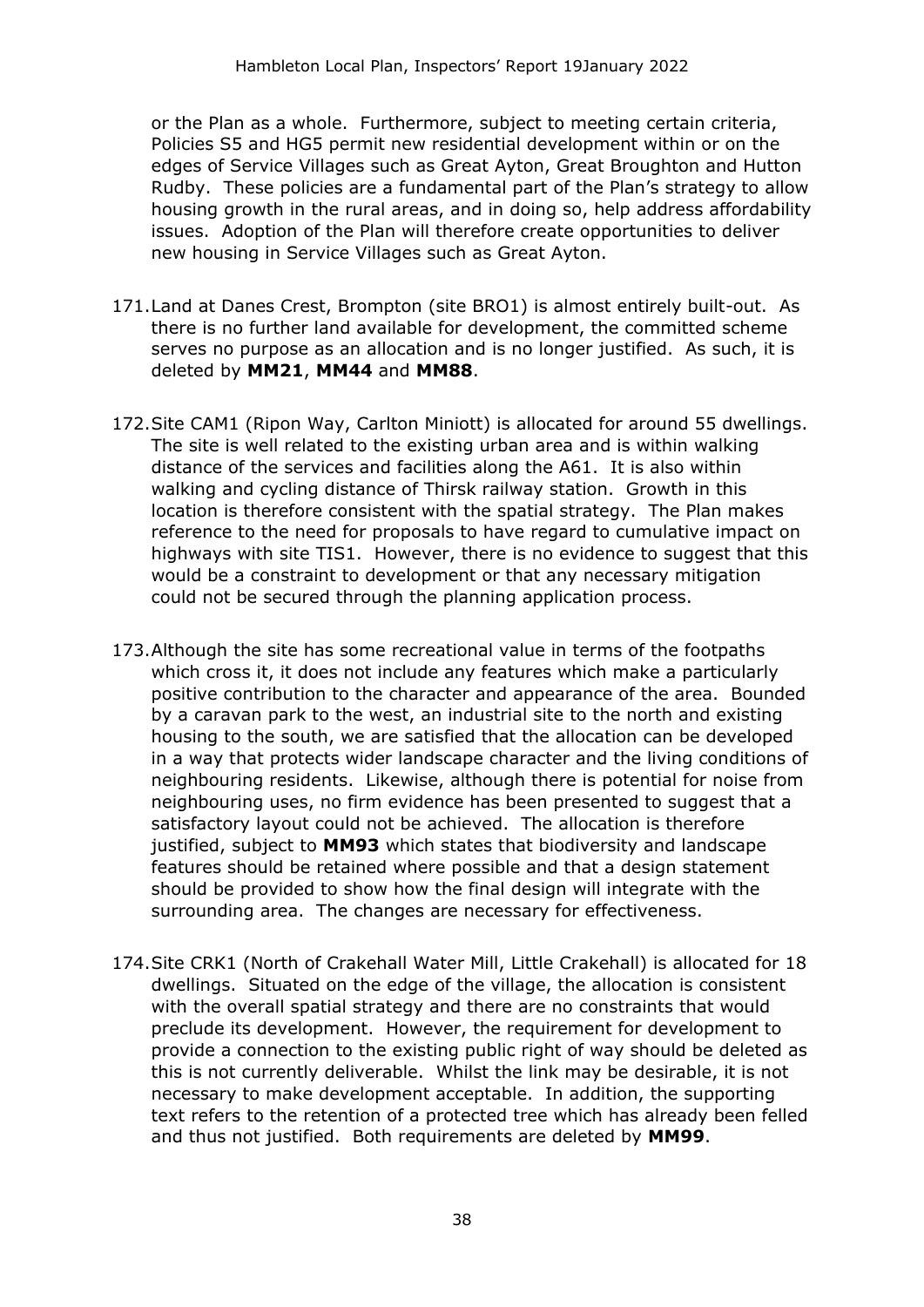or the Plan as a whole. Furthermore, subject to meeting certain criteria, Policies S5 and HG5 permit new residential development within or on the edges of Service Villages such as Great Ayton, Great Broughton and Hutton Rudby. These policies are a fundamental part of the Plan's strategy to allow housing growth in the rural areas, and in doing so, help address affordability issues. Adoption of the Plan will therefore create opportunities to deliver new housing in Service Villages such as Great Ayton.

171. Land at Danes Crest, Brompton (site BRO1) is almost entirely built-out. As there is no further land available for development, the committed scheme serves no purpose as an allocation and is no longer justified. As such, it is deleted by **MM21**, **MM44** and **MM88**.

172. Site CAM1 (Ripon Way, Carlton Miniott) is allocated for around 55 dwellings. The site is well related to the existing urban area and is within walking distance of the services and facilities along the A61. It is also within walking and cycling distance of Thirsk railway station. Growth in this location is therefore consistent with the spatial strategy. The Plan makes reference to the need for proposals to have regard to cumulative impact on highways with site TIS1. However, there is no evidence to suggest that this would be a constraint to development or that any necessary mitigation could not be secured through the planning application process.

173. Although the site has some recreational value in terms of the footpaths which cross it, it does not include any features which make a particularly positive contribution to the character and appearance of the area. Bounded by a caravan park to the west, an industrial site to the north and existing housing to the south, we are satisfied that the allocation can be developed in a way that protects wider landscape character and the living conditions of neighbouring residents. Likewise, although there is potential for noise from neighbouring uses, no firm evidence has been presented to suggest that a satisfactory layout could not be achieved. The allocation is therefore justified, subject to **MM93** which states that biodiversity and landscape features should be retained where possible and that a design statement should be provided to show how the final design will integrate with the surrounding area. The changes are necessary for effectiveness.

174. Site CRK1 (North of Crakehall Water Mill, Little Crakehall) is allocated for 18 dwellings. Situated on the edge of the village, the allocation is consistent with the overall spatial strategy and there are no constraints that would preclude its development. However, the requirement for development to provide a connection to the existing public right of way should be deleted as this is not currently deliverable. Whilst the link may be desirable, it is not necessary to make development acceptable. In addition, the supporting text refers to the retention of a protected tree which has already been felled and thus not justified. Both requirements are deleted by **MM99**.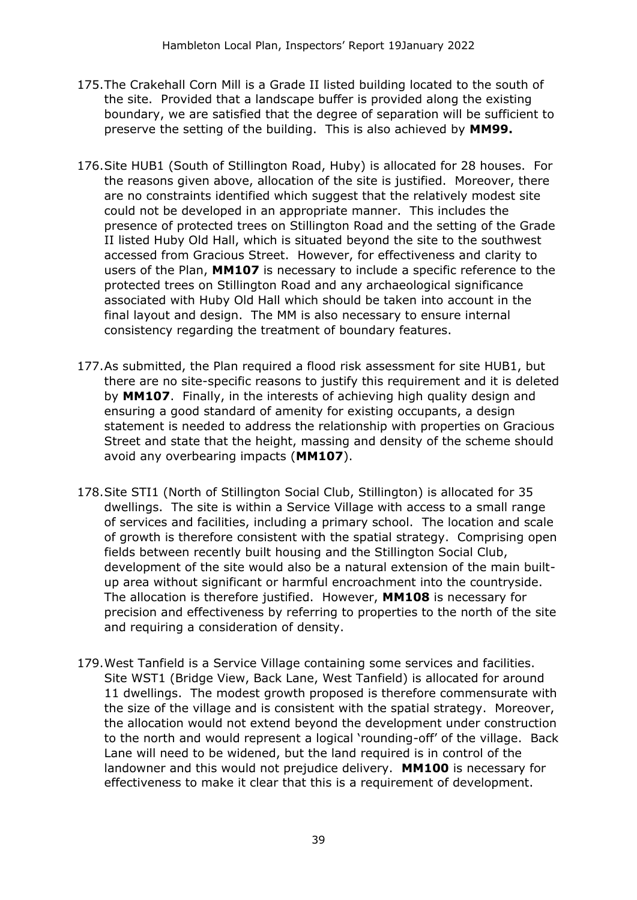175. The Crakehall Corn Mill is a Grade II listed building located to the south of the site. Provided that a landscape buffer is provided along the existing boundary, we are satisfied that the degree of separation will be sufficient to preserve the setting of the building. This is also achieved by **MM99.**

176. Site HUB1 (South of Stillington Road, Huby) is allocated for 28 houses. For the reasons given above, allocation of the site is justified. Moreover, there are no constraints identified which suggest that the relatively modest site could not be developed in an appropriate manner. This includes the presence of protected trees on Stillington Road and the setting of the Grade II listed Huby Old Hall, which is situated beyond the site to the southwest accessed from Gracious Street. However, for effectiveness and clarity to users of the Plan, **MM107** is necessary to include a specific reference to the protected trees on Stillington Road and any archaeological significance associated with Huby Old Hall which should be taken into account in the final layout and design. The MM is also necessary to ensure internal consistency regarding the treatment of boundary features.

177. As submitted, the Plan required a flood risk assessment for site HUB1, but there are no site-specific reasons to justify this requirement and it is deleted by **MM107**. Finally, in the interests of achieving high quality design and ensuring a good standard of amenity for existing occupants, a design statement is needed to address the relationship with properties on Gracious Street and state that the height, massing and density of the scheme should avoid any overbearing impacts (**MM107**).

178. Site STI1 (North of Stillington Social Club, Stillington) is allocated for 35 dwellings. The site is within a Service Village with access to a small range of services and facilities, including a primary school. The location and scale of growth is therefore consistent with the spatial strategy. Comprising open fields between recently built housing and the Stillington Social Club, development of the site would also be a natural extension of the main built-up area without significant or harmful encroachment into the countryside. The allocation is therefore justified. However, **MM108** is necessary for precision and effectiveness by referring to properties to the north of the site and requiring a consideration of density.

179. West Tanfield is a Service Village containing some services and facilities. Site WST1 (Bridge View, Back Lane, West Tanfield) is allocated for around 11 dwellings. The modest growth proposed is therefore commensurate with the size of the village and is consistent with the spatial strategy. Moreover, the allocation would not extend beyond the development under construction to the north and would represent a logical 'rounding-off' of the village. Back Lane will need to be widened, but the land required is in control of the landowner and this would not prejudice delivery. **MM100** is necessary for effectiveness to make it clear that this is a requirement of development.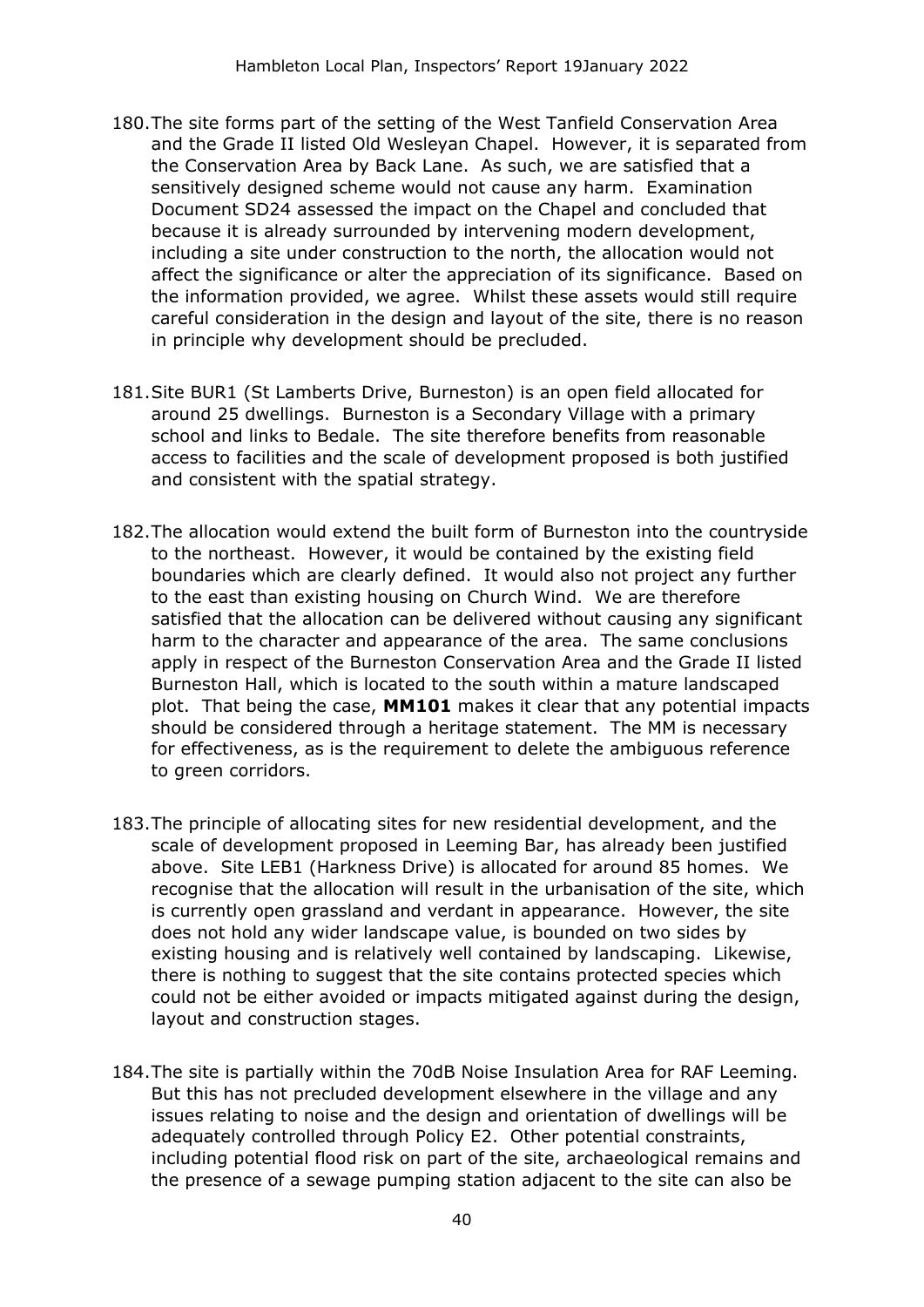180. The site forms part of the setting of the West Tanfield Conservation Area and the Grade II listed Old Wesleyan Chapel. However, it is separated from the Conservation Area by Back Lane. As such, we are satisfied that a sensitively designed scheme would not cause any harm. Examination Document SD24 assessed the impact on the Chapel and concluded that because it is already surrounded by intervening modern development, including a site under construction to the north, the allocation would not affect the significance or alter the appreciation of its significance. Based on the information provided, we agree. Whilst these assets would still require careful consideration in the design and layout of the site, there is no reason in principle why development should be precluded.

181. Site BUR1 (St Lamberts Drive, Burneston) is an open field allocated for around 25 dwellings. Burneston is a Secondary Village with a primary school and links to Bedale. The site therefore benefits from reasonable access to facilities and the scale of development proposed is both justified and consistent with the spatial strategy.

182. The allocation would extend the built form of Burneston into the countryside to the northeast. However, it would be contained by the existing field boundaries which are clearly defined. It would also not project any further to the east than existing housing on Church Wind. We are therefore satisfied that the allocation can be delivered without causing any significant harm to the character and appearance of the area. The same conclusions apply in respect of the Burneston Conservation Area and the Grade II listed Burneston Hall, which is located to the south within a mature landscaped plot. That being the case, **MM101** makes it clear that any potential impacts should be considered through a heritage statement. The MM is necessary for effectiveness, as is the requirement to delete the ambiguous reference to green corridors.

183. The principle of allocating sites for new residential development, and the scale of development proposed in Leeming Bar, has already been justified above. Site LEB1 (Harkness Drive) is allocated for around 85 homes. We recognise that the allocation will result in the urbanisation of the site, which is currently open grassland and verdant in appearance. However, the site does not hold any wider landscape value, is bounded on two sides by existing housing and is relatively well contained by landscaping. Likewise, there is nothing to suggest that the site contains protected species which could not be either avoided or impacts mitigated against during the design, layout and construction stages.

184. The site is partially within the 70dB Noise Insulation Area for RAF Leeming. But this has not precluded development elsewhere in the village and any issues relating to noise and the design and orientation of dwellings will be adequately controlled through Policy E2. Other potential constraints, including potential flood risk on part of the site, archaeological remains and the presence of a sewage pumping station adjacent to the site can also be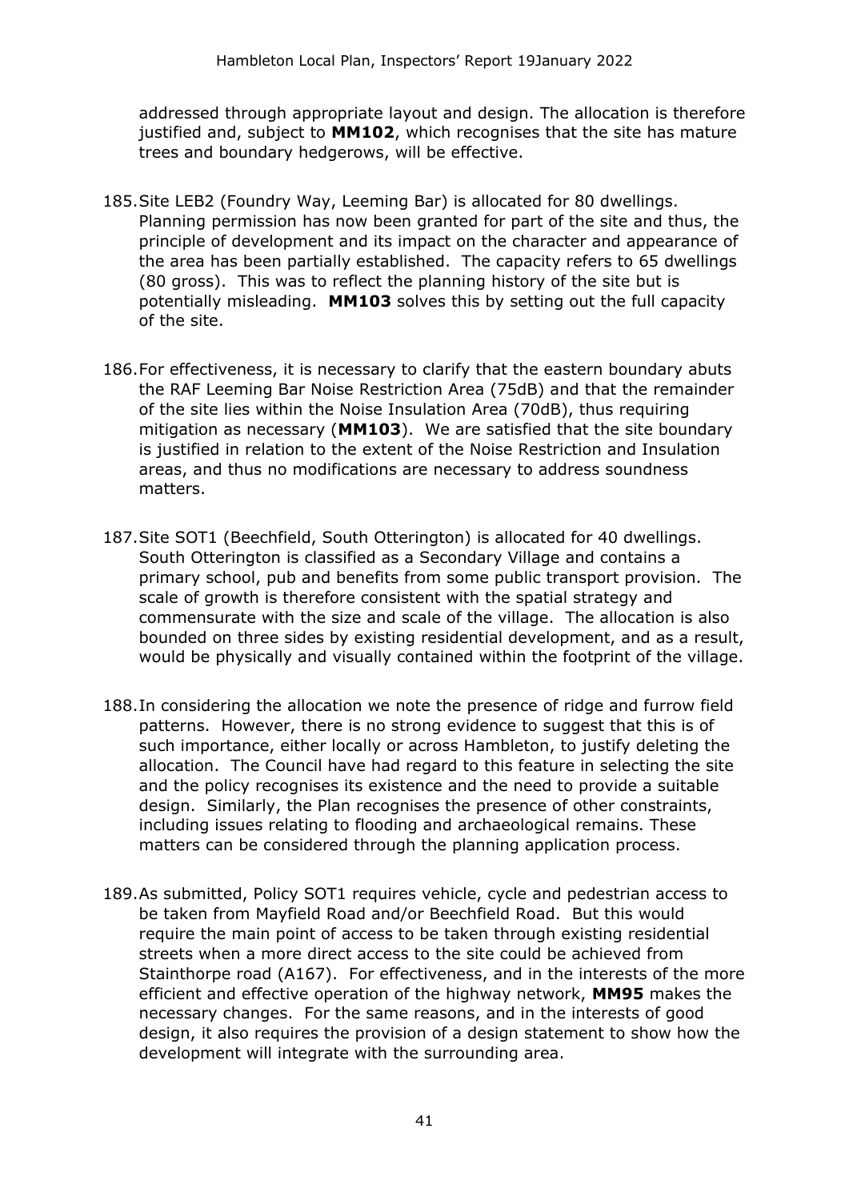addressed through appropriate layout and design. The allocation is therefore justified and, subject to **MM102**, which recognises that the site has mature trees and boundary hedgerows, will be effective.

185. Site LEB2 (Foundry Way, Leeming Bar) is allocated for 80 dwellings. Planning permission has now been granted for part of the site and thus, the principle of development and its impact on the character and appearance of the area has been partially established. The capacity refers to 65 dwellings (80 gross). This was to reflect the planning history of the site but is potentially misleading. **MM103** solves this by setting out the full capacity of the site.

186. For effectiveness, it is necessary to clarify that the eastern boundary abuts the RAF Leeming Bar Noise Restriction Area (75dB) and that the remainder of the site lies within the Noise Insulation Area (70dB), thus requiring mitigation as necessary (**MM103**). We are satisfied that the site boundary is justified in relation to the extent of the Noise Restriction and Insulation areas, and thus no modifications are necessary to address soundness matters.

187. Site SOT1 (Beechfield, South Otterington) is allocated for 40 dwellings. South Otterington is classified as a Secondary Village and contains a primary school, pub and benefits from some public transport provision. The scale of growth is therefore consistent with the spatial strategy and commensurate with the size and scale of the village. The allocation is also bounded on three sides by existing residential development, and as a result, would be physically and visually contained within the footprint of the village.

188. In considering the allocation we note the presence of ridge and furrow field patterns. However, there is no strong evidence to suggest that this is of such importance, either locally or across Hambleton, to justify deleting the allocation. The Council have had regard to this feature in selecting the site and the policy recognises its existence and the need to provide a suitable design. Similarly, the Plan recognises the presence of other constraints, including issues relating to flooding and archaeological remains. These matters can be considered through the planning application process.

189. As submitted, Policy SOT1 requires vehicle, cycle and pedestrian access to be taken from Mayfield Road and/or Beechfield Road. But this would require the main point of access to be taken through existing residential streets when a more direct access to the site could be achieved from Stainthorpe road (A167). For effectiveness, and in the interests of the more efficient and effective operation of the highway network, **MM95** makes the necessary changes. For the same reasons, and in the interests of good design, it also requires the provision of a design statement to show how the development will integrate with the surrounding area.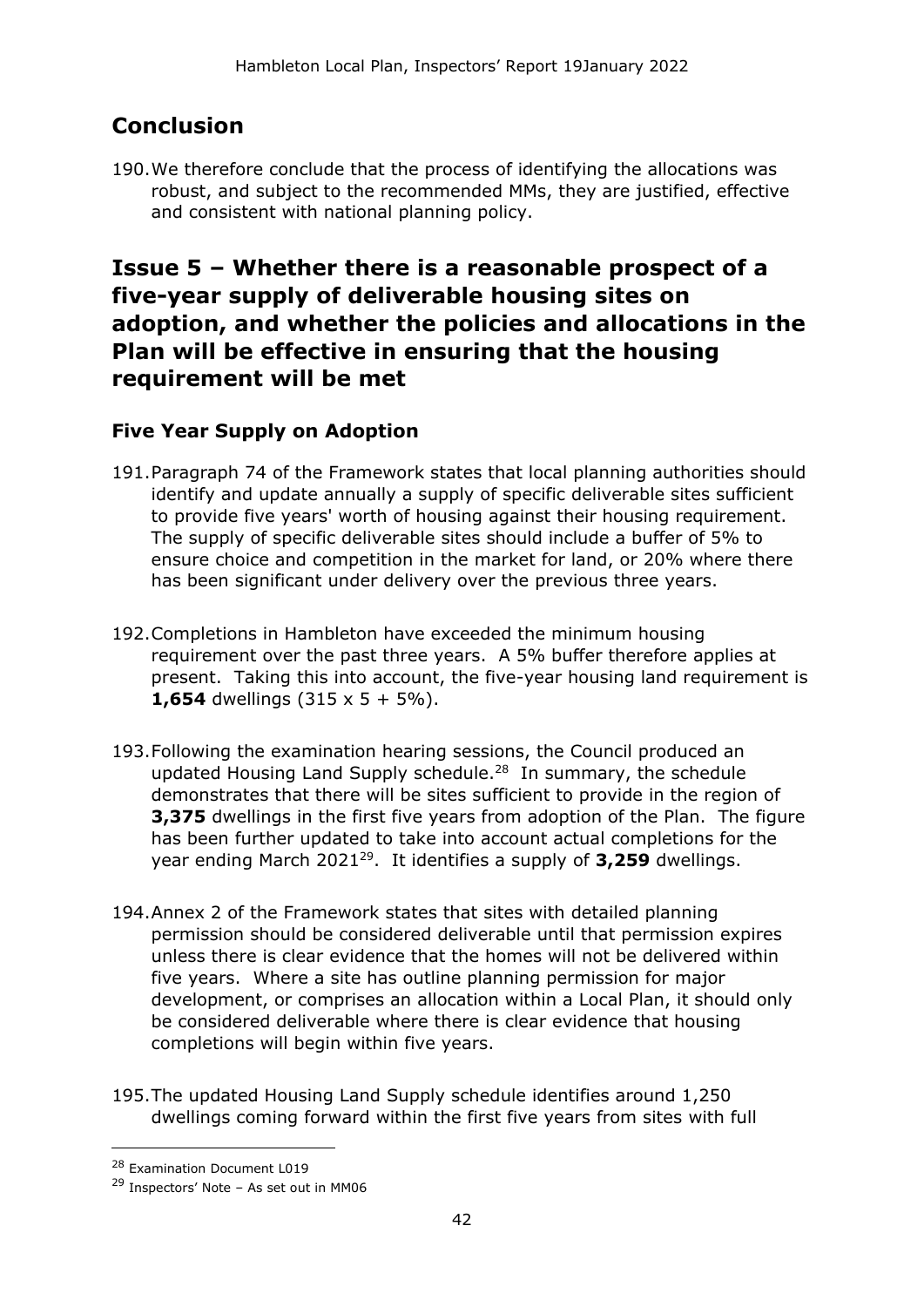## Conclusion

190. We therefore conclude that the process of identifying the allocations was robust, and subject to the recommended MMs, they are justified, effective and consistent with national planning policy.

## Issue 5 – Whether there is a reasonable prospect of a five-year supply of deliverable housing sites on adoption, and whether the policies and allocations in the Plan will be effective in ensuring that the housing requirement will be met

### Five Year Supply on Adoption

191. Paragraph 74 of the Framework states that local planning authorities should identify and update annually a supply of specific deliverable sites sufficient to provide five years' worth of housing against their housing requirement. The supply of specific deliverable sites should include a buffer of 5% to ensure choice and competition in the market for land, or 20% where there has been significant under delivery over the previous three years.

192. Completions in Hambleton have exceeded the minimum housing requirement over the past three years. A 5% buffer therefore applies at present. Taking this into account, the five-year housing land requirement is **1,654** dwellings (315 x 5 + 5%).

193. Following the examination hearing sessions, the Council produced an updated Housing Land Supply schedule.[28] In summary, the schedule demonstrates that there will be sites sufficient to provide in the region of **3,375** dwellings in the first five years from adoption of the Plan. The figure has been further updated to take into account actual completions for the year ending March 2021[29]. It identifies a supply of **3,259** dwellings.

194. Annex 2 of the Framework states that sites with detailed planning permission should be considered deliverable until that permission expires unless there is clear evidence that the homes will not be delivered within five years. Where a site has outline planning permission for major development, or comprises an allocation within a Local Plan, it should only be considered deliverable where there is clear evidence that housing completions will begin within five years.

195. The updated Housing Land Supply schedule identifies around 1,250 dwellings coming forward within the first five years from sites with full

[28] Examination Document L019

[29] Inspectors' Note – As set out in MM06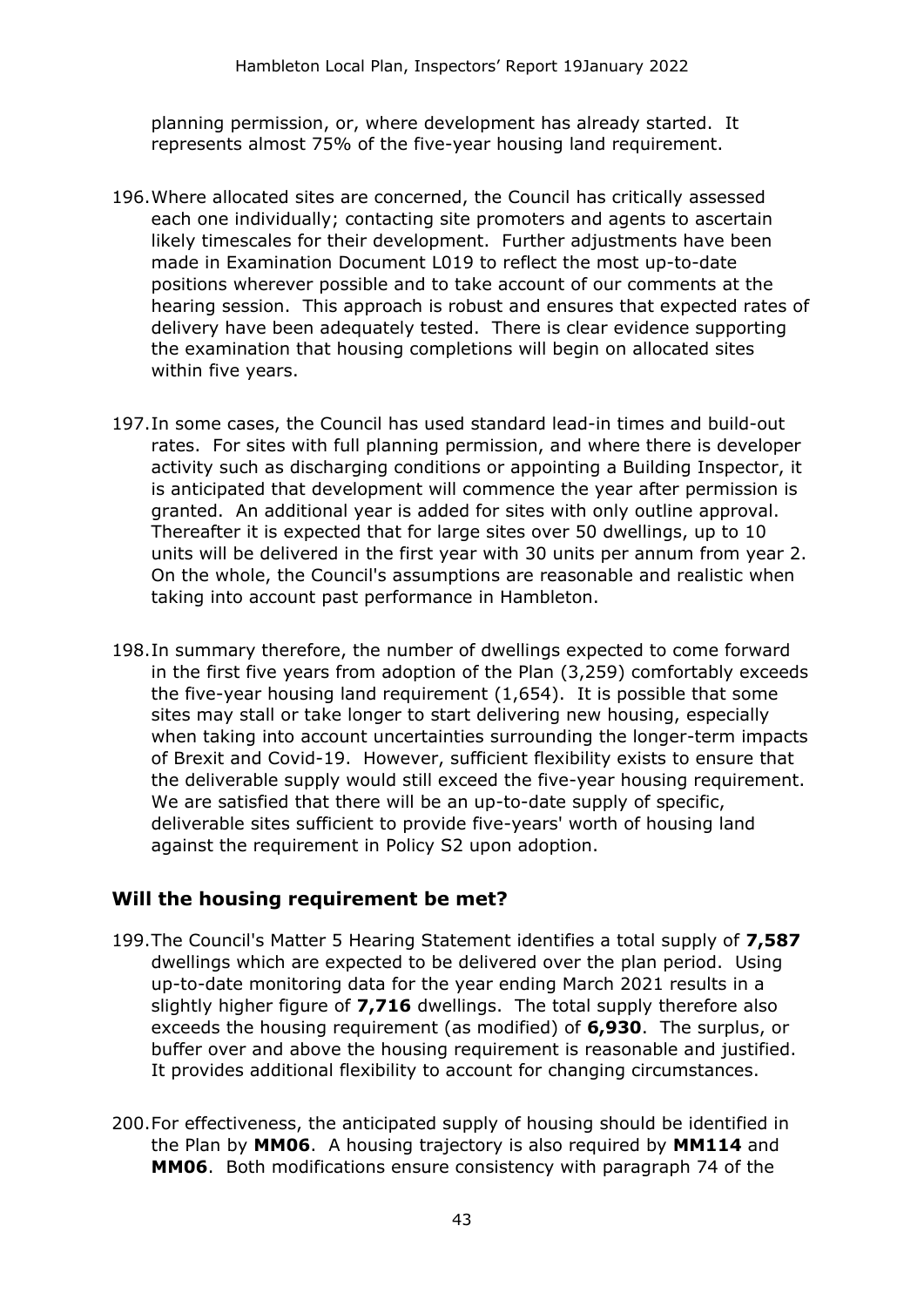planning permission, or, where development has already started. It represents almost 75% of the five-year housing land requirement.

196. Where allocated sites are concerned, the Council has critically assessed each one individually; contacting site promoters and agents to ascertain likely timescales for their development. Further adjustments have been made in Examination Document L019 to reflect the most up-to-date positions wherever possible and to take account of our comments at the hearing session. This approach is robust and ensures that expected rates of delivery have been adequately tested. There is clear evidence supporting the examination that housing completions will begin on allocated sites within five years.

197. In some cases, the Council has used standard lead-in times and build-out rates. For sites with full planning permission, and where there is developer activity such as discharging conditions or appointing a Building Inspector, it is anticipated that development will commence the year after permission is granted. An additional year is added for sites with only outline approval. Thereafter it is expected that for large sites over 50 dwellings, up to 10 units will be delivered in the first year with 30 units per annum from year 2. On the whole, the Council's assumptions are reasonable and realistic when taking into account past performance in Hambleton.

198. In summary therefore, the number of dwellings expected to come forward in the first five years from adoption of the Plan (3,259) comfortably exceeds the five-year housing land requirement (1,654). It is possible that some sites may stall or take longer to start delivering new housing, especially when taking into account uncertainties surrounding the longer-term impacts of Brexit and Covid-19. However, sufficient flexibility exists to ensure that the deliverable supply would still exceed the five-year housing requirement. We are satisfied that there will be an up-to-date supply of specific, deliverable sites sufficient to provide five-years' worth of housing land against the requirement in Policy S2 upon adoption.

## Will the housing requirement be met?

199. The Council's Matter 5 Hearing Statement identifies a total supply of **7,587** dwellings which are expected to be delivered over the plan period. Using up-to-date monitoring data for the year ending March 2021 results in a slightly higher figure of **7,716** dwellings. The total supply therefore also exceeds the housing requirement (as modified) of **6,930**. The surplus, or buffer over and above the housing requirement is reasonable and justified. It provides additional flexibility to account for changing circumstances.

200. For effectiveness, the anticipated supply of housing should be identified in the Plan by **MM06**. A housing trajectory is also required by **MM114** and **MM06**. Both modifications ensure consistency with paragraph 74 of the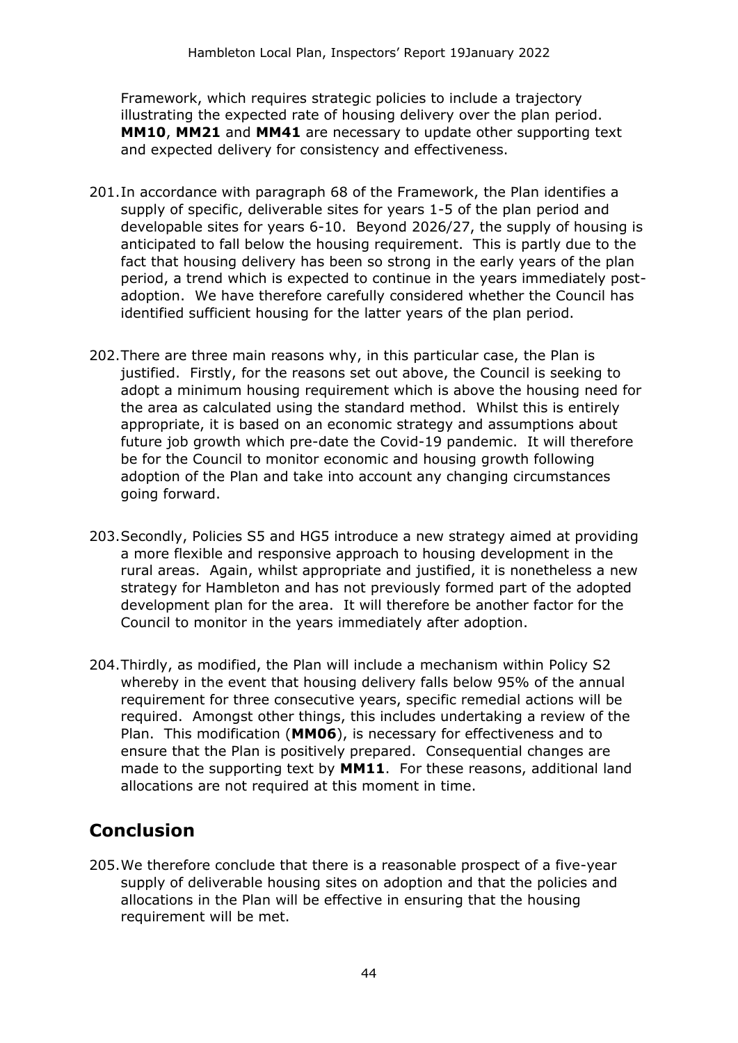Framework, which requires strategic policies to include a trajectory illustrating the expected rate of housing delivery over the plan period. **MM10**, **MM21** and **MM41** are necessary to update other supporting text and expected delivery for consistency and effectiveness.

201. In accordance with paragraph 68 of the Framework, the Plan identifies a supply of specific, deliverable sites for years 1-5 of the plan period and developable sites for years 6-10. Beyond 2026/27, the supply of housing is anticipated to fall below the housing requirement. This is partly due to the fact that housing delivery has been so strong in the early years of the plan period, a trend which is expected to continue in the years immediately post-adoption. We have therefore carefully considered whether the Council has identified sufficient housing for the latter years of the plan period.

202. There are three main reasons why, in this particular case, the Plan is justified. Firstly, for the reasons set out above, the Council is seeking to adopt a minimum housing requirement which is above the housing need for the area as calculated using the standard method. Whilst this is entirely appropriate, it is based on an economic strategy and assumptions about future job growth which pre-date the Covid-19 pandemic. It will therefore be for the Council to monitor economic and housing growth following adoption of the Plan and take into account any changing circumstances going forward.

203. Secondly, Policies S5 and HG5 introduce a new strategy aimed at providing a more flexible and responsive approach to housing development in the rural areas. Again, whilst appropriate and justified, it is nonetheless a new strategy for Hambleton and has not previously formed part of the adopted development plan for the area. It will therefore be another factor for the Council to monitor in the years immediately after adoption.

204. Thirdly, as modified, the Plan will include a mechanism within Policy S2 whereby in the event that housing delivery falls below 95% of the annual requirement for three consecutive years, specific remedial actions will be required. Amongst other things, this includes undertaking a review of the Plan. This modification (**MM06**), is necessary for effectiveness and to ensure that the Plan is positively prepared. Consequential changes are made to the supporting text by **MM11**. For these reasons, additional land allocations are not required at this moment in time.

## Conclusion

205. We therefore conclude that there is a reasonable prospect of a five-year supply of deliverable housing sites on adoption and that the policies and allocations in the Plan will be effective in ensuring that the housing requirement will be met.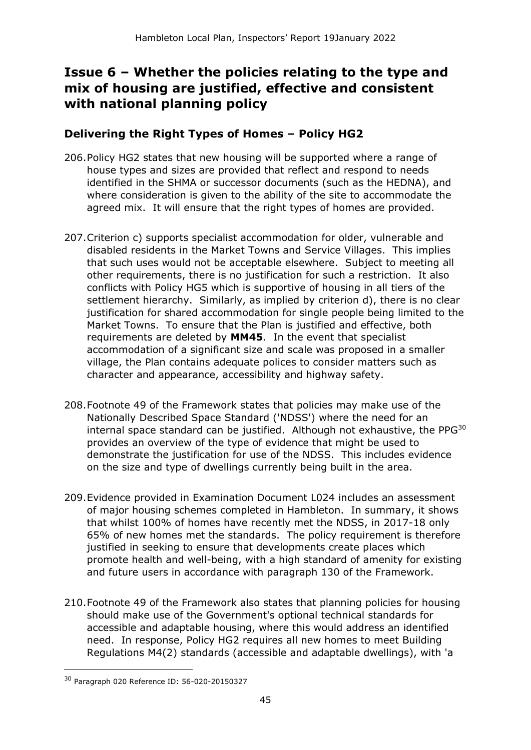## Issue 6 – Whether the policies relating to the type and mix of housing are justified, effective and consistent with national planning policy

### Delivering the Right Types of Homes – Policy HG2

206. Policy HG2 states that new housing will be supported where a range of house types and sizes are provided that reflect and respond to needs identified in the SHMA or successor documents (such as the HEDNA), and where consideration is given to the ability of the site to accommodate the agreed mix. It will ensure that the right types of homes are provided.

207. Criterion c) supports specialist accommodation for older, vulnerable and disabled residents in the Market Towns and Service Villages. This implies that such uses would not be acceptable elsewhere. Subject to meeting all other requirements, there is no justification for such a restriction. It also conflicts with Policy HG5 which is supportive of housing in all tiers of the settlement hierarchy. Similarly, as implied by criterion d), there is no clear justification for shared accommodation for single people being limited to the Market Towns. To ensure that the Plan is justified and effective, both requirements are deleted by **MM45**. In the event that specialist accommodation of a significant size and scale was proposed in a smaller village, the Plan contains adequate polices to consider matters such as character and appearance, accessibility and highway safety.

208. Footnote 49 of the Framework states that policies may make use of the Nationally Described Space Standard ('NDSS') where the need for an internal space standard can be justified. Although not exhaustive, the PPG[30] provides an overview of the type of evidence that might be used to demonstrate the justification for use of the NDSS. This includes evidence on the size and type of dwellings currently being built in the area.

209. Evidence provided in Examination Document L024 includes an assessment of major housing schemes completed in Hambleton. In summary, it shows that whilst 100% of homes have recently met the NDSS, in 2017-18 only 65% of new homes met the standards. The policy requirement is therefore justified in seeking to ensure that developments create places which promote health and well-being, with a high standard of amenity for existing and future users in accordance with paragraph 130 of the Framework.

210. Footnote 49 of the Framework also states that planning policies for housing should make use of the Government's optional technical standards for accessible and adaptable housing, where this would address an identified need. In response, Policy HG2 requires all new homes to meet Building Regulations M4(2) standards (accessible and adaptable dwellings), with 'a

[30] Paragraph 020 Reference ID: 56-020-20150327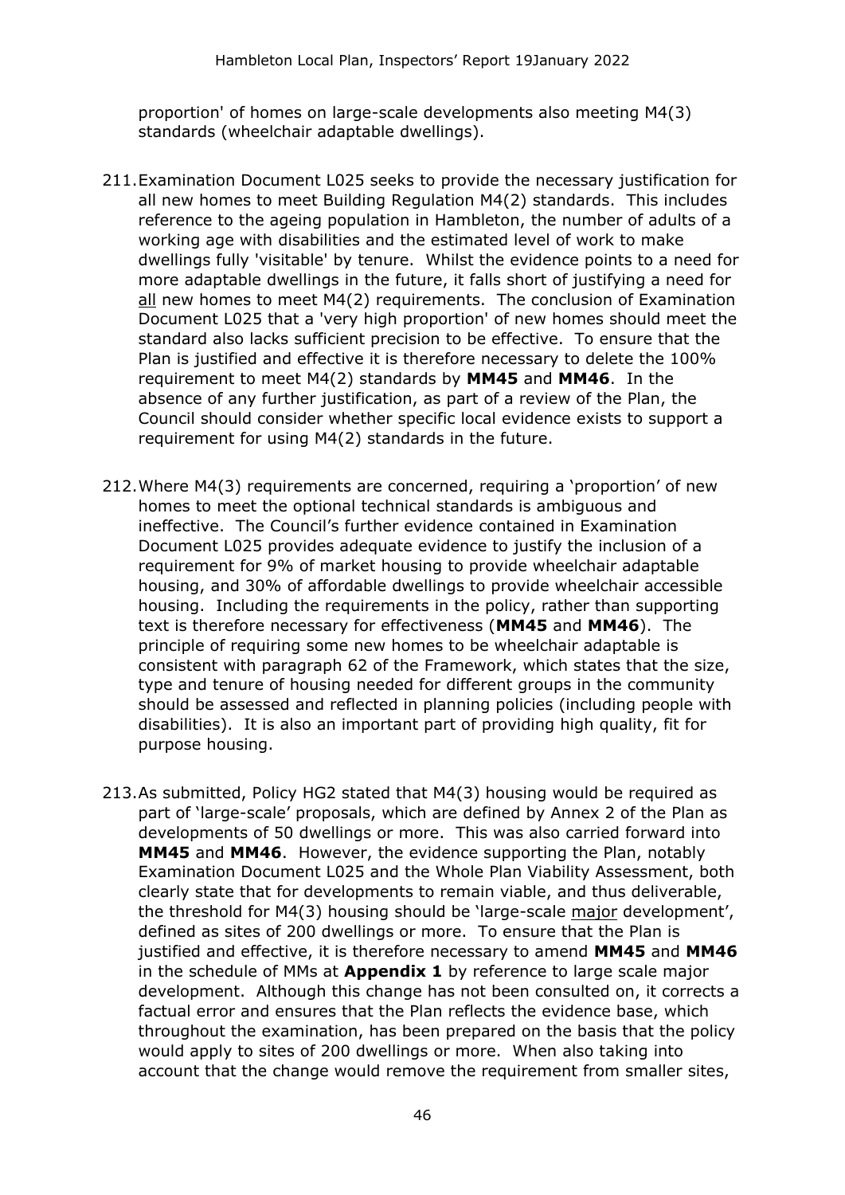proportion' of homes on large-scale developments also meeting M4(3) standards (wheelchair adaptable dwellings).

211. Examination Document L025 seeks to provide the necessary justification for all new homes to meet Building Regulation M4(2) standards. This includes reference to the ageing population in Hambleton, the number of adults of a working age with disabilities and the estimated level of work to make dwellings fully 'visitable' by tenure. Whilst the evidence points to a need for more adaptable dwellings in the future, it falls short of justifying a need for all new homes to meet M4(2) requirements. The conclusion of Examination Document L025 that a 'very high proportion' of new homes should meet the standard also lacks sufficient precision to be effective. To ensure that the Plan is justified and effective it is therefore necessary to delete the 100% requirement to meet M4(2) standards by **MM45** and **MM46**. In the absence of any further justification, as part of a review of the Plan, the Council should consider whether specific local evidence exists to support a requirement for using M4(2) standards in the future.

212. Where M4(3) requirements are concerned, requiring a 'proportion' of new homes to meet the optional technical standards is ambiguous and ineffective. The Council's further evidence contained in Examination Document L025 provides adequate evidence to justify the inclusion of a requirement for 9% of market housing to provide wheelchair adaptable housing, and 30% of affordable dwellings to provide wheelchair accessible housing. Including the requirements in the policy, rather than supporting text is therefore necessary for effectiveness (**MM45** and **MM46**). The principle of requiring some new homes to be wheelchair adaptable is consistent with paragraph 62 of the Framework, which states that the size, type and tenure of housing needed for different groups in the community should be assessed and reflected in planning policies (including people with disabilities). It is also an important part of providing high quality, fit for purpose housing.

213. As submitted, Policy HG2 stated that M4(3) housing would be required as part of 'large-scale' proposals, which are defined by Annex 2 of the Plan as developments of 50 dwellings or more. This was also carried forward into **MM45** and **MM46**. However, the evidence supporting the Plan, notably Examination Document L025 and the Whole Plan Viability Assessment, both clearly state that for developments to remain viable, and thus deliverable, the threshold for M4(3) housing should be 'large-scale major development', defined as sites of 200 dwellings or more. To ensure that the Plan is justified and effective, it is therefore necessary to amend **MM45** and **MM46** in the schedule of MMs at **Appendix 1** by reference to large scale major development. Although this change has not been consulted on, it corrects a factual error and ensures that the Plan reflects the evidence base, which throughout the examination, has been prepared on the basis that the policy would apply to sites of 200 dwellings or more. When also taking into account that the change would remove the requirement from smaller sites,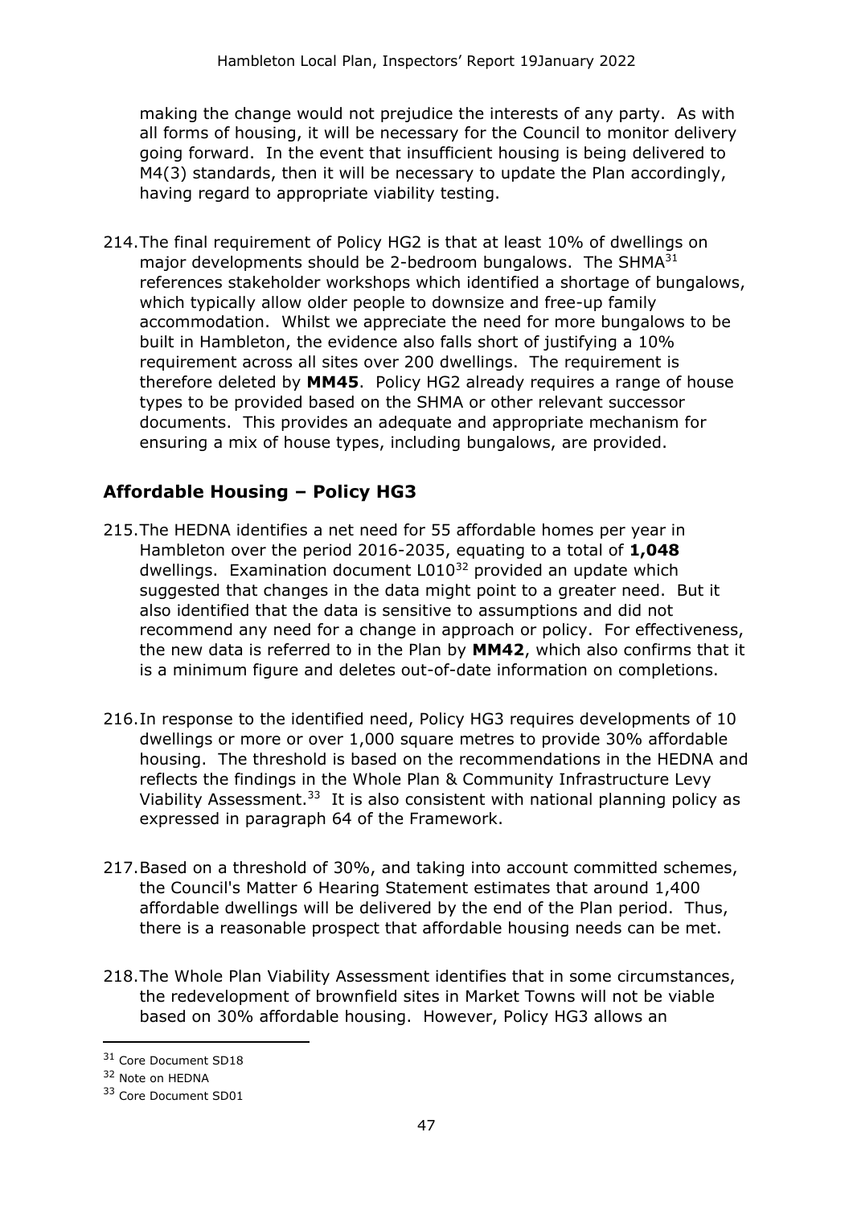making the change would not prejudice the interests of any party. As with all forms of housing, it will be necessary for the Council to monitor delivery going forward. In the event that insufficient housing is being delivered to M4(3) standards, then it will be necessary to update the Plan accordingly, having regard to appropriate viability testing.

214. The final requirement of Policy HG2 is that at least 10% of dwellings on major developments should be 2-bedroom bungalows. The SHMA[31] references stakeholder workshops which identified a shortage of bungalows, which typically allow older people to downsize and free-up family accommodation. Whilst we appreciate the need for more bungalows to be built in Hambleton, the evidence also falls short of justifying a 10% requirement across all sites over 200 dwellings. The requirement is therefore deleted by **MM45**. Policy HG2 already requires a range of house types to be provided based on the SHMA or other relevant successor documents. This provides an adequate and appropriate mechanism for ensuring a mix of house types, including bungalows, are provided.

## Affordable Housing – Policy HG3

215. The HEDNA identifies a net need for 55 affordable homes per year in Hambleton over the period 2016-2035, equating to a total of **1,048** dwellings. Examination document L010[32] provided an update which suggested that changes in the data might point to a greater need. But it also identified that the data is sensitive to assumptions and did not recommend any need for a change in approach or policy. For effectiveness, the new data is referred to in the Plan by **MM42**, which also confirms that it is a minimum figure and deletes out-of-date information on completions.

216. In response to the identified need, Policy HG3 requires developments of 10 dwellings or more or over 1,000 square metres to provide 30% affordable housing. The threshold is based on the recommendations in the HEDNA and reflects the findings in the Whole Plan & Community Infrastructure Levy Viability Assessment.[33] It is also consistent with national planning policy as expressed in paragraph 64 of the Framework.

217. Based on a threshold of 30%, and taking into account committed schemes, the Council's Matter 6 Hearing Statement estimates that around 1,400 affordable dwellings will be delivered by the end of the Plan period. Thus, there is a reasonable prospect that affordable housing needs can be met.

218. The Whole Plan Viability Assessment identifies that in some circumstances, the redevelopment of brownfield sites in Market Towns will not be viable based on 30% affordable housing. However, Policy HG3 allows an

---

[31] Core Document SD18

[32] Note on HEDNA

[33] Core Document SD01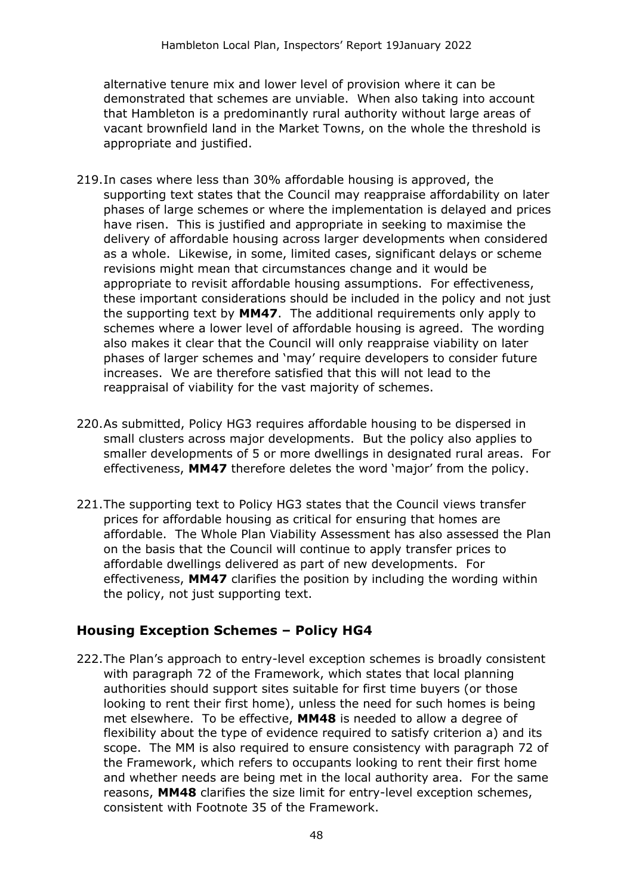alternative tenure mix and lower level of provision where it can be demonstrated that schemes are unviable. When also taking into account that Hambleton is a predominantly rural authority without large areas of vacant brownfield land in the Market Towns, on the whole the threshold is appropriate and justified.

219. In cases where less than 30% affordable housing is approved, the supporting text states that the Council may reappraise affordability on later phases of large schemes or where the implementation is delayed and prices have risen. This is justified and appropriate in seeking to maximise the delivery of affordable housing across larger developments when considered as a whole. Likewise, in some, limited cases, significant delays or scheme revisions might mean that circumstances change and it would be appropriate to revisit affordable housing assumptions. For effectiveness, these important considerations should be included in the policy and not just the supporting text by **MM47**. The additional requirements only apply to schemes where a lower level of affordable housing is agreed. The wording also makes it clear that the Council will only reappraise viability on later phases of larger schemes and 'may' require developers to consider future increases. We are therefore satisfied that this will not lead to the reappraisal of viability for the vast majority of schemes.

220. As submitted, Policy HG3 requires affordable housing to be dispersed in small clusters across major developments. But the policy also applies to smaller developments of 5 or more dwellings in designated rural areas. For effectiveness, **MM47** therefore deletes the word 'major' from the policy.

221. The supporting text to Policy HG3 states that the Council views transfer prices for affordable housing as critical for ensuring that homes are affordable. The Whole Plan Viability Assessment has also assessed the Plan on the basis that the Council will continue to apply transfer prices to affordable dwellings delivered as part of new developments. For effectiveness, **MM47** clarifies the position by including the wording within the policy, not just supporting text.

## Housing Exception Schemes – Policy HG4

222. The Plan's approach to entry-level exception schemes is broadly consistent with paragraph 72 of the Framework, which states that local planning authorities should support sites suitable for first time buyers (or those looking to rent their first home), unless the need for such homes is being met elsewhere. To be effective, **MM48** is needed to allow a degree of flexibility about the type of evidence required to satisfy criterion a) and its scope. The MM is also required to ensure consistency with paragraph 72 of the Framework, which refers to occupants looking to rent their first home and whether needs are being met in the local authority area. For the same reasons, **MM48** clarifies the size limit for entry-level exception schemes, consistent with Footnote 35 of the Framework.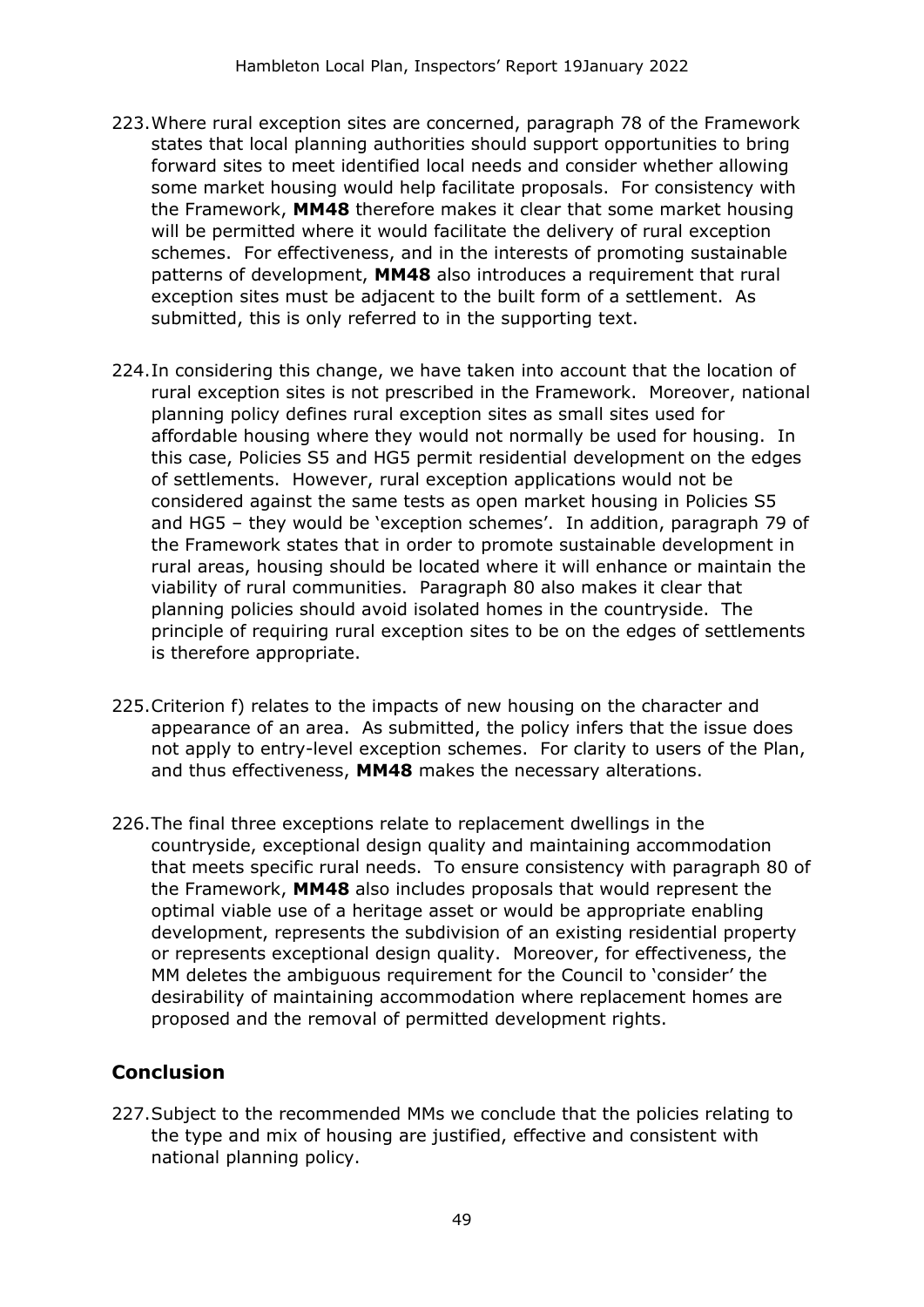223. Where rural exception sites are concerned, paragraph 78 of the Framework states that local planning authorities should support opportunities to bring forward sites to meet identified local needs and consider whether allowing some market housing would help facilitate proposals. For consistency with the Framework, **MM48** therefore makes it clear that some market housing will be permitted where it would facilitate the delivery of rural exception schemes. For effectiveness, and in the interests of promoting sustainable patterns of development, **MM48** also introduces a requirement that rural exception sites must be adjacent to the built form of a settlement. As submitted, this is only referred to in the supporting text.

224. In considering this change, we have taken into account that the location of rural exception sites is not prescribed in the Framework. Moreover, national planning policy defines rural exception sites as small sites used for affordable housing where they would not normally be used for housing. In this case, Policies S5 and HG5 permit residential development on the edges of settlements. However, rural exception applications would not be considered against the same tests as open market housing in Policies S5 and HG5 – they would be 'exception schemes'. In addition, paragraph 79 of the Framework states that in order to promote sustainable development in rural areas, housing should be located where it will enhance or maintain the viability of rural communities. Paragraph 80 also makes it clear that planning policies should avoid isolated homes in the countryside. The principle of requiring rural exception sites to be on the edges of settlements is therefore appropriate.

225. Criterion f) relates to the impacts of new housing on the character and appearance of an area. As submitted, the policy infers that the issue does not apply to entry-level exception schemes. For clarity to users of the Plan, and thus effectiveness, **MM48** makes the necessary alterations.

226. The final three exceptions relate to replacement dwellings in the countryside, exceptional design quality and maintaining accommodation that meets specific rural needs. To ensure consistency with paragraph 80 of the Framework, **MM48** also includes proposals that would represent the optimal viable use of a heritage asset or would be appropriate enabling development, represents the subdivision of an existing residential property or represents exceptional design quality. Moreover, for effectiveness, the MM deletes the ambiguous requirement for the Council to 'consider' the desirability of maintaining accommodation where replacement homes are proposed and the removal of permitted development rights.

## Conclusion

227. Subject to the recommended MMs we conclude that the policies relating to the type and mix of housing are justified, effective and consistent with national planning policy.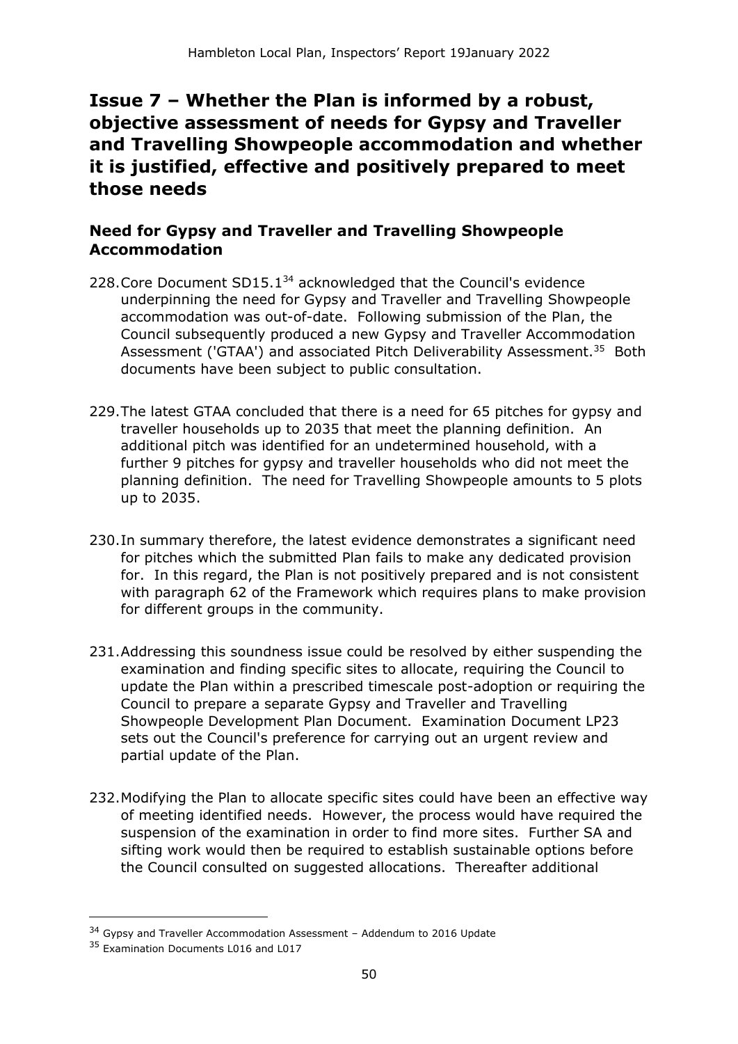## Issue 7 – Whether the Plan is informed by a robust, objective assessment of needs for Gypsy and Traveller and Travelling Showpeople accommodation and whether it is justified, effective and positively prepared to meet those needs

### Need for Gypsy and Traveller and Travelling Showpeople Accommodation

228. Core Document SD15.1[34] acknowledged that the Council's evidence underpinning the need for Gypsy and Traveller and Travelling Showpeople accommodation was out-of-date. Following submission of the Plan, the Council subsequently produced a new Gypsy and Traveller Accommodation Assessment ('GTAA') and associated Pitch Deliverability Assessment.[35] Both documents have been subject to public consultation.

229. The latest GTAA concluded that there is a need for 65 pitches for gypsy and traveller households up to 2035 that meet the planning definition. An additional pitch was identified for an undetermined household, with a further 9 pitches for gypsy and traveller households who did not meet the planning definition. The need for Travelling Showpeople amounts to 5 plots up to 2035.

230. In summary therefore, the latest evidence demonstrates a significant need for pitches which the submitted Plan fails to make any dedicated provision for. In this regard, the Plan is not positively prepared and is not consistent with paragraph 62 of the Framework which requires plans to make provision for different groups in the community.

231. Addressing this soundness issue could be resolved by either suspending the examination and finding specific sites to allocate, requiring the Council to update the Plan within a prescribed timescale post-adoption or requiring the Council to prepare a separate Gypsy and Traveller and Travelling Showpeople Development Plan Document. Examination Document LP23 sets out the Council's preference for carrying out an urgent review and partial update of the Plan.

232. Modifying the Plan to allocate specific sites could have been an effective way of meeting identified needs. However, the process would have required the suspension of the examination in order to find more sites. Further SA and sifting work would then be required to establish sustainable options before the Council consulted on suggested allocations. Thereafter additional

---

[34] Gypsy and Traveller Accommodation Assessment – Addendum to 2016 Update

[35] Examination Documents L016 and L017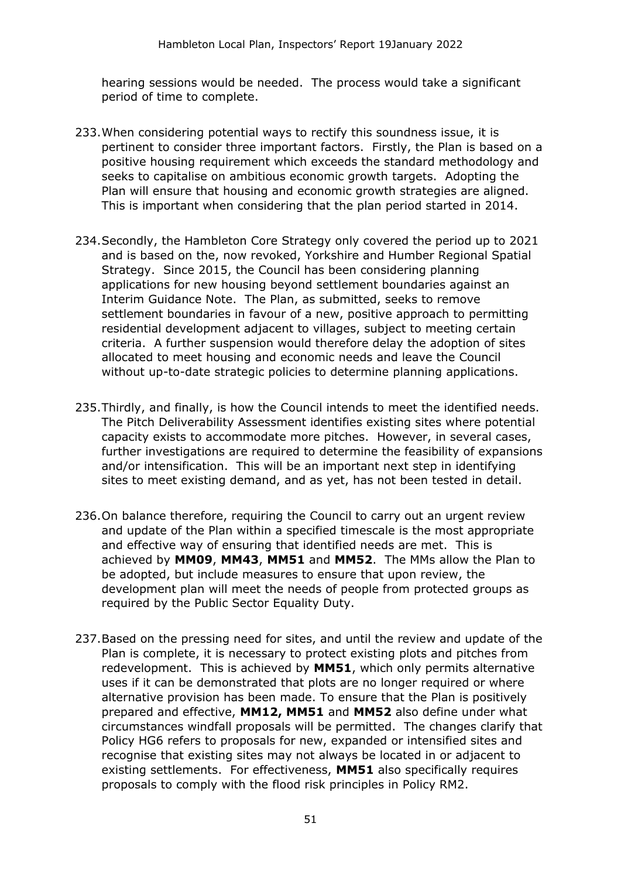hearing sessions would be needed. The process would take a significant period of time to complete.

233. When considering potential ways to rectify this soundness issue, it is pertinent to consider three important factors. Firstly, the Plan is based on a positive housing requirement which exceeds the standard methodology and seeks to capitalise on ambitious economic growth targets. Adopting the Plan will ensure that housing and economic growth strategies are aligned. This is important when considering that the plan period started in 2014.

234. Secondly, the Hambleton Core Strategy only covered the period up to 2021 and is based on the, now revoked, Yorkshire and Humber Regional Spatial Strategy. Since 2015, the Council has been considering planning applications for new housing beyond settlement boundaries against an Interim Guidance Note. The Plan, as submitted, seeks to remove settlement boundaries in favour of a new, positive approach to permitting residential development adjacent to villages, subject to meeting certain criteria. A further suspension would therefore delay the adoption of sites allocated to meet housing and economic needs and leave the Council without up-to-date strategic policies to determine planning applications.

235. Thirdly, and finally, is how the Council intends to meet the identified needs. The Pitch Deliverability Assessment identifies existing sites where potential capacity exists to accommodate more pitches. However, in several cases, further investigations are required to determine the feasibility of expansions and/or intensification. This will be an important next step in identifying sites to meet existing demand, and as yet, has not been tested in detail.

236. On balance therefore, requiring the Council to carry out an urgent review and update of the Plan within a specified timescale is the most appropriate and effective way of ensuring that identified needs are met. This is achieved by **MM09**, **MM43**, **MM51** and **MM52**. The MMs allow the Plan to be adopted, but include measures to ensure that upon review, the development plan will meet the needs of people from protected groups as required by the Public Sector Equality Duty.

237. Based on the pressing need for sites, and until the review and update of the Plan is complete, it is necessary to protect existing plots and pitches from redevelopment. This is achieved by **MM51**, which only permits alternative uses if it can be demonstrated that plots are no longer required or where alternative provision has been made. To ensure that the Plan is positively prepared and effective, **MM12, MM51** and **MM52** also define under what circumstances windfall proposals will be permitted. The changes clarify that Policy HG6 refers to proposals for new, expanded or intensified sites and recognise that existing sites may not always be located in or adjacent to existing settlements. For effectiveness, **MM51** also specifically requires proposals to comply with the flood risk principles in Policy RM2.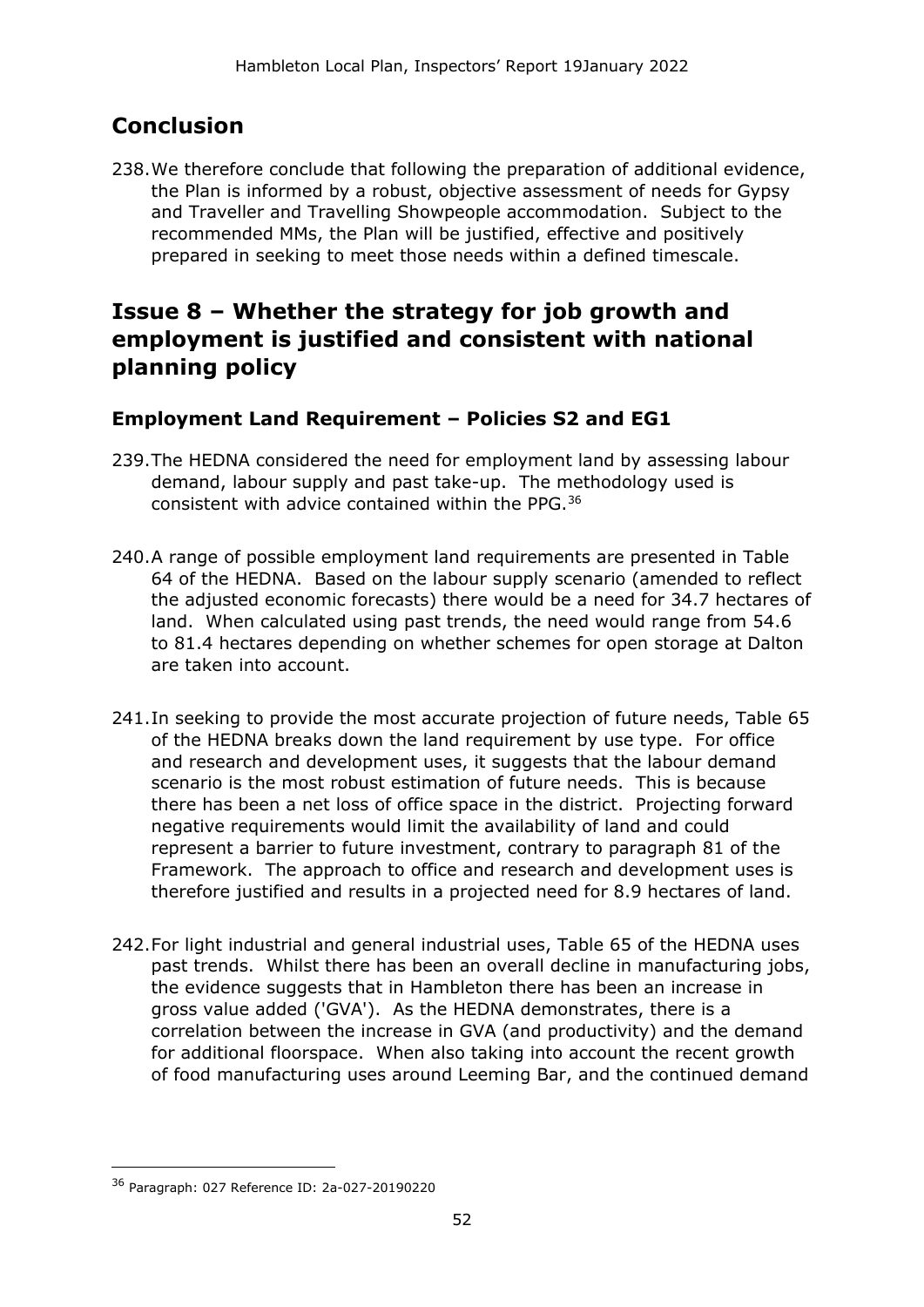## Conclusion

238. We therefore conclude that following the preparation of additional evidence, the Plan is informed by a robust, objective assessment of needs for Gypsy and Traveller and Travelling Showpeople accommodation. Subject to the recommended MMs, the Plan will be justified, effective and positively prepared in seeking to meet those needs within a defined timescale.

## Issue 8 – Whether the strategy for job growth and employment is justified and consistent with national planning policy

### Employment Land Requirement – Policies S2 and EG1

239. The HEDNA considered the need for employment land by assessing labour demand, labour supply and past take-up. The methodology used is consistent with advice contained within the PPG.[36]

240. A range of possible employment land requirements are presented in Table 64 of the HEDNA. Based on the labour supply scenario (amended to reflect the adjusted economic forecasts) there would be a need for 34.7 hectares of land. When calculated using past trends, the need would range from 54.6 to 81.4 hectares depending on whether schemes for open storage at Dalton are taken into account.

241. In seeking to provide the most accurate projection of future needs, Table 65 of the HEDNA breaks down the land requirement by use type. For office and research and development uses, it suggests that the labour demand scenario is the most robust estimation of future needs. This is because there has been a net loss of office space in the district. Projecting forward negative requirements would limit the availability of land and could represent a barrier to future investment, contrary to paragraph 81 of the Framework. The approach to office and research and development uses is therefore justified and results in a projected need for 8.9 hectares of land.

242. For light industrial and general industrial uses, Table 65 of the HEDNA uses past trends. Whilst there has been an overall decline in manufacturing jobs, the evidence suggests that in Hambleton there has been an increase in gross value added ('GVA'). As the HEDNA demonstrates, there is a correlation between the increase in GVA (and productivity) and the demand for additional floorspace. When also taking into account the recent growth of food manufacturing uses around Leeming Bar, and the continued demand

---

[36] Paragraph: 027 Reference ID: 2a-027-20190220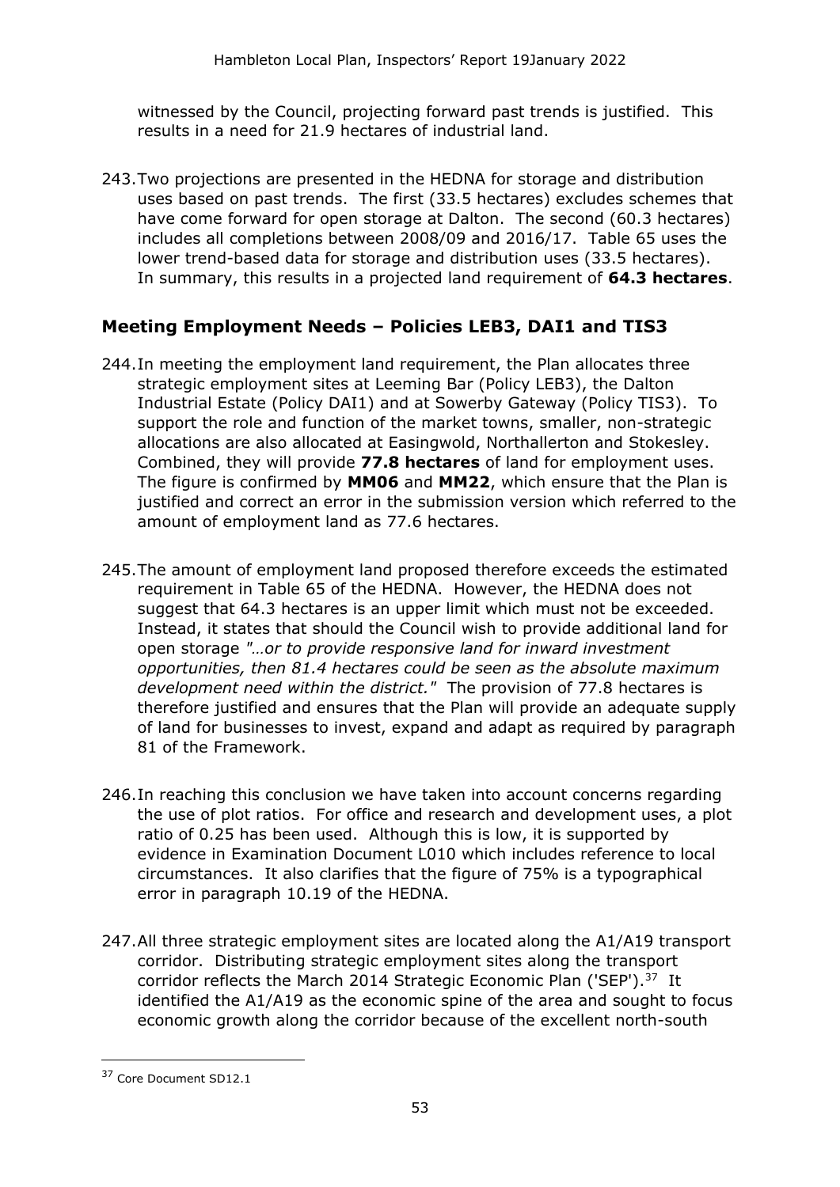witnessed by the Council, projecting forward past trends is justified. This results in a need for 21.9 hectares of industrial land.

243. Two projections are presented in the HEDNA for storage and distribution uses based on past trends. The first (33.5 hectares) excludes schemes that have come forward for open storage at Dalton. The second (60.3 hectares) includes all completions between 2008/09 and 2016/17. Table 65 uses the lower trend-based data for storage and distribution uses (33.5 hectares). In summary, this results in a projected land requirement of **64.3 hectares**.

## Meeting Employment Needs – Policies LEB3, DAI1 and TIS3

244. In meeting the employment land requirement, the Plan allocates three strategic employment sites at Leeming Bar (Policy LEB3), the Dalton Industrial Estate (Policy DAI1) and at Sowerby Gateway (Policy TIS3). To support the role and function of the market towns, smaller, non-strategic allocations are also allocated at Easingwold, Northallerton and Stokesley. Combined, they will provide **77.8 hectares** of land for employment uses. The figure is confirmed by **MM06** and **MM22**, which ensure that the Plan is justified and correct an error in the submission version which referred to the amount of employment land as 77.6 hectares.

245. The amount of employment land proposed therefore exceeds the estimated requirement in Table 65 of the HEDNA. However, the HEDNA does not suggest that 64.3 hectares is an upper limit which must not be exceeded. Instead, it states that should the Council wish to provide additional land for open storage *"…or to provide responsive land for inward investment opportunities, then 81.4 hectares could be seen as the absolute maximum development need within the district."* The provision of 77.8 hectares is therefore justified and ensures that the Plan will provide an adequate supply of land for businesses to invest, expand and adapt as required by paragraph 81 of the Framework.

246. In reaching this conclusion we have taken into account concerns regarding the use of plot ratios. For office and research and development uses, a plot ratio of 0.25 has been used. Although this is low, it is supported by evidence in Examination Document L010 which includes reference to local circumstances. It also clarifies that the figure of 75% is a typographical error in paragraph 10.19 of the HEDNA.

247. All three strategic employment sites are located along the A1/A19 transport corridor. Distributing strategic employment sites along the transport corridor reflects the March 2014 Strategic Economic Plan ('SEP').[37] It identified the A1/A19 as the economic spine of the area and sought to focus economic growth along the corridor because of the excellent north-south

[37] Core Document SD12.1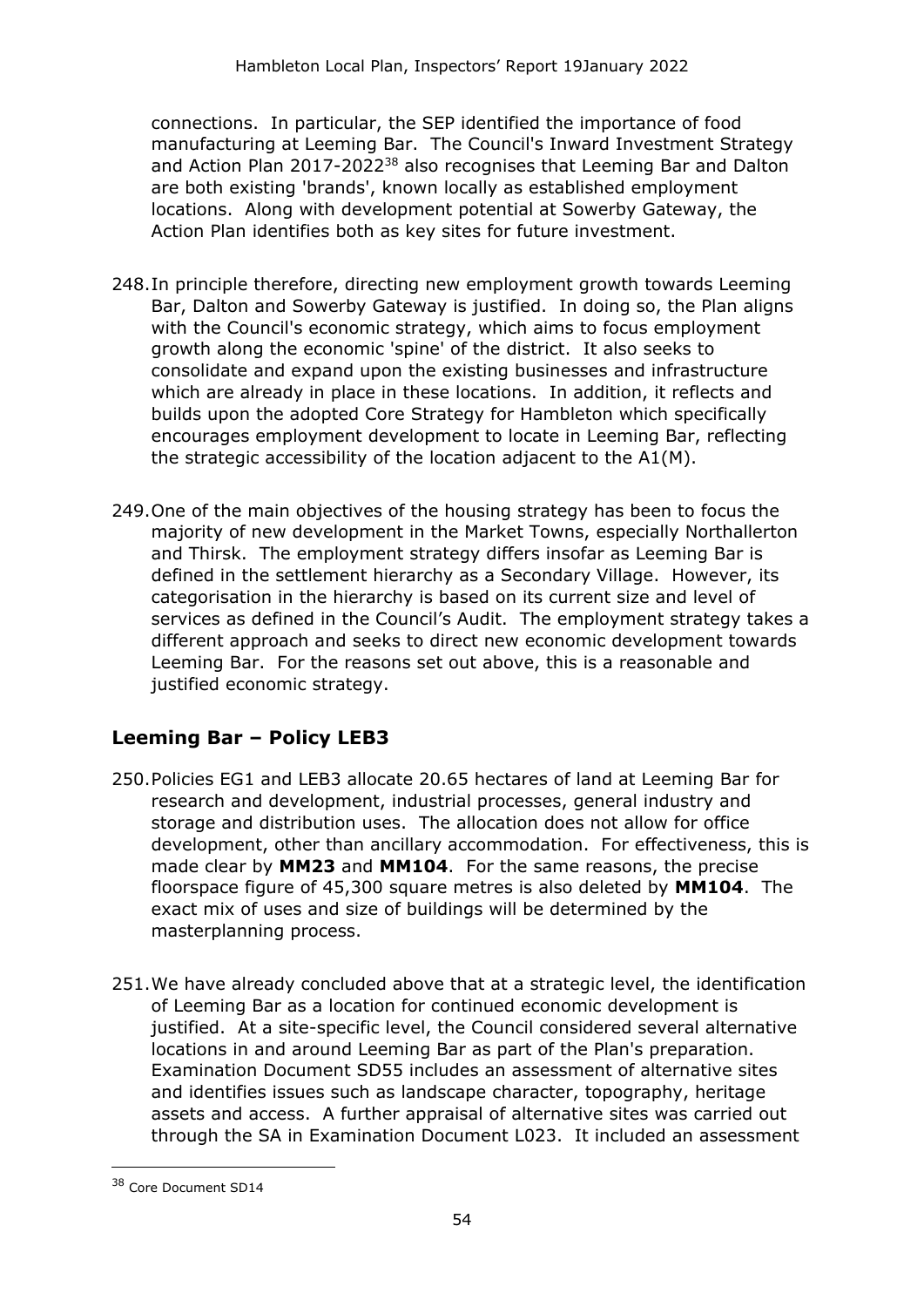connections. In particular, the SEP identified the importance of food manufacturing at Leeming Bar. The Council's Inward Investment Strategy and Action Plan 2017-2022[38] also recognises that Leeming Bar and Dalton are both existing 'brands', known locally as established employment locations. Along with development potential at Sowerby Gateway, the Action Plan identifies both as key sites for future investment.

248. In principle therefore, directing new employment growth towards Leeming Bar, Dalton and Sowerby Gateway is justified. In doing so, the Plan aligns with the Council's economic strategy, which aims to focus employment growth along the economic 'spine' of the district. It also seeks to consolidate and expand upon the existing businesses and infrastructure which are already in place in these locations. In addition, it reflects and builds upon the adopted Core Strategy for Hambleton which specifically encourages employment development to locate in Leeming Bar, reflecting the strategic accessibility of the location adjacent to the A1(M).

249. One of the main objectives of the housing strategy has been to focus the majority of new development in the Market Towns, especially Northallerton and Thirsk. The employment strategy differs insofar as Leeming Bar is defined in the settlement hierarchy as a Secondary Village. However, its categorisation in the hierarchy is based on its current size and level of services as defined in the Council's Audit. The employment strategy takes a different approach and seeks to direct new economic development towards Leeming Bar. For the reasons set out above, this is a reasonable and justified economic strategy.

## Leeming Bar – Policy LEB3

250. Policies EG1 and LEB3 allocate 20.65 hectares of land at Leeming Bar for research and development, industrial processes, general industry and storage and distribution uses. The allocation does not allow for office development, other than ancillary accommodation. For effectiveness, this is made clear by **MM23** and **MM104**. For the same reasons, the precise floorspace figure of 45,300 square metres is also deleted by **MM104**. The exact mix of uses and size of buildings will be determined by the masterplanning process.

251. We have already concluded above that at a strategic level, the identification of Leeming Bar as a location for continued economic development is justified. At a site-specific level, the Council considered several alternative locations in and around Leeming Bar as part of the Plan's preparation. Examination Document SD55 includes an assessment of alternative sites and identifies issues such as landscape character, topography, heritage assets and access. A further appraisal of alternative sites was carried out through the SA in Examination Document L023. It included an assessment

[38] Core Document SD14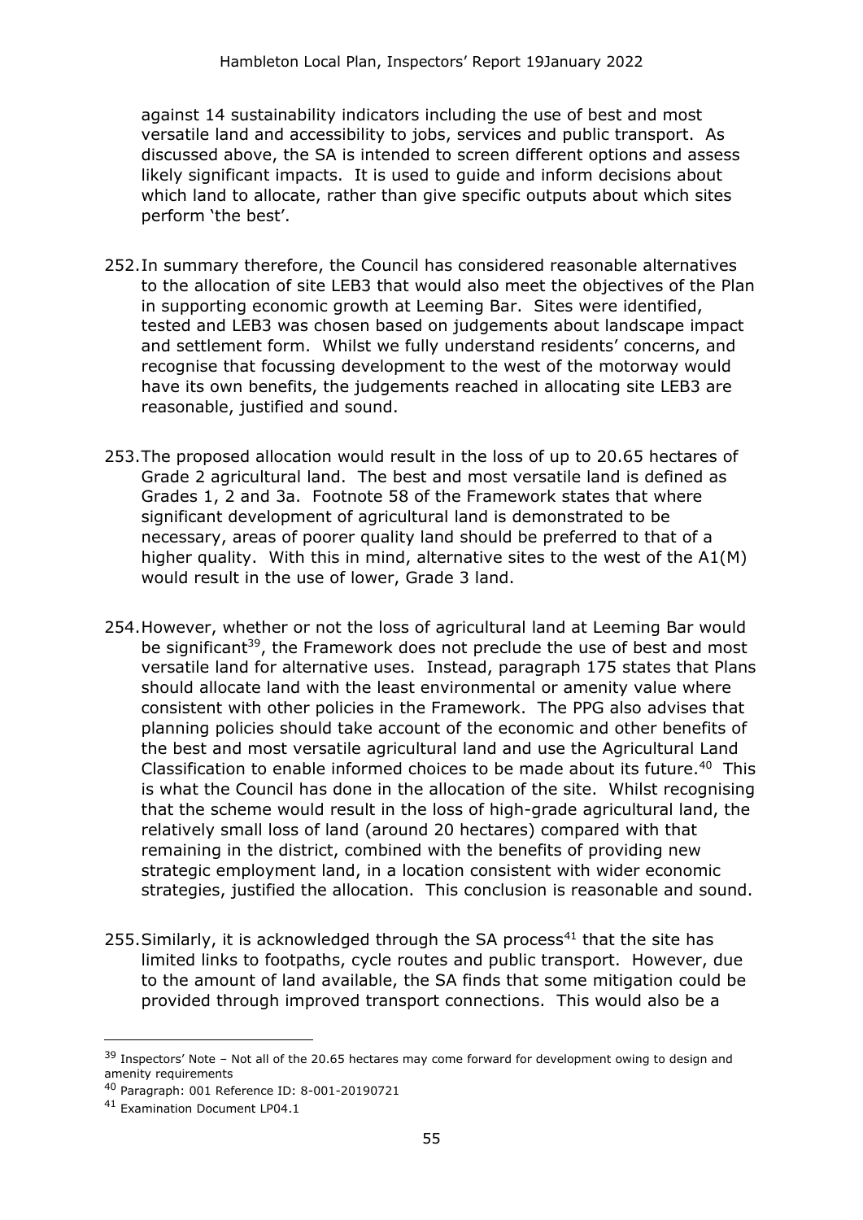against 14 sustainability indicators including the use of best and most versatile land and accessibility to jobs, services and public transport. As discussed above, the SA is intended to screen different options and assess likely significant impacts. It is used to guide and inform decisions about which land to allocate, rather than give specific outputs about which sites perform 'the best'.

252. In summary therefore, the Council has considered reasonable alternatives to the allocation of site LEB3 that would also meet the objectives of the Plan in supporting economic growth at Leeming Bar. Sites were identified, tested and LEB3 was chosen based on judgements about landscape impact and settlement form. Whilst we fully understand residents' concerns, and recognise that focussing development to the west of the motorway would have its own benefits, the judgements reached in allocating site LEB3 are reasonable, justified and sound.

253. The proposed allocation would result in the loss of up to 20.65 hectares of Grade 2 agricultural land. The best and most versatile land is defined as Grades 1, 2 and 3a. Footnote 58 of the Framework states that where significant development of agricultural land is demonstrated to be necessary, areas of poorer quality land should be preferred to that of a higher quality. With this in mind, alternative sites to the west of the A1(M) would result in the use of lower, Grade 3 land.

254. However, whether or not the loss of agricultural land at Leeming Bar would be significant[39], the Framework does not preclude the use of best and most versatile land for alternative uses. Instead, paragraph 175 states that Plans should allocate land with the least environmental or amenity value where consistent with other policies in the Framework. The PPG also advises that planning policies should take account of the economic and other benefits of the best and most versatile agricultural land and use the Agricultural Land Classification to enable informed choices to be made about its future.[40] This is what the Council has done in the allocation of the site. Whilst recognising that the scheme would result in the loss of high-grade agricultural land, the relatively small loss of land (around 20 hectares) compared with that remaining in the district, combined with the benefits of providing new strategic employment land, in a location consistent with wider economic strategies, justified the allocation. This conclusion is reasonable and sound.

255. Similarly, it is acknowledged through the SA process[41] that the site has limited links to footpaths, cycle routes and public transport. However, due to the amount of land available, the SA finds that some mitigation could be provided through improved transport connections. This would also be a

---

[39] Inspectors' Note – Not all of the 20.65 hectares may come forward for development owing to design and amenity requirements

[40] Paragraph: 001 Reference ID: 8-001-20190721

[41] Examination Document LP04.1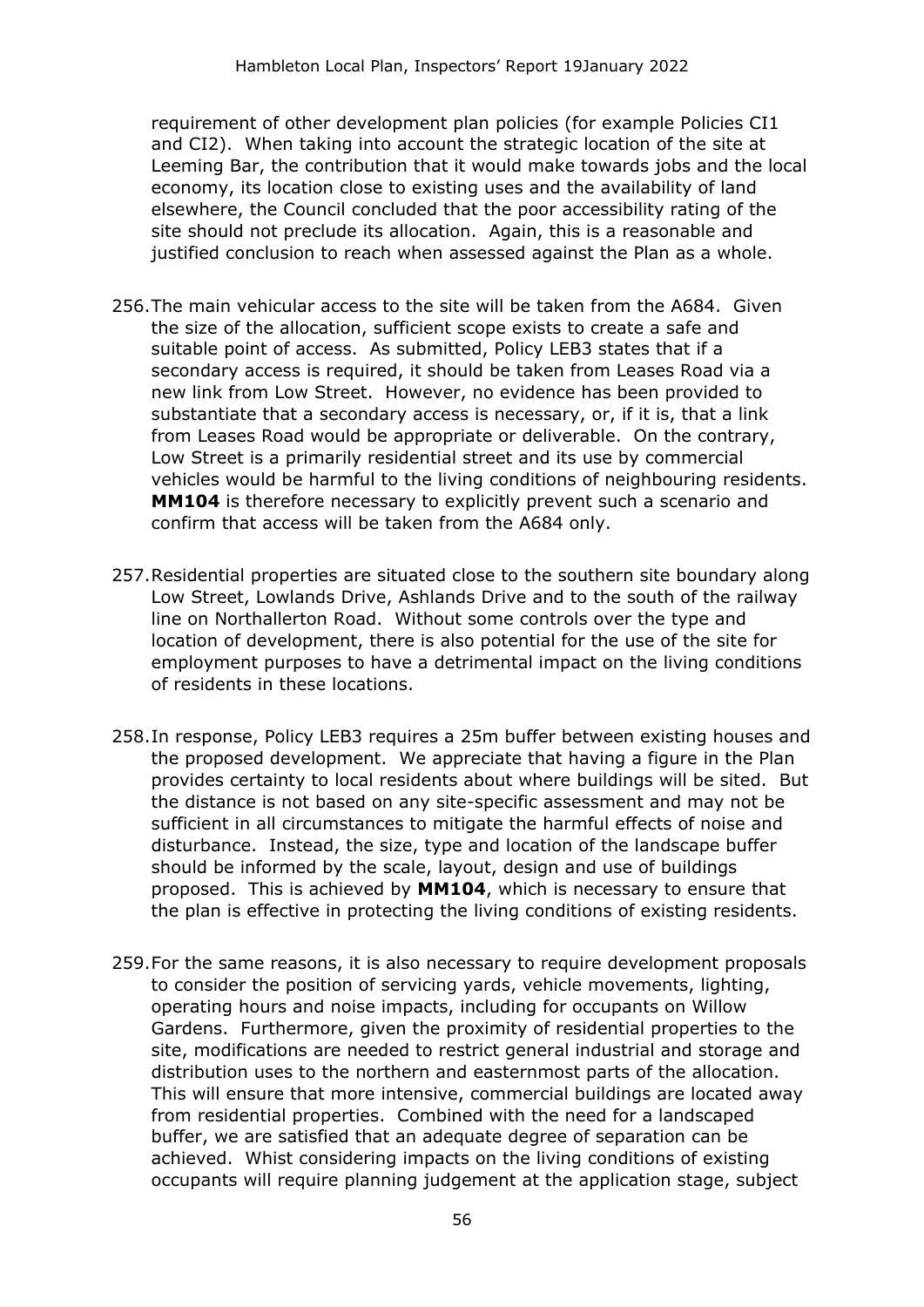requirement of other development plan policies (for example Policies CI1 and CI2). When taking into account the strategic location of the site at Leeming Bar, the contribution that it would make towards jobs and the local economy, its location close to existing uses and the availability of land elsewhere, the Council concluded that the poor accessibility rating of the site should not preclude its allocation. Again, this is a reasonable and justified conclusion to reach when assessed against the Plan as a whole.

256. The main vehicular access to the site will be taken from the A684. Given the size of the allocation, sufficient scope exists to create a safe and suitable point of access. As submitted, Policy LEB3 states that if a secondary access is required, it should be taken from Leases Road via a new link from Low Street. However, no evidence has been provided to substantiate that a secondary access is necessary, or, if it is, that a link from Leases Road would be appropriate or deliverable. On the contrary, Low Street is a primarily residential street and its use by commercial vehicles would be harmful to the living conditions of neighbouring residents. **MM104** is therefore necessary to explicitly prevent such a scenario and confirm that access will be taken from the A684 only.

257. Residential properties are situated close to the southern site boundary along Low Street, Lowlands Drive, Ashlands Drive and to the south of the railway line on Northallerton Road. Without some controls over the type and location of development, there is also potential for the use of the site for employment purposes to have a detrimental impact on the living conditions of residents in these locations.

258. In response, Policy LEB3 requires a 25m buffer between existing houses and the proposed development. We appreciate that having a figure in the Plan provides certainty to local residents about where buildings will be sited. But the distance is not based on any site-specific assessment and may not be sufficient in all circumstances to mitigate the harmful effects of noise and disturbance. Instead, the size, type and location of the landscape buffer should be informed by the scale, layout, design and use of buildings proposed. This is achieved by **MM104**, which is necessary to ensure that the plan is effective in protecting the living conditions of existing residents.

259. For the same reasons, it is also necessary to require development proposals to consider the position of servicing yards, vehicle movements, lighting, operating hours and noise impacts, including for occupants on Willow Gardens. Furthermore, given the proximity of residential properties to the site, modifications are needed to restrict general industrial and storage and distribution uses to the northern and easternmost parts of the allocation. This will ensure that more intensive, commercial buildings are located away from residential properties. Combined with the need for a landscaped buffer, we are satisfied that an adequate degree of separation can be achieved. Whist considering impacts on the living conditions of existing occupants will require planning judgement at the application stage, subject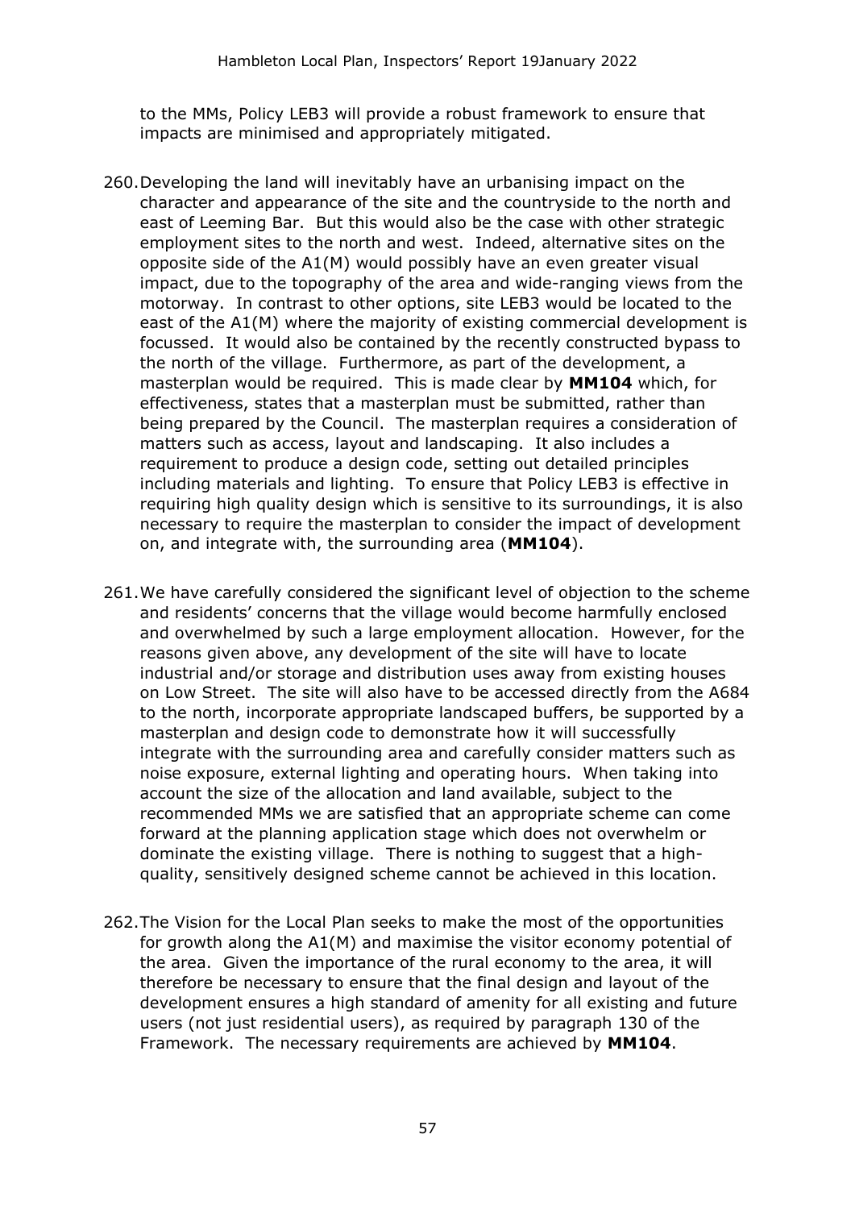to the MMs, Policy LEB3 will provide a robust framework to ensure that impacts are minimised and appropriately mitigated.

260. Developing the land will inevitably have an urbanising impact on the character and appearance of the site and the countryside to the north and east of Leeming Bar. But this would also be the case with other strategic employment sites to the north and west. Indeed, alternative sites on the opposite side of the A1(M) would possibly have an even greater visual impact, due to the topography of the area and wide-ranging views from the motorway. In contrast to other options, site LEB3 would be located to the east of the A1(M) where the majority of existing commercial development is focussed. It would also be contained by the recently constructed bypass to the north of the village. Furthermore, as part of the development, a masterplan would be required. This is made clear by **MM104** which, for effectiveness, states that a masterplan must be submitted, rather than being prepared by the Council. The masterplan requires a consideration of matters such as access, layout and landscaping. It also includes a requirement to produce a design code, setting out detailed principles including materials and lighting. To ensure that Policy LEB3 is effective in requiring high quality design which is sensitive to its surroundings, it is also necessary to require the masterplan to consider the impact of development on, and integrate with, the surrounding area (**MM104**).

261. We have carefully considered the significant level of objection to the scheme and residents' concerns that the village would become harmfully enclosed and overwhelmed by such a large employment allocation. However, for the reasons given above, any development of the site will have to locate industrial and/or storage and distribution uses away from existing houses on Low Street. The site will also have to be accessed directly from the A684 to the north, incorporate appropriate landscaped buffers, be supported by a masterplan and design code to demonstrate how it will successfully integrate with the surrounding area and carefully consider matters such as noise exposure, external lighting and operating hours. When taking into account the size of the allocation and land available, subject to the recommended MMs we are satisfied that an appropriate scheme can come forward at the planning application stage which does not overwhelm or dominate the existing village. There is nothing to suggest that a high-quality, sensitively designed scheme cannot be achieved in this location.

262. The Vision for the Local Plan seeks to make the most of the opportunities for growth along the A1(M) and maximise the visitor economy potential of the area. Given the importance of the rural economy to the area, it will therefore be necessary to ensure that the final design and layout of the development ensures a high standard of amenity for all existing and future users (not just residential users), as required by paragraph 130 of the Framework. The necessary requirements are achieved by **MM104**.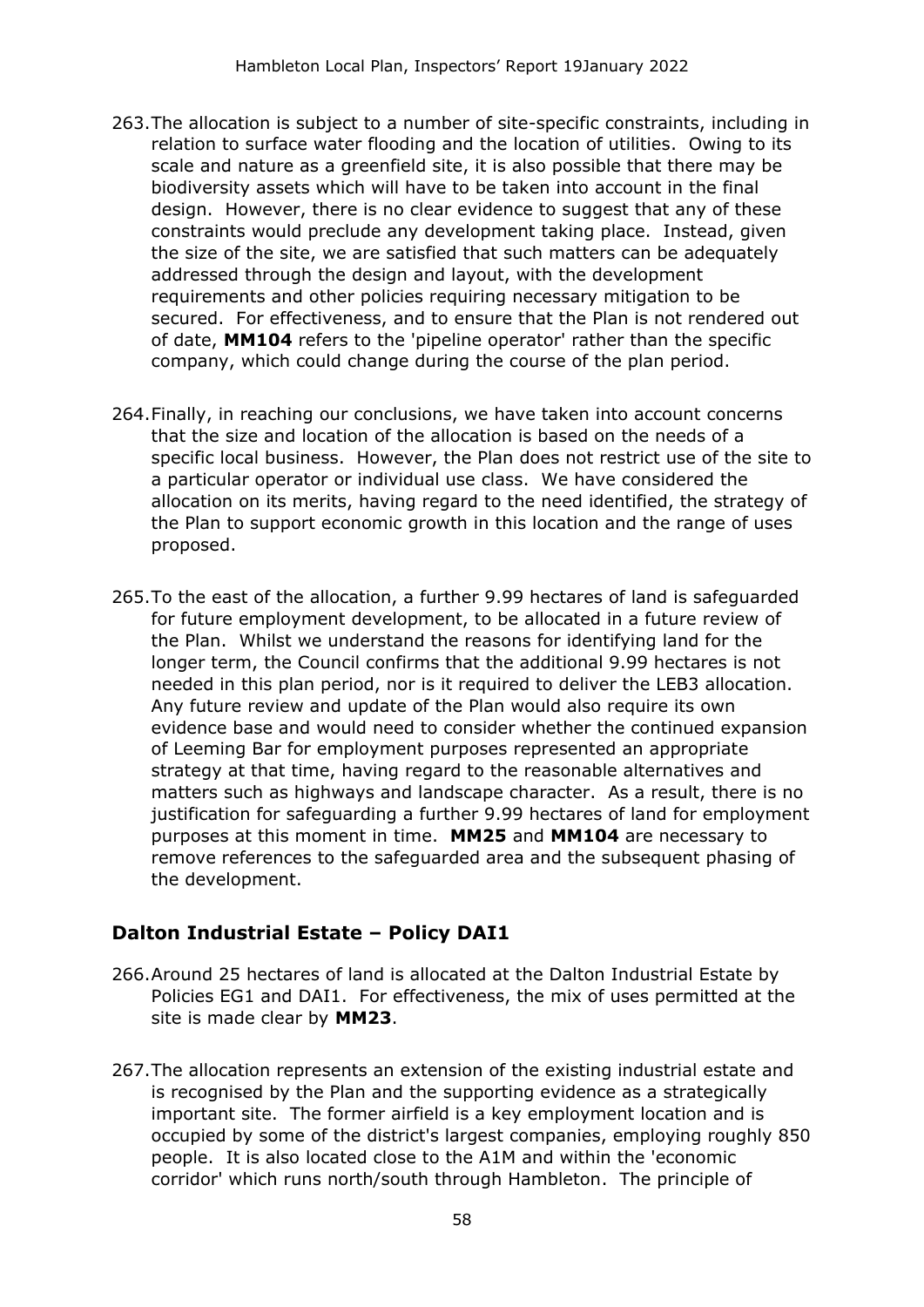263. The allocation is subject to a number of site-specific constraints, including in relation to surface water flooding and the location of utilities. Owing to its scale and nature as a greenfield site, it is also possible that there may be biodiversity assets which will have to be taken into account in the final design. However, there is no clear evidence to suggest that any of these constraints would preclude any development taking place. Instead, given the size of the site, we are satisfied that such matters can be adequately addressed through the design and layout, with the development requirements and other policies requiring necessary mitigation to be secured. For effectiveness, and to ensure that the Plan is not rendered out of date, **MM104** refers to the 'pipeline operator' rather than the specific company, which could change during the course of the plan period.

264. Finally, in reaching our conclusions, we have taken into account concerns that the size and location of the allocation is based on the needs of a specific local business. However, the Plan does not restrict use of the site to a particular operator or individual use class. We have considered the allocation on its merits, having regard to the need identified, the strategy of the Plan to support economic growth in this location and the range of uses proposed.

265. To the east of the allocation, a further 9.99 hectares of land is safeguarded for future employment development, to be allocated in a future review of the Plan. Whilst we understand the reasons for identifying land for the longer term, the Council confirms that the additional 9.99 hectares is not needed in this plan period, nor is it required to deliver the LEB3 allocation. Any future review and update of the Plan would also require its own evidence base and would need to consider whether the continued expansion of Leeming Bar for employment purposes represented an appropriate strategy at that time, having regard to the reasonable alternatives and matters such as highways and landscape character. As a result, there is no justification for safeguarding a further 9.99 hectares of land for employment purposes at this moment in time. **MM25** and **MM104** are necessary to remove references to the safeguarded area and the subsequent phasing of the development.

### Dalton Industrial Estate – Policy DAI1

266. Around 25 hectares of land is allocated at the Dalton Industrial Estate by Policies EG1 and DAI1. For effectiveness, the mix of uses permitted at the site is made clear by **MM23**.

267. The allocation represents an extension of the existing industrial estate and is recognised by the Plan and the supporting evidence as a strategically important site. The former airfield is a key employment location and is occupied by some of the district's largest companies, employing roughly 850 people. It is also located close to the A1M and within the 'economic corridor' which runs north/south through Hambleton. The principle of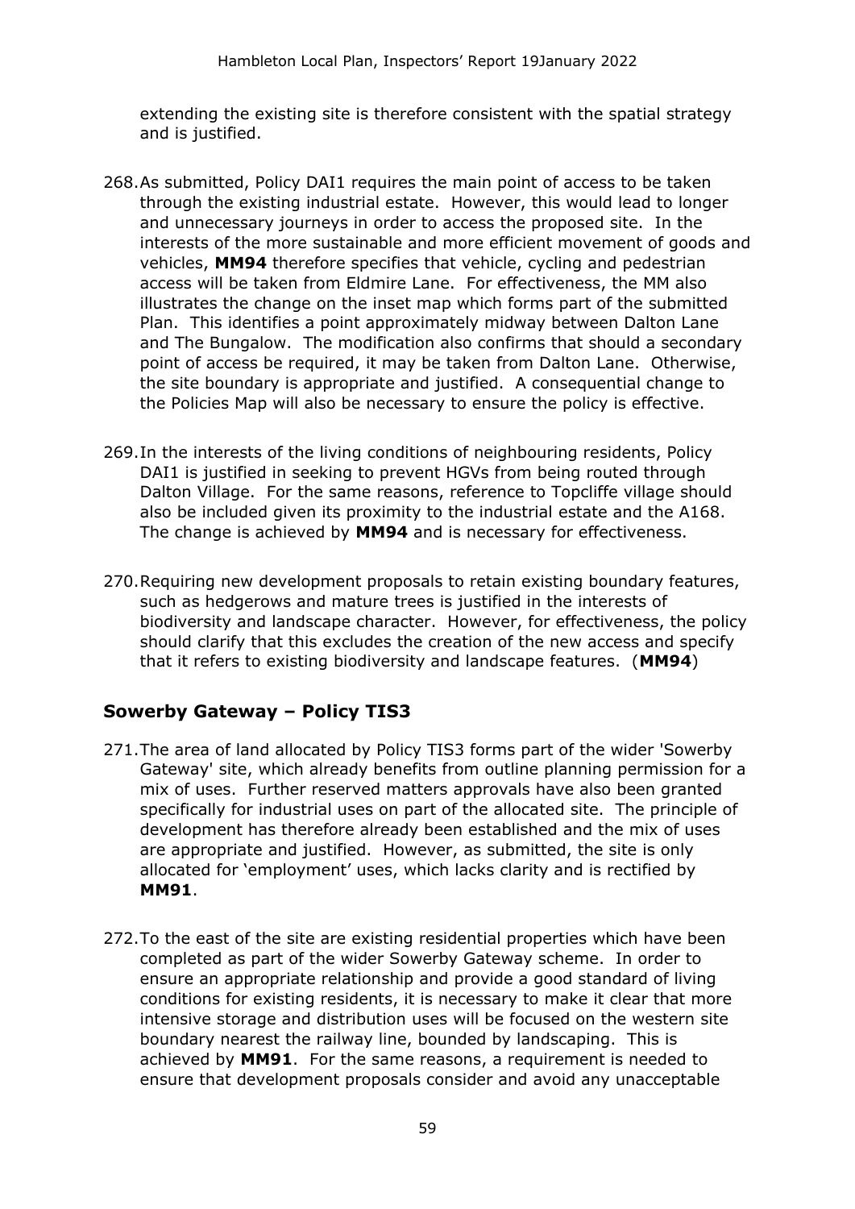extending the existing site is therefore consistent with the spatial strategy and is justified.

268. As submitted, Policy DAI1 requires the main point of access to be taken through the existing industrial estate. However, this would lead to longer and unnecessary journeys in order to access the proposed site. In the interests of the more sustainable and more efficient movement of goods and vehicles, **MM94** therefore specifies that vehicle, cycling and pedestrian access will be taken from Eldmire Lane. For effectiveness, the MM also illustrates the change on the inset map which forms part of the submitted Plan. This identifies a point approximately midway between Dalton Lane and The Bungalow. The modification also confirms that should a secondary point of access be required, it may be taken from Dalton Lane. Otherwise, the site boundary is appropriate and justified. A consequential change to the Policies Map will also be necessary to ensure the policy is effective.

269. In the interests of the living conditions of neighbouring residents, Policy DAI1 is justified in seeking to prevent HGVs from being routed through Dalton Village. For the same reasons, reference to Topcliffe village should also be included given its proximity to the industrial estate and the A168. The change is achieved by **MM94** and is necessary for effectiveness.

270. Requiring new development proposals to retain existing boundary features, such as hedgerows and mature trees is justified in the interests of biodiversity and landscape character. However, for effectiveness, the policy should clarify that this excludes the creation of the new access and specify that it refers to existing biodiversity and landscape features. (**MM94**)

## Sowerby Gateway – Policy TIS3

271. The area of land allocated by Policy TIS3 forms part of the wider 'Sowerby Gateway' site, which already benefits from outline planning permission for a mix of uses. Further reserved matters approvals have also been granted specifically for industrial uses on part of the allocated site. The principle of development has therefore already been established and the mix of uses are appropriate and justified. However, as submitted, the site is only allocated for 'employment' uses, which lacks clarity and is rectified by **MM91**.

272. To the east of the site are existing residential properties which have been completed as part of the wider Sowerby Gateway scheme. In order to ensure an appropriate relationship and provide a good standard of living conditions for existing residents, it is necessary to make it clear that more intensive storage and distribution uses will be focused on the western site boundary nearest the railway line, bounded by landscaping. This is achieved by **MM91**. For the same reasons, a requirement is needed to ensure that development proposals consider and avoid any unacceptable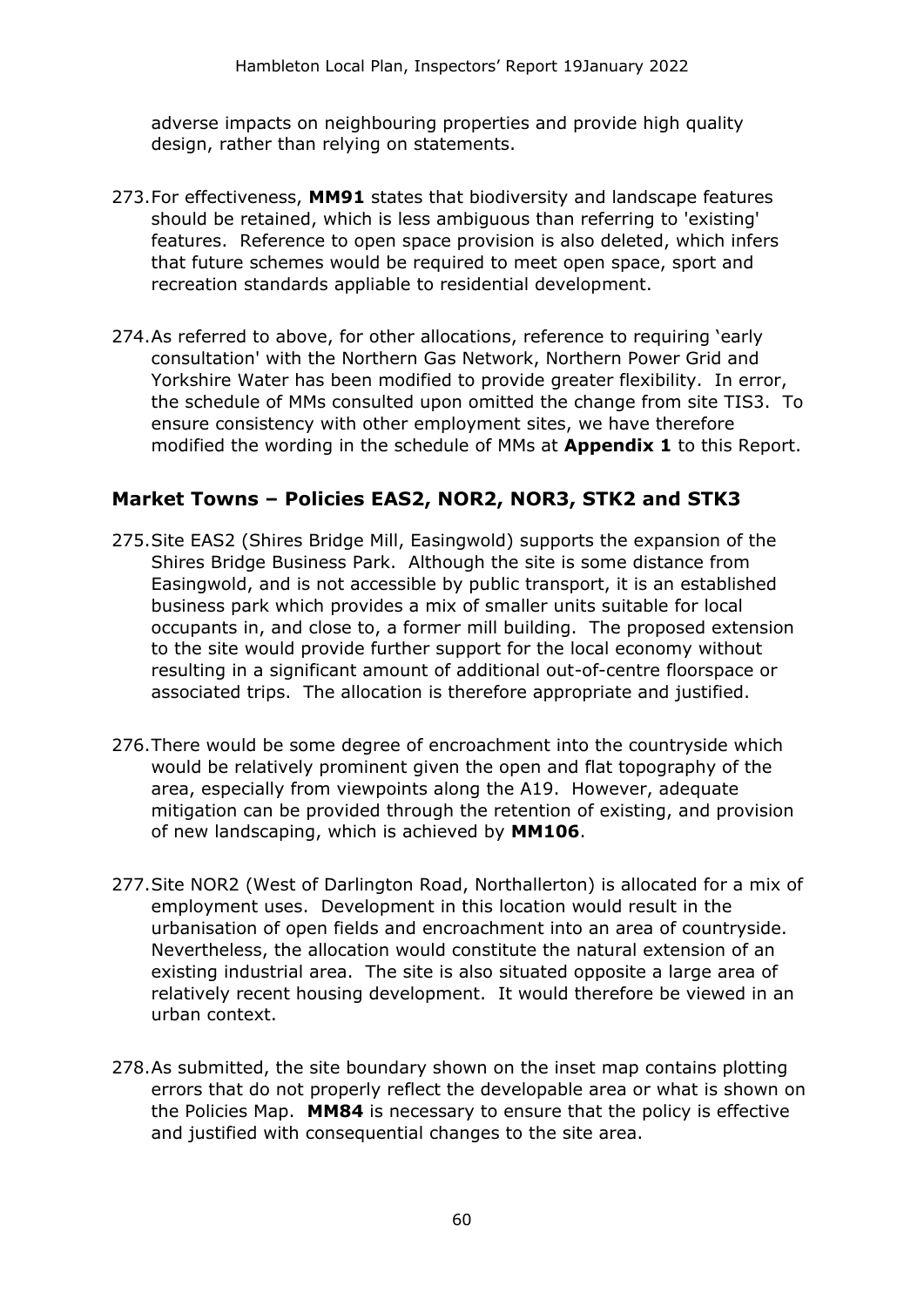adverse impacts on neighbouring properties and provide high quality design, rather than relying on statements.

273. For effectiveness, **MM91** states that biodiversity and landscape features should be retained, which is less ambiguous than referring to 'existing' features. Reference to open space provision is also deleted, which infers that future schemes would be required to meet open space, sport and recreation standards appliable to residential development.

274. As referred to above, for other allocations, reference to requiring 'early consultation' with the Northern Gas Network, Northern Power Grid and Yorkshire Water has been modified to provide greater flexibility. In error, the schedule of MMs consulted upon omitted the change from site TIS3. To ensure consistency with other employment sites, we have therefore modified the wording in the schedule of MMs at **Appendix 1** to this Report.

## Market Towns – Policies EAS2, NOR2, NOR3, STK2 and STK3

275. Site EAS2 (Shires Bridge Mill, Easingwold) supports the expansion of the Shires Bridge Business Park. Although the site is some distance from Easingwold, and is not accessible by public transport, it is an established business park which provides a mix of smaller units suitable for local occupants in, and close to, a former mill building. The proposed extension to the site would provide further support for the local economy without resulting in a significant amount of additional out-of-centre floorspace or associated trips. The allocation is therefore appropriate and justified.

276. There would be some degree of encroachment into the countryside which would be relatively prominent given the open and flat topography of the area, especially from viewpoints along the A19. However, adequate mitigation can be provided through the retention of existing, and provision of new landscaping, which is achieved by **MM106**.

277. Site NOR2 (West of Darlington Road, Northallerton) is allocated for a mix of employment uses. Development in this location would result in the urbanisation of open fields and encroachment into an area of countryside. Nevertheless, the allocation would constitute the natural extension of an existing industrial area. The site is also situated opposite a large area of relatively recent housing development. It would therefore be viewed in an urban context.

278. As submitted, the site boundary shown on the inset map contains plotting errors that do not properly reflect the developable area or what is shown on the Policies Map. **MM84** is necessary to ensure that the policy is effective and justified with consequential changes to the site area.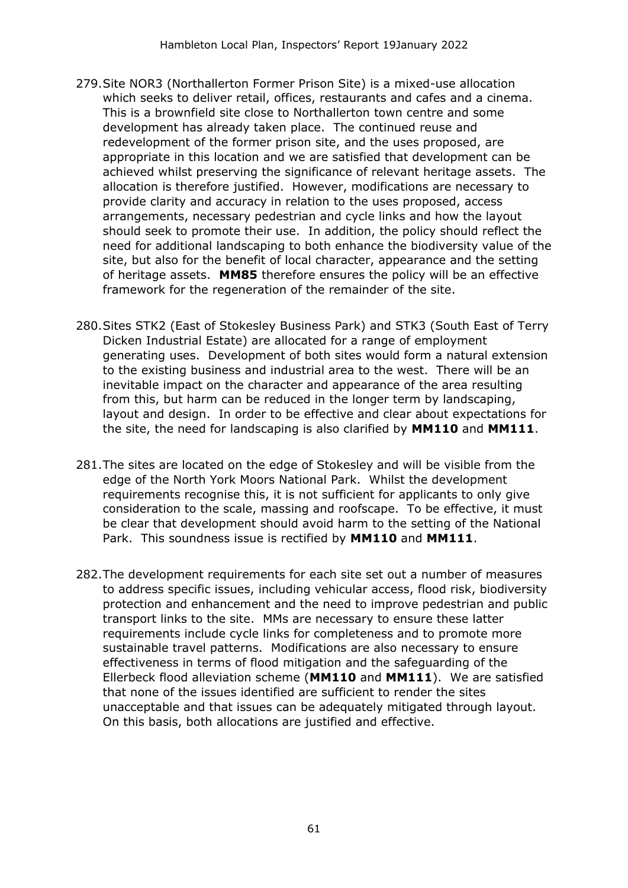279. Site NOR3 (Northallerton Former Prison Site) is a mixed-use allocation which seeks to deliver retail, offices, restaurants and cafes and a cinema. This is a brownfield site close to Northallerton town centre and some development has already taken place. The continued reuse and redevelopment of the former prison site, and the uses proposed, are appropriate in this location and we are satisfied that development can be achieved whilst preserving the significance of relevant heritage assets. The allocation is therefore justified. However, modifications are necessary to provide clarity and accuracy in relation to the uses proposed, access arrangements, necessary pedestrian and cycle links and how the layout should seek to promote their use. In addition, the policy should reflect the need for additional landscaping to both enhance the biodiversity value of the site, but also for the benefit of local character, appearance and the setting of heritage assets. **MM85** therefore ensures the policy will be an effective framework for the regeneration of the remainder of the site.

280. Sites STK2 (East of Stokesley Business Park) and STK3 (South East of Terry Dicken Industrial Estate) are allocated for a range of employment generating uses. Development of both sites would form a natural extension to the existing business and industrial area to the west. There will be an inevitable impact on the character and appearance of the area resulting from this, but harm can be reduced in the longer term by landscaping, layout and design. In order to be effective and clear about expectations for the site, the need for landscaping is also clarified by **MM110** and **MM111**.

281. The sites are located on the edge of Stokesley and will be visible from the edge of the North York Moors National Park. Whilst the development requirements recognise this, it is not sufficient for applicants to only give consideration to the scale, massing and roofscape. To be effective, it must be clear that development should avoid harm to the setting of the National Park. This soundness issue is rectified by **MM110** and **MM111**.

282. The development requirements for each site set out a number of measures to address specific issues, including vehicular access, flood risk, biodiversity protection and enhancement and the need to improve pedestrian and public transport links to the site. MMs are necessary to ensure these latter requirements include cycle links for completeness and to promote more sustainable travel patterns. Modifications are also necessary to ensure effectiveness in terms of flood mitigation and the safeguarding of the Ellerbeck flood alleviation scheme (**MM110** and **MM111**). We are satisfied that none of the issues identified are sufficient to render the sites unacceptable and that issues can be adequately mitigated through layout. On this basis, both allocations are justified and effective.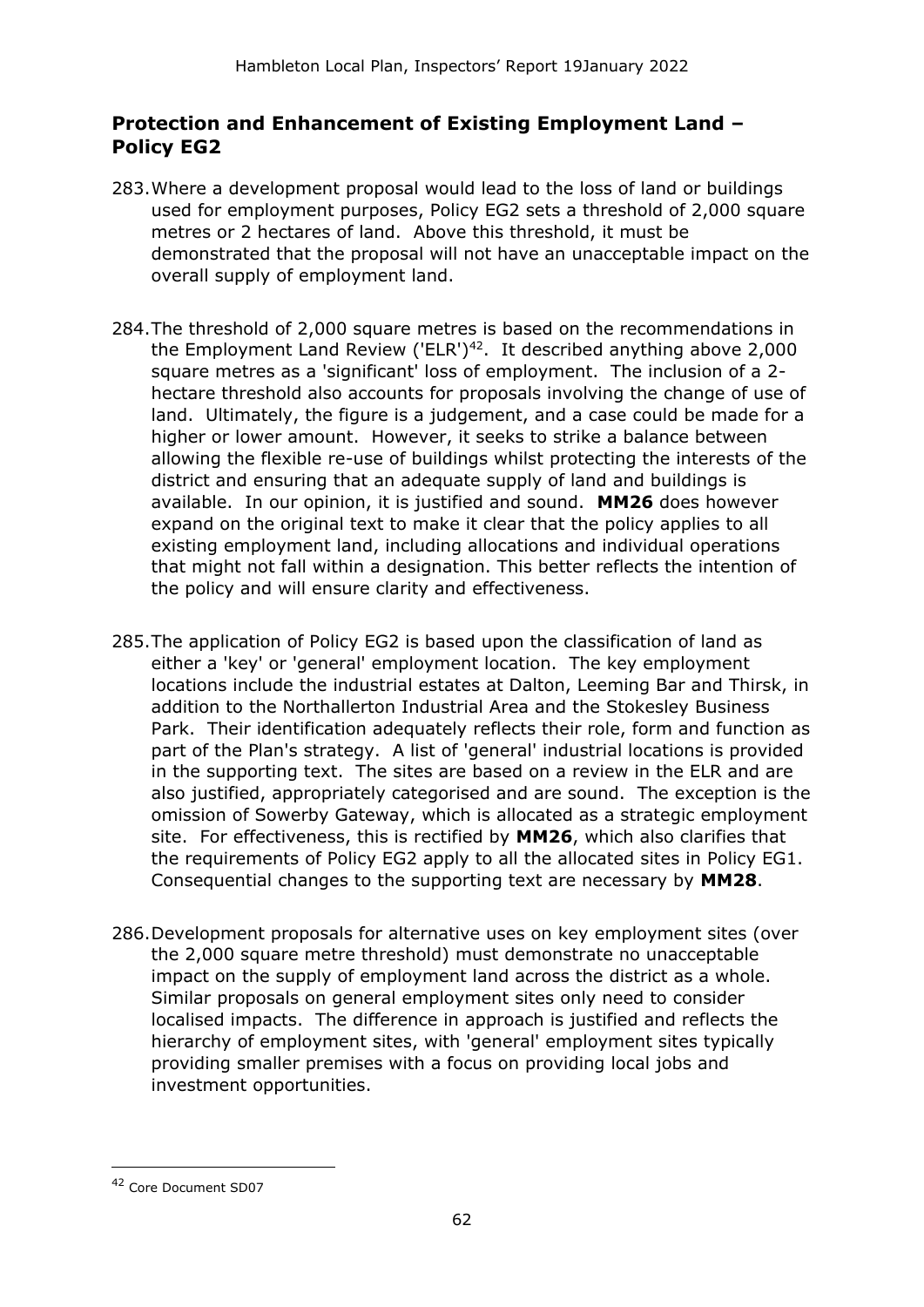## Protection and Enhancement of Existing Employment Land – Policy EG2

283. Where a development proposal would lead to the loss of land or buildings used for employment purposes, Policy EG2 sets a threshold of 2,000 square metres or 2 hectares of land. Above this threshold, it must be demonstrated that the proposal will not have an unacceptable impact on the overall supply of employment land.

284. The threshold of 2,000 square metres is based on the recommendations in the Employment Land Review ('ELR')[42]. It described anything above 2,000 square metres as a 'significant' loss of employment. The inclusion of a 2-hectare threshold also accounts for proposals involving the change of use of land. Ultimately, the figure is a judgement, and a case could be made for a higher or lower amount. However, it seeks to strike a balance between allowing the flexible re-use of buildings whilst protecting the interests of the district and ensuring that an adequate supply of land and buildings is available. In our opinion, it is justified and sound. **MM26** does however expand on the original text to make it clear that the policy applies to all existing employment land, including allocations and individual operations that might not fall within a designation. This better reflects the intention of the policy and will ensure clarity and effectiveness.

285. The application of Policy EG2 is based upon the classification of land as either a 'key' or 'general' employment location. The key employment locations include the industrial estates at Dalton, Leeming Bar and Thirsk, in addition to the Northallerton Industrial Area and the Stokesley Business Park. Their identification adequately reflects their role, form and function as part of the Plan's strategy. A list of 'general' industrial locations is provided in the supporting text. The sites are based on a review in the ELR and are also justified, appropriately categorised and are sound. The exception is the omission of Sowerby Gateway, which is allocated as a strategic employment site. For effectiveness, this is rectified by **MM26**, which also clarifies that the requirements of Policy EG2 apply to all the allocated sites in Policy EG1. Consequential changes to the supporting text are necessary by **MM28**.

286. Development proposals for alternative uses on key employment sites (over the 2,000 square metre threshold) must demonstrate no unacceptable impact on the supply of employment land across the district as a whole. Similar proposals on general employment sites only need to consider localised impacts. The difference in approach is justified and reflects the hierarchy of employment sites, with 'general' employment sites typically providing smaller premises with a focus on providing local jobs and investment opportunities.

---

[42] Core Document SD07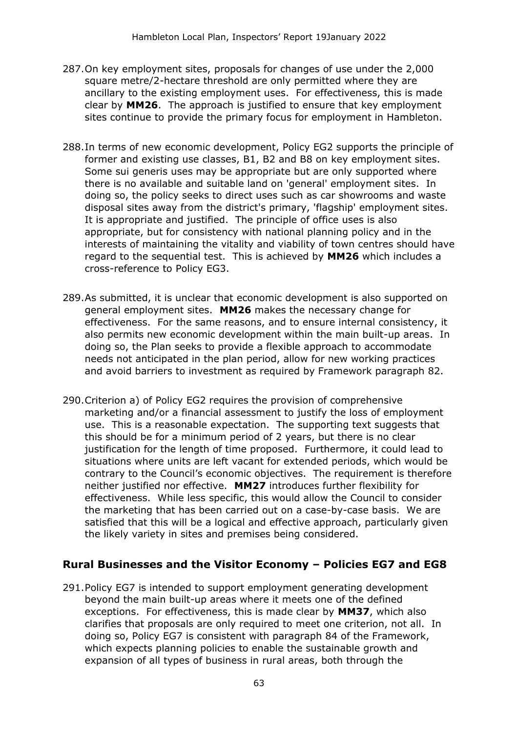287. On key employment sites, proposals for changes of use under the 2,000 square metre/2-hectare threshold are only permitted where they are ancillary to the existing employment uses. For effectiveness, this is made clear by **MM26**. The approach is justified to ensure that key employment sites continue to provide the primary focus for employment in Hambleton.

288. In terms of new economic development, Policy EG2 supports the principle of former and existing use classes, B1, B2 and B8 on key employment sites. Some sui generis uses may be appropriate but are only supported where there is no available and suitable land on 'general' employment sites. In doing so, the policy seeks to direct uses such as car showrooms and waste disposal sites away from the district's primary, 'flagship' employment sites. It is appropriate and justified. The principle of office uses is also appropriate, but for consistency with national planning policy and in the interests of maintaining the vitality and viability of town centres should have regard to the sequential test. This is achieved by **MM26** which includes a cross-reference to Policy EG3.

289. As submitted, it is unclear that economic development is also supported on general employment sites. **MM26** makes the necessary change for effectiveness. For the same reasons, and to ensure internal consistency, it also permits new economic development within the main built-up areas. In doing so, the Plan seeks to provide a flexible approach to accommodate needs not anticipated in the plan period, allow for new working practices and avoid barriers to investment as required by Framework paragraph 82.

290. Criterion a) of Policy EG2 requires the provision of comprehensive marketing and/or a financial assessment to justify the loss of employment use. This is a reasonable expectation. The supporting text suggests that this should be for a minimum period of 2 years, but there is no clear justification for the length of time proposed. Furthermore, it could lead to situations where units are left vacant for extended periods, which would be contrary to the Council's economic objectives. The requirement is therefore neither justified nor effective. **MM27** introduces further flexibility for effectiveness. While less specific, this would allow the Council to consider the marketing that has been carried out on a case-by-case basis. We are satisfied that this will be a logical and effective approach, particularly given the likely variety in sites and premises being considered.

## Rural Businesses and the Visitor Economy – Policies EG7 and EG8

291. Policy EG7 is intended to support employment generating development beyond the main built-up areas where it meets one of the defined exceptions. For effectiveness, this is made clear by **MM37**, which also clarifies that proposals are only required to meet one criterion, not all. In doing so, Policy EG7 is consistent with paragraph 84 of the Framework, which expects planning policies to enable the sustainable growth and expansion of all types of business in rural areas, both through the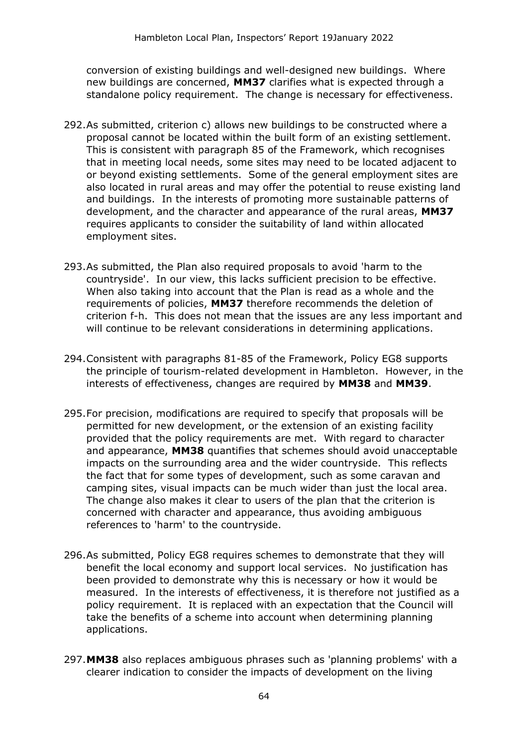conversion of existing buildings and well-designed new buildings. Where new buildings are concerned, **MM37** clarifies what is expected through a standalone policy requirement. The change is necessary for effectiveness.

292. As submitted, criterion c) allows new buildings to be constructed where a proposal cannot be located within the built form of an existing settlement. This is consistent with paragraph 85 of the Framework, which recognises that in meeting local needs, some sites may need to be located adjacent to or beyond existing settlements. Some of the general employment sites are also located in rural areas and may offer the potential to reuse existing land and buildings. In the interests of promoting more sustainable patterns of development, and the character and appearance of the rural areas, **MM37** requires applicants to consider the suitability of land within allocated employment sites.

293. As submitted, the Plan also required proposals to avoid 'harm to the countryside'. In our view, this lacks sufficient precision to be effective. When also taking into account that the Plan is read as a whole and the requirements of policies, **MM37** therefore recommends the deletion of criterion f-h. This does not mean that the issues are any less important and will continue to be relevant considerations in determining applications.

294. Consistent with paragraphs 81-85 of the Framework, Policy EG8 supports the principle of tourism-related development in Hambleton. However, in the interests of effectiveness, changes are required by **MM38** and **MM39**.

295. For precision, modifications are required to specify that proposals will be permitted for new development, or the extension of an existing facility provided that the policy requirements are met. With regard to character and appearance, **MM38** quantifies that schemes should avoid unacceptable impacts on the surrounding area and the wider countryside. This reflects the fact that for some types of development, such as some caravan and camping sites, visual impacts can be much wider than just the local area. The change also makes it clear to users of the plan that the criterion is concerned with character and appearance, thus avoiding ambiguous references to 'harm' to the countryside.

296. As submitted, Policy EG8 requires schemes to demonstrate that they will benefit the local economy and support local services. No justification has been provided to demonstrate why this is necessary or how it would be measured. In the interests of effectiveness, it is therefore not justified as a policy requirement. It is replaced with an expectation that the Council will take the benefits of a scheme into account when determining planning applications.

297. **MM38** also replaces ambiguous phrases such as 'planning problems' with a clearer indication to consider the impacts of development on the living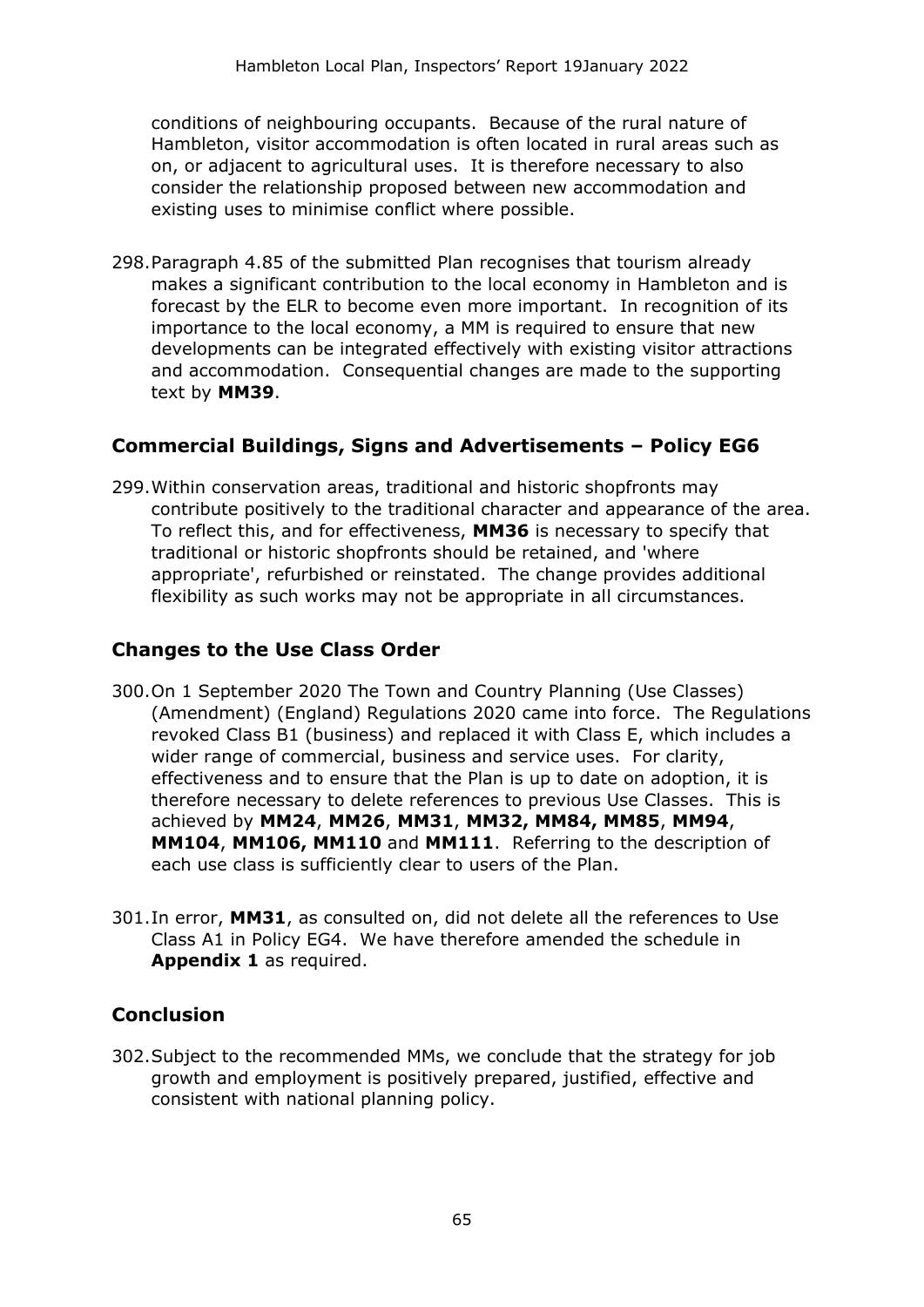conditions of neighbouring occupants. Because of the rural nature of Hambleton, visitor accommodation is often located in rural areas such as on, or adjacent to agricultural uses. It is therefore necessary to also consider the relationship proposed between new accommodation and existing uses to minimise conflict where possible.

298. Paragraph 4.85 of the submitted Plan recognises that tourism already makes a significant contribution to the local economy in Hambleton and is forecast by the ELR to become even more important. In recognition of its importance to the local economy, a MM is required to ensure that new developments can be integrated effectively with existing visitor attractions and accommodation. Consequential changes are made to the supporting text by **MM39**.

### Commercial Buildings, Signs and Advertisements – Policy EG6

299. Within conservation areas, traditional and historic shopfronts may contribute positively to the traditional character and appearance of the area. To reflect this, and for effectiveness, **MM36** is necessary to specify that traditional or historic shopfronts should be retained, and 'where appropriate', refurbished or reinstated. The change provides additional flexibility as such works may not be appropriate in all circumstances.

### Changes to the Use Class Order

300. On 1 September 2020 The Town and Country Planning (Use Classes) (Amendment) (England) Regulations 2020 came into force. The Regulations revoked Class B1 (business) and replaced it with Class E, which includes a wider range of commercial, business and service uses. For clarity, effectiveness and to ensure that the Plan is up to date on adoption, it is therefore necessary to delete references to previous Use Classes. This is achieved by **MM24**, **MM26**, **MM31**, **MM32, MM84, MM85**, **MM94**, **MM104**, **MM106, MM110** and **MM111**. Referring to the description of each use class is sufficiently clear to users of the Plan.

301. In error, **MM31**, as consulted on, did not delete all the references to Use Class A1 in Policy EG4. We have therefore amended the schedule in **Appendix 1** as required.

### Conclusion

302. Subject to the recommended MMs, we conclude that the strategy for job growth and employment is positively prepared, justified, effective and consistent with national planning policy.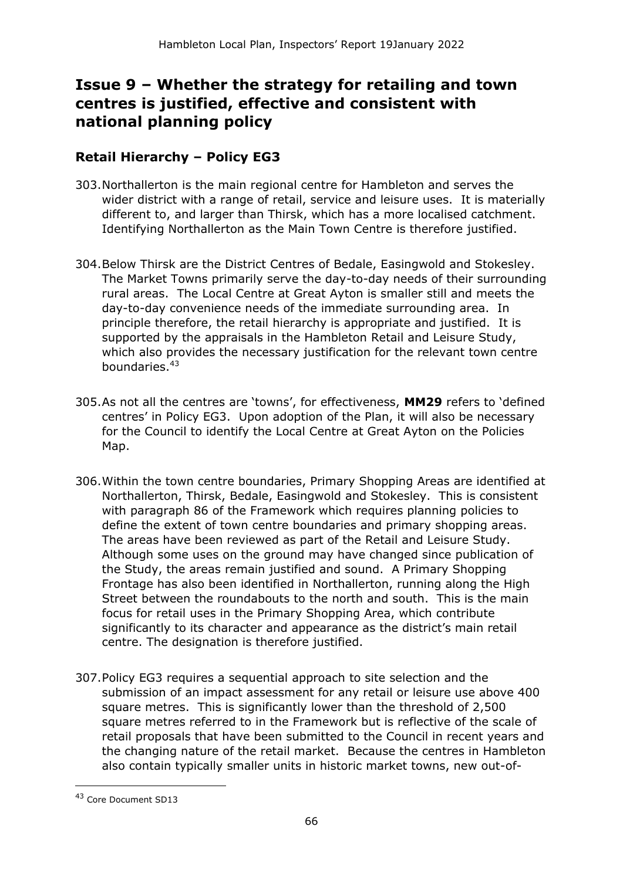## Issue 9 – Whether the strategy for retailing and town centres is justified, effective and consistent with national planning policy

### Retail Hierarchy – Policy EG3

303. Northallerton is the main regional centre for Hambleton and serves the wider district with a range of retail, service and leisure uses. It is materially different to, and larger than Thirsk, which has a more localised catchment. Identifying Northallerton as the Main Town Centre is therefore justified.

304. Below Thirsk are the District Centres of Bedale, Easingwold and Stokesley. The Market Towns primarily serve the day-to-day needs of their surrounding rural areas. The Local Centre at Great Ayton is smaller still and meets the day-to-day convenience needs of the immediate surrounding area. In principle therefore, the retail hierarchy is appropriate and justified. It is supported by the appraisals in the Hambleton Retail and Leisure Study, which also provides the necessary justification for the relevant town centre boundaries.[43]

305. As not all the centres are 'towns', for effectiveness, **MM29** refers to 'defined centres' in Policy EG3. Upon adoption of the Plan, it will also be necessary for the Council to identify the Local Centre at Great Ayton on the Policies Map.

306. Within the town centre boundaries, Primary Shopping Areas are identified at Northallerton, Thirsk, Bedale, Easingwold and Stokesley. This is consistent with paragraph 86 of the Framework which requires planning policies to define the extent of town centre boundaries and primary shopping areas. The areas have been reviewed as part of the Retail and Leisure Study. Although some uses on the ground may have changed since publication of the Study, the areas remain justified and sound. A Primary Shopping Frontage has also been identified in Northallerton, running along the High Street between the roundabouts to the north and south. This is the main focus for retail uses in the Primary Shopping Area, which contribute significantly to its character and appearance as the district's main retail centre. The designation is therefore justified.

307. Policy EG3 requires a sequential approach to site selection and the submission of an impact assessment for any retail or leisure use above 400 square metres. This is significantly lower than the threshold of 2,500 square metres referred to in the Framework but is reflective of the scale of retail proposals that have been submitted to the Council in recent years and the changing nature of the retail market. Because the centres in Hambleton also contain typically smaller units in historic market towns, new out-of-

[43] Core Document SD13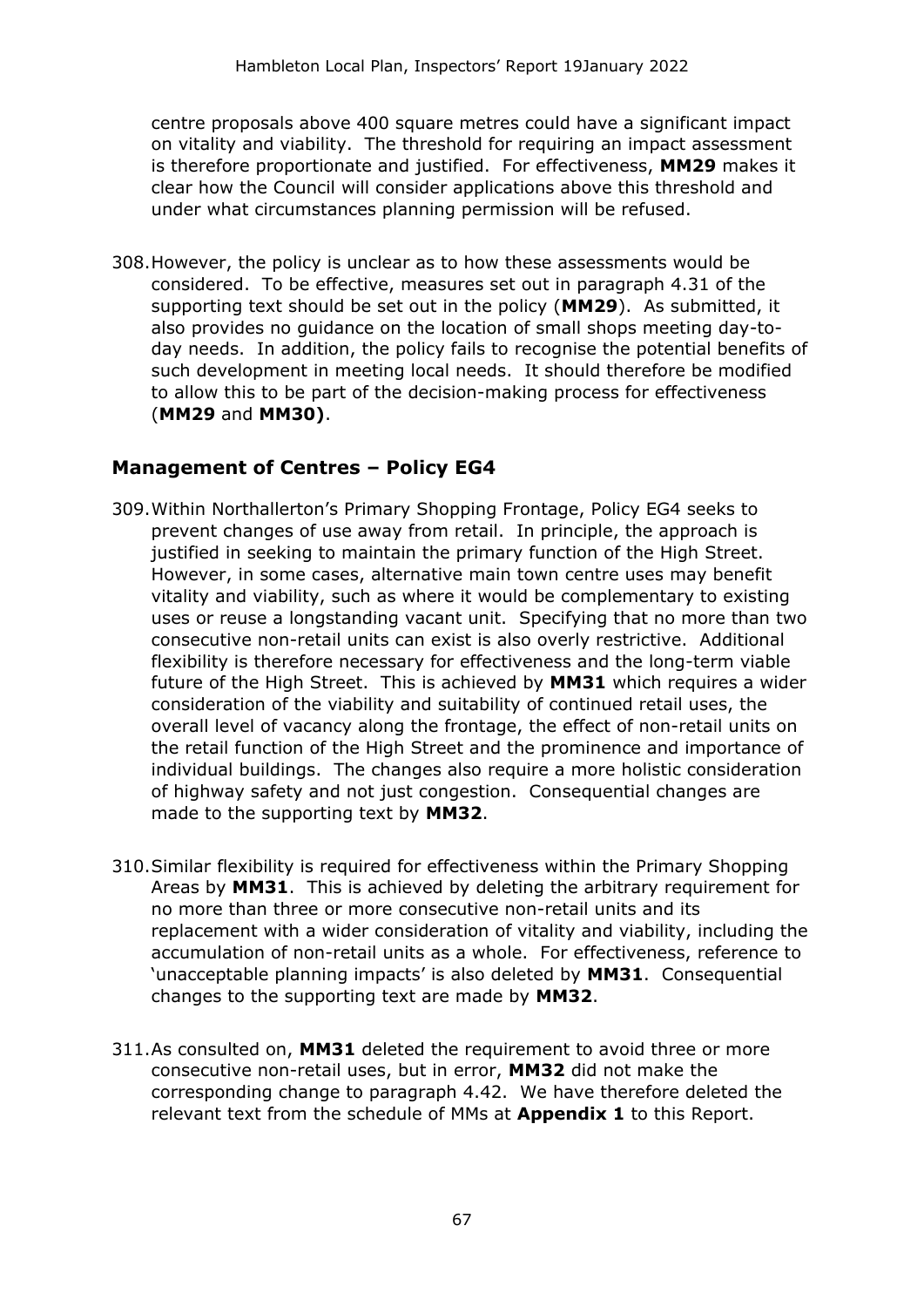centre proposals above 400 square metres could have a significant impact on vitality and viability. The threshold for requiring an impact assessment is therefore proportionate and justified. For effectiveness, **MM29** makes it clear how the Council will consider applications above this threshold and under what circumstances planning permission will be refused.

308. However, the policy is unclear as to how these assessments would be considered. To be effective, measures set out in paragraph 4.31 of the supporting text should be set out in the policy (**MM29**). As submitted, it also provides no guidance on the location of small shops meeting day-to-day needs. In addition, the policy fails to recognise the potential benefits of such development in meeting local needs. It should therefore be modified to allow this to be part of the decision-making process for effectiveness (**MM29** and **MM30)**.

## Management of Centres – Policy EG4

309. Within Northallerton's Primary Shopping Frontage, Policy EG4 seeks to prevent changes of use away from retail. In principle, the approach is justified in seeking to maintain the primary function of the High Street. However, in some cases, alternative main town centre uses may benefit vitality and viability, such as where it would be complementary to existing uses or reuse a longstanding vacant unit. Specifying that no more than two consecutive non-retail units can exist is also overly restrictive. Additional flexibility is therefore necessary for effectiveness and the long-term viable future of the High Street. This is achieved by **MM31** which requires a wider consideration of the viability and suitability of continued retail uses, the overall level of vacancy along the frontage, the effect of non-retail units on the retail function of the High Street and the prominence and importance of individual buildings. The changes also require a more holistic consideration of highway safety and not just congestion. Consequential changes are made to the supporting text by **MM32**.

310. Similar flexibility is required for effectiveness within the Primary Shopping Areas by **MM31**. This is achieved by deleting the arbitrary requirement for no more than three or more consecutive non-retail units and its replacement with a wider consideration of vitality and viability, including the accumulation of non-retail units as a whole. For effectiveness, reference to 'unacceptable planning impacts' is also deleted by **MM31**. Consequential changes to the supporting text are made by **MM32**.

311. As consulted on, **MM31** deleted the requirement to avoid three or more consecutive non-retail uses, but in error, **MM32** did not make the corresponding change to paragraph 4.42. We have therefore deleted the relevant text from the schedule of MMs at **Appendix 1** to this Report.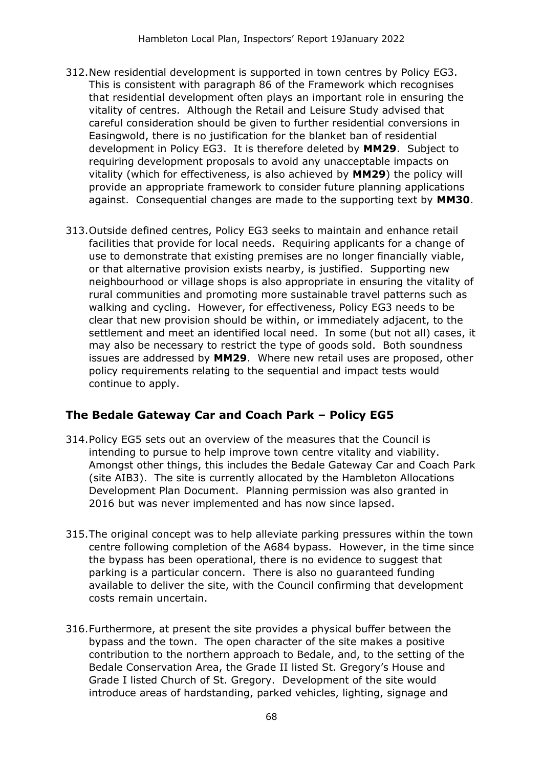312. New residential development is supported in town centres by Policy EG3. This is consistent with paragraph 86 of the Framework which recognises that residential development often plays an important role in ensuring the vitality of centres. Although the Retail and Leisure Study advised that careful consideration should be given to further residential conversions in Easingwold, there is no justification for the blanket ban of residential development in Policy EG3. It is therefore deleted by **MM29**. Subject to requiring development proposals to avoid any unacceptable impacts on vitality (which for effectiveness, is also achieved by **MM29**) the policy will provide an appropriate framework to consider future planning applications against. Consequential changes are made to the supporting text by **MM30**.

313. Outside defined centres, Policy EG3 seeks to maintain and enhance retail facilities that provide for local needs. Requiring applicants for a change of use to demonstrate that existing premises are no longer financially viable, or that alternative provision exists nearby, is justified. Supporting new neighbourhood or village shops is also appropriate in ensuring the vitality of rural communities and promoting more sustainable travel patterns such as walking and cycling. However, for effectiveness, Policy EG3 needs to be clear that new provision should be within, or immediately adjacent, to the settlement and meet an identified local need. In some (but not all) cases, it may also be necessary to restrict the type of goods sold. Both soundness issues are addressed by **MM29**. Where new retail uses are proposed, other policy requirements relating to the sequential and impact tests would continue to apply.

## The Bedale Gateway Car and Coach Park – Policy EG5

314. Policy EG5 sets out an overview of the measures that the Council is intending to pursue to help improve town centre vitality and viability. Amongst other things, this includes the Bedale Gateway Car and Coach Park (site AIB3). The site is currently allocated by the Hambleton Allocations Development Plan Document. Planning permission was also granted in 2016 but was never implemented and has now since lapsed.

315. The original concept was to help alleviate parking pressures within the town centre following completion of the A684 bypass. However, in the time since the bypass has been operational, there is no evidence to suggest that parking is a particular concern. There is also no guaranteed funding available to deliver the site, with the Council confirming that development costs remain uncertain.

316. Furthermore, at present the site provides a physical buffer between the bypass and the town. The open character of the site makes a positive contribution to the northern approach to Bedale, and, to the setting of the Bedale Conservation Area, the Grade II listed St. Gregory's House and Grade I listed Church of St. Gregory. Development of the site would introduce areas of hardstanding, parked vehicles, lighting, signage and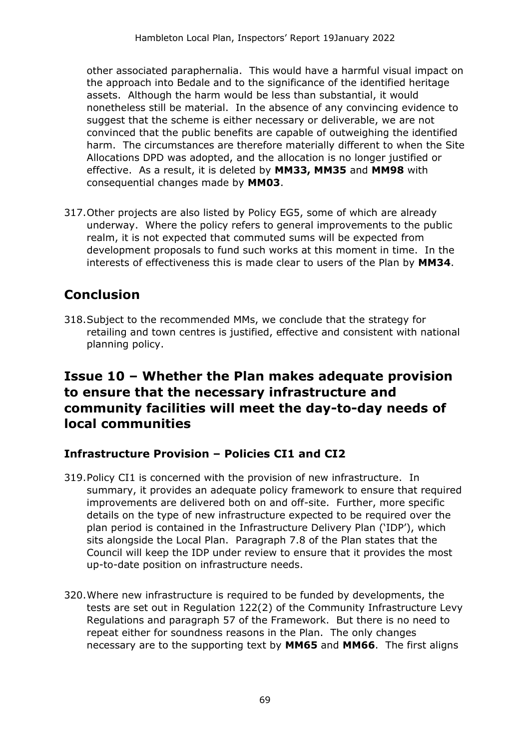other associated paraphernalia. This would have a harmful visual impact on the approach into Bedale and to the significance of the identified heritage assets. Although the harm would be less than substantial, it would nonetheless still be material. In the absence of any convincing evidence to suggest that the scheme is either necessary or deliverable, we are not convinced that the public benefits are capable of outweighing the identified harm. The circumstances are therefore materially different to when the Site Allocations DPD was adopted, and the allocation is no longer justified or effective. As a result, it is deleted by **MM33, MM35** and **MM98** with consequential changes made by **MM03**.

317. Other projects are also listed by Policy EG5, some of which are already underway. Where the policy refers to general improvements to the public realm, it is not expected that commuted sums will be expected from development proposals to fund such works at this moment in time. In the interests of effectiveness this is made clear to users of the Plan by **MM34**.

## Conclusion

318. Subject to the recommended MMs, we conclude that the strategy for retailing and town centres is justified, effective and consistent with national planning policy.

## Issue 10 – Whether the Plan makes adequate provision to ensure that the necessary infrastructure and community facilities will meet the day-to-day needs of local communities

### Infrastructure Provision – Policies CI1 and CI2

319. Policy CI1 is concerned with the provision of new infrastructure. In summary, it provides an adequate policy framework to ensure that required improvements are delivered both on and off-site. Further, more specific details on the type of new infrastructure expected to be required over the plan period is contained in the Infrastructure Delivery Plan ('IDP'), which sits alongside the Local Plan. Paragraph 7.8 of the Plan states that the Council will keep the IDP under review to ensure that it provides the most up-to-date position on infrastructure needs.

320. Where new infrastructure is required to be funded by developments, the tests are set out in Regulation 122(2) of the Community Infrastructure Levy Regulations and paragraph 57 of the Framework. But there is no need to repeat either for soundness reasons in the Plan. The only changes necessary are to the supporting text by **MM65** and **MM66**. The first aligns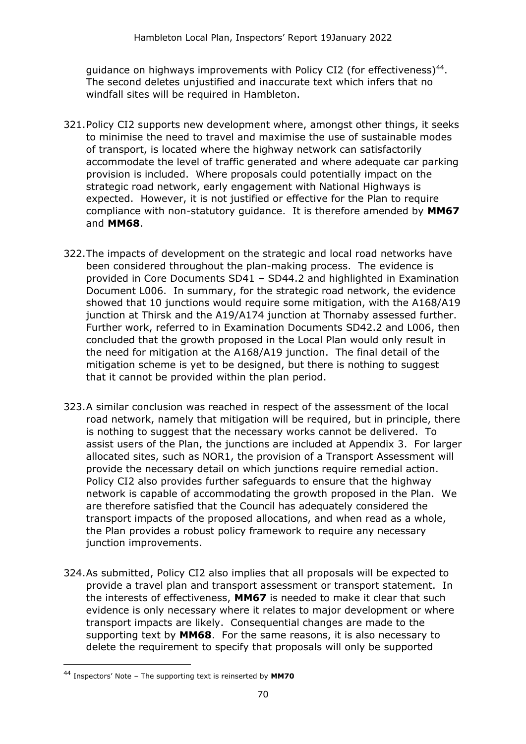guidance on highways improvements with Policy CI2 (for effectiveness)[44]. The second deletes unjustified and inaccurate text which infers that no windfall sites will be required in Hambleton.

321. Policy CI2 supports new development where, amongst other things, it seeks to minimise the need to travel and maximise the use of sustainable modes of transport, is located where the highway network can satisfactorily accommodate the level of traffic generated and where adequate car parking provision is included. Where proposals could potentially impact on the strategic road network, early engagement with National Highways is expected. However, it is not justified or effective for the Plan to require compliance with non-statutory guidance. It is therefore amended by **MM67** and **MM68**.

322. The impacts of development on the strategic and local road networks have been considered throughout the plan-making process. The evidence is provided in Core Documents SD41 – SD44.2 and highlighted in Examination Document L006. In summary, for the strategic road network, the evidence showed that 10 junctions would require some mitigation, with the A168/A19 junction at Thirsk and the A19/A174 junction at Thornaby assessed further. Further work, referred to in Examination Documents SD42.2 and L006, then concluded that the growth proposed in the Local Plan would only result in the need for mitigation at the A168/A19 junction. The final detail of the mitigation scheme is yet to be designed, but there is nothing to suggest that it cannot be provided within the plan period.

323. A similar conclusion was reached in respect of the assessment of the local road network, namely that mitigation will be required, but in principle, there is nothing to suggest that the necessary works cannot be delivered. To assist users of the Plan, the junctions are included at Appendix 3. For larger allocated sites, such as NOR1, the provision of a Transport Assessment will provide the necessary detail on which junctions require remedial action. Policy CI2 also provides further safeguards to ensure that the highway network is capable of accommodating the growth proposed in the Plan. We are therefore satisfied that the Council has adequately considered the transport impacts of the proposed allocations, and when read as a whole, the Plan provides a robust policy framework to require any necessary junction improvements.

324. As submitted, Policy CI2 also implies that all proposals will be expected to provide a travel plan and transport assessment or transport statement. In the interests of effectiveness, **MM67** is needed to make it clear that such evidence is only necessary where it relates to major development or where transport impacts are likely. Consequential changes are made to the supporting text by **MM68**. For the same reasons, it is also necessary to delete the requirement to specify that proposals will only be supported

[44] Inspectors' Note – The supporting text is reinserted by **MM70**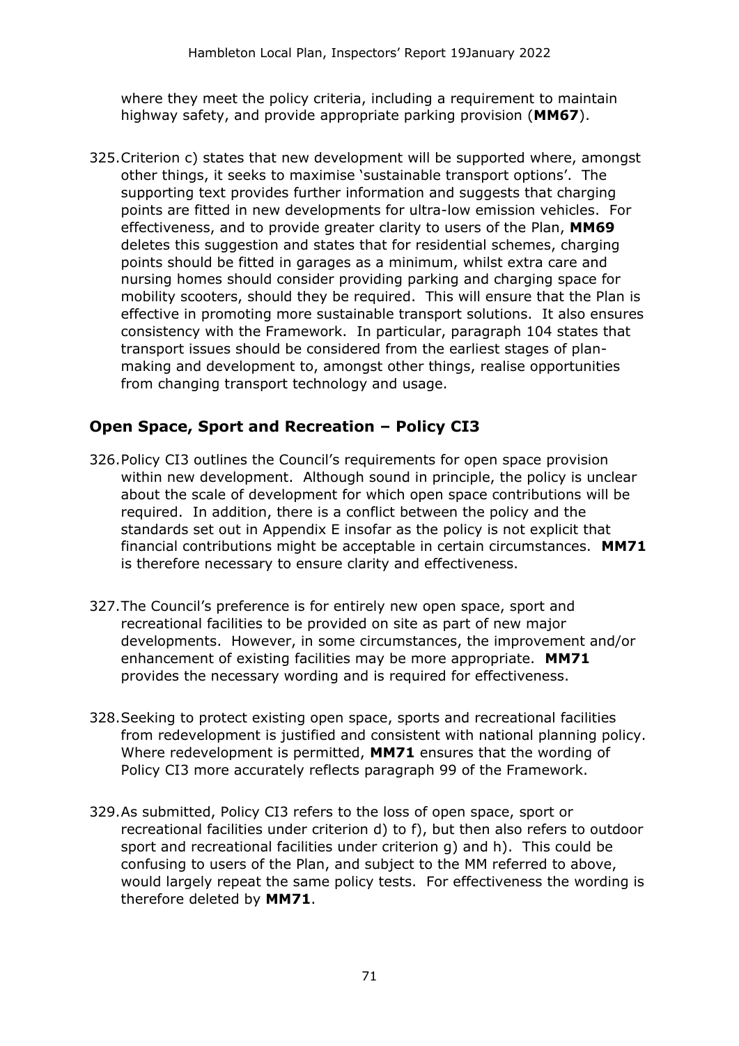where they meet the policy criteria, including a requirement to maintain highway safety, and provide appropriate parking provision (**MM67**).

325. Criterion c) states that new development will be supported where, amongst other things, it seeks to maximise 'sustainable transport options'. The supporting text provides further information and suggests that charging points are fitted in new developments for ultra-low emission vehicles. For effectiveness, and to provide greater clarity to users of the Plan, **MM69** deletes this suggestion and states that for residential schemes, charging points should be fitted in garages as a minimum, whilst extra care and nursing homes should consider providing parking and charging space for mobility scooters, should they be required. This will ensure that the Plan is effective in promoting more sustainable transport solutions. It also ensures consistency with the Framework. In particular, paragraph 104 states that transport issues should be considered from the earliest stages of plan-making and development to, amongst other things, realise opportunities from changing transport technology and usage.

## Open Space, Sport and Recreation – Policy CI3

326. Policy CI3 outlines the Council's requirements for open space provision within new development. Although sound in principle, the policy is unclear about the scale of development for which open space contributions will be required. In addition, there is a conflict between the policy and the standards set out in Appendix E insofar as the policy is not explicit that financial contributions might be acceptable in certain circumstances. **MM71** is therefore necessary to ensure clarity and effectiveness.

327. The Council's preference is for entirely new open space, sport and recreational facilities to be provided on site as part of new major developments. However, in some circumstances, the improvement and/or enhancement of existing facilities may be more appropriate. **MM71** provides the necessary wording and is required for effectiveness.

328. Seeking to protect existing open space, sports and recreational facilities from redevelopment is justified and consistent with national planning policy. Where redevelopment is permitted, **MM71** ensures that the wording of Policy CI3 more accurately reflects paragraph 99 of the Framework.

329. As submitted, Policy CI3 refers to the loss of open space, sport or recreational facilities under criterion d) to f), but then also refers to outdoor sport and recreational facilities under criterion g) and h). This could be confusing to users of the Plan, and subject to the MM referred to above, would largely repeat the same policy tests. For effectiveness the wording is therefore deleted by **MM71**.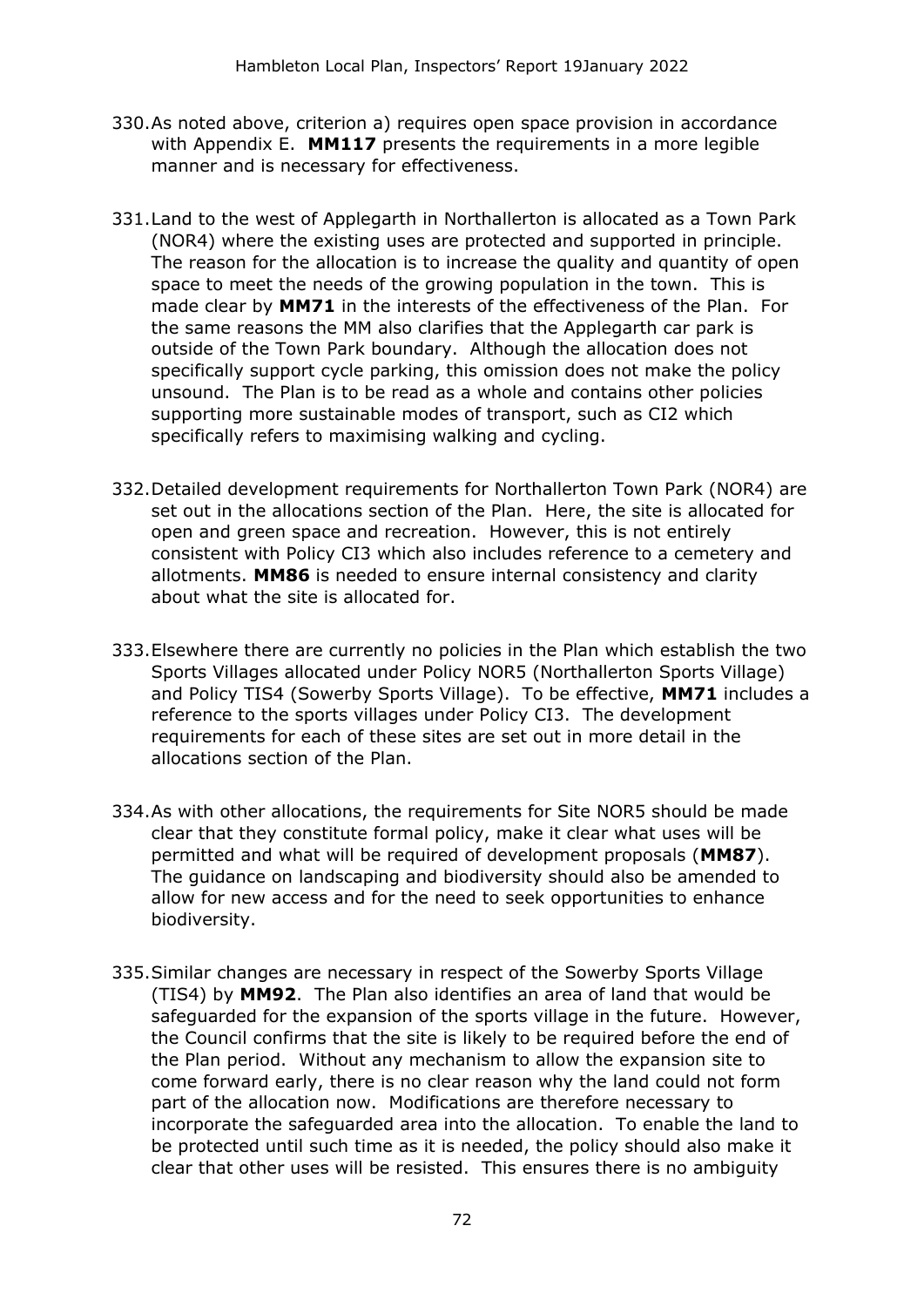330. As noted above, criterion a) requires open space provision in accordance with Appendix E. **MM117** presents the requirements in a more legible manner and is necessary for effectiveness.

331. Land to the west of Applegarth in Northallerton is allocated as a Town Park (NOR4) where the existing uses are protected and supported in principle. The reason for the allocation is to increase the quality and quantity of open space to meet the needs of the growing population in the town. This is made clear by **MM71** in the interests of the effectiveness of the Plan. For the same reasons the MM also clarifies that the Applegarth car park is outside of the Town Park boundary. Although the allocation does not specifically support cycle parking, this omission does not make the policy unsound. The Plan is to be read as a whole and contains other policies supporting more sustainable modes of transport, such as CI2 which specifically refers to maximising walking and cycling.

332. Detailed development requirements for Northallerton Town Park (NOR4) are set out in the allocations section of the Plan. Here, the site is allocated for open and green space and recreation. However, this is not entirely consistent with Policy CI3 which also includes reference to a cemetery and allotments. **MM86** is needed to ensure internal consistency and clarity about what the site is allocated for.

333. Elsewhere there are currently no policies in the Plan which establish the two Sports Villages allocated under Policy NOR5 (Northallerton Sports Village) and Policy TIS4 (Sowerby Sports Village). To be effective, **MM71** includes a reference to the sports villages under Policy CI3. The development requirements for each of these sites are set out in more detail in the allocations section of the Plan.

334. As with other allocations, the requirements for Site NOR5 should be made clear that they constitute formal policy, make it clear what uses will be permitted and what will be required of development proposals (**MM87**). The guidance on landscaping and biodiversity should also be amended to allow for new access and for the need to seek opportunities to enhance biodiversity.

335. Similar changes are necessary in respect of the Sowerby Sports Village (TIS4) by **MM92**. The Plan also identifies an area of land that would be safeguarded for the expansion of the sports village in the future. However, the Council confirms that the site is likely to be required before the end of the Plan period. Without any mechanism to allow the expansion site to come forward early, there is no clear reason why the land could not form part of the allocation now. Modifications are therefore necessary to incorporate the safeguarded area into the allocation. To enable the land to be protected until such time as it is needed, the policy should also make it clear that other uses will be resisted. This ensures there is no ambiguity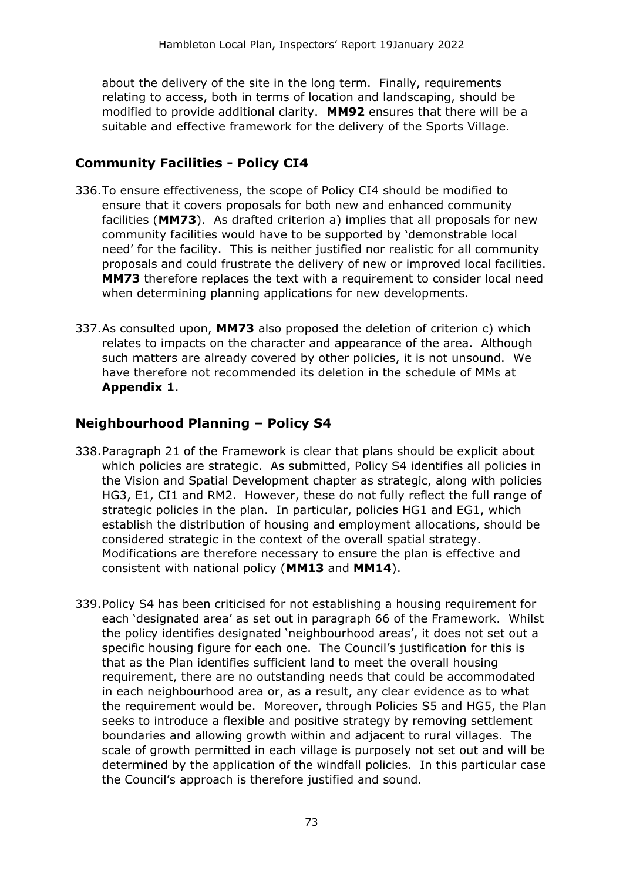about the delivery of the site in the long term. Finally, requirements relating to access, both in terms of location and landscaping, should be modified to provide additional clarity. **MM92** ensures that there will be a suitable and effective framework for the delivery of the Sports Village.

## Community Facilities - Policy CI4

336. To ensure effectiveness, the scope of Policy CI4 should be modified to ensure that it covers proposals for both new and enhanced community facilities (**MM73**). As drafted criterion a) implies that all proposals for new community facilities would have to be supported by 'demonstrable local need' for the facility. This is neither justified nor realistic for all community proposals and could frustrate the delivery of new or improved local facilities. **MM73** therefore replaces the text with a requirement to consider local need when determining planning applications for new developments.

337. As consulted upon, **MM73** also proposed the deletion of criterion c) which relates to impacts on the character and appearance of the area. Although such matters are already covered by other policies, it is not unsound. We have therefore not recommended its deletion in the schedule of MMs at **Appendix 1**.

## Neighbourhood Planning – Policy S4

338. Paragraph 21 of the Framework is clear that plans should be explicit about which policies are strategic. As submitted, Policy S4 identifies all policies in the Vision and Spatial Development chapter as strategic, along with policies HG3, E1, CI1 and RM2. However, these do not fully reflect the full range of strategic policies in the plan. In particular, policies HG1 and EG1, which establish the distribution of housing and employment allocations, should be considered strategic in the context of the overall spatial strategy. Modifications are therefore necessary to ensure the plan is effective and consistent with national policy (**MM13** and **MM14**).

339. Policy S4 has been criticised for not establishing a housing requirement for each 'designated area' as set out in paragraph 66 of the Framework. Whilst the policy identifies designated 'neighbourhood areas', it does not set out a specific housing figure for each one. The Council's justification for this is that as the Plan identifies sufficient land to meet the overall housing requirement, there are no outstanding needs that could be accommodated in each neighbourhood area or, as a result, any clear evidence as to what the requirement would be. Moreover, through Policies S5 and HG5, the Plan seeks to introduce a flexible and positive strategy by removing settlement boundaries and allowing growth within and adjacent to rural villages. The scale of growth permitted in each village is purposely not set out and will be determined by the application of the windfall policies. In this particular case the Council's approach is therefore justified and sound.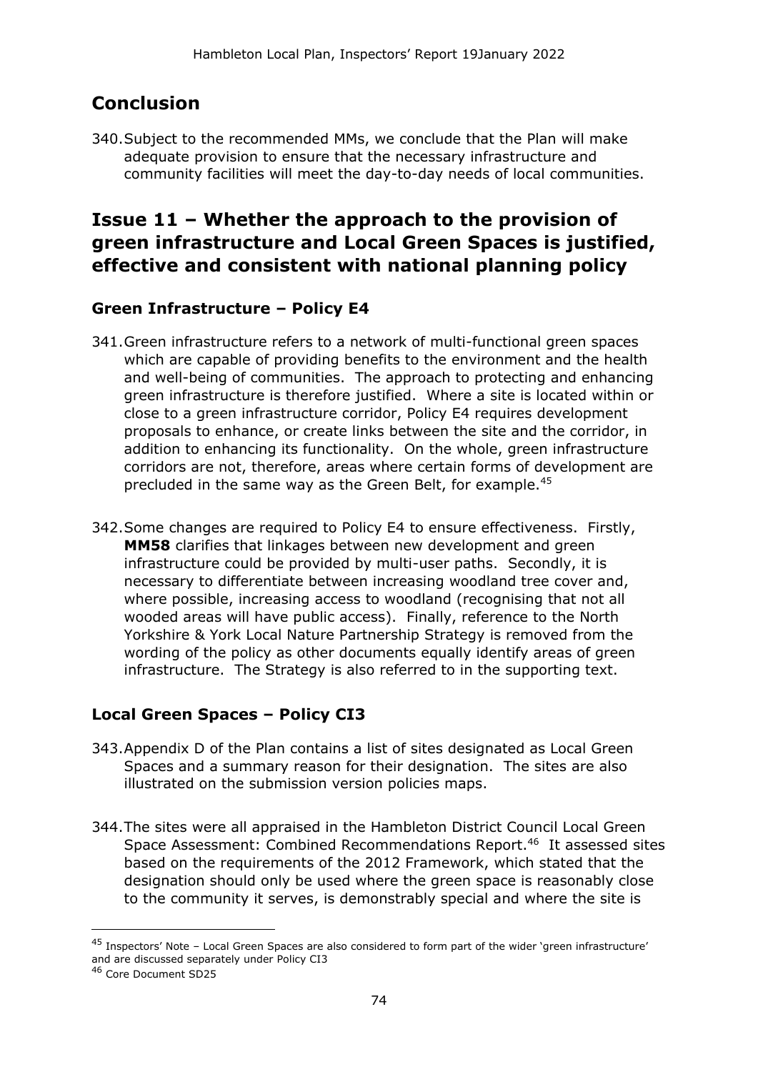## Conclusion

340. Subject to the recommended MMs, we conclude that the Plan will make adequate provision to ensure that the necessary infrastructure and community facilities will meet the day-to-day needs of local communities.

## Issue 11 – Whether the approach to the provision of green infrastructure and Local Green Spaces is justified, effective and consistent with national planning policy

### Green Infrastructure – Policy E4

341. Green infrastructure refers to a network of multi-functional green spaces which are capable of providing benefits to the environment and the health and well-being of communities. The approach to protecting and enhancing green infrastructure is therefore justified. Where a site is located within or close to a green infrastructure corridor, Policy E4 requires development proposals to enhance, or create links between the site and the corridor, in addition to enhancing its functionality. On the whole, green infrastructure corridors are not, therefore, areas where certain forms of development are precluded in the same way as the Green Belt, for example.[45]

342. Some changes are required to Policy E4 to ensure effectiveness. Firstly, **MM58** clarifies that linkages between new development and green infrastructure could be provided by multi-user paths. Secondly, it is necessary to differentiate between increasing woodland tree cover and, where possible, increasing access to woodland (recognising that not all wooded areas will have public access). Finally, reference to the North Yorkshire & York Local Nature Partnership Strategy is removed from the wording of the policy as other documents equally identify areas of green infrastructure. The Strategy is also referred to in the supporting text.

### Local Green Spaces – Policy CI3

343. Appendix D of the Plan contains a list of sites designated as Local Green Spaces and a summary reason for their designation. The sites are also illustrated on the submission version policies maps.

344. The sites were all appraised in the Hambleton District Council Local Green Space Assessment: Combined Recommendations Report.[46] It assessed sites based on the requirements of the 2012 Framework, which stated that the designation should only be used where the green space is reasonably close to the community it serves, is demonstrably special and where the site is

---

[45] Inspectors' Note – Local Green Spaces are also considered to form part of the wider 'green infrastructure' and are discussed separately under Policy CI3

[46] Core Document SD25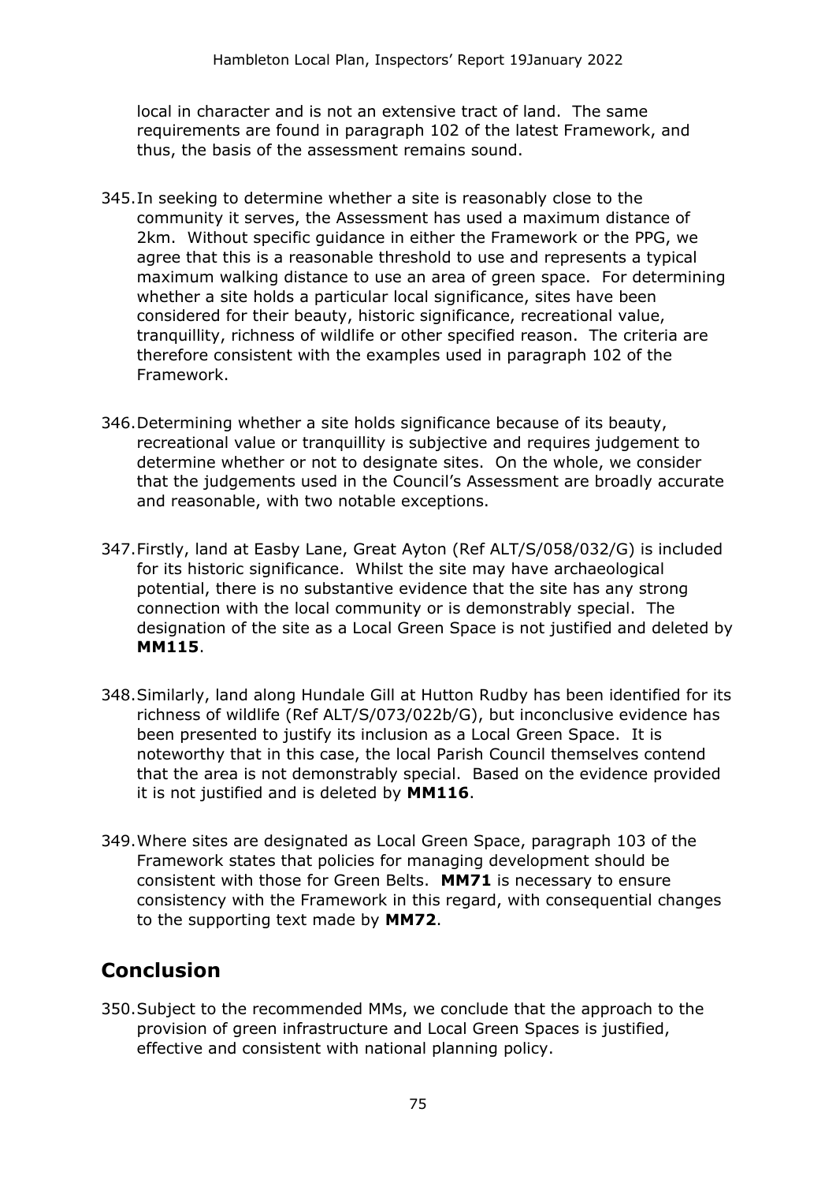local in character and is not an extensive tract of land. The same requirements are found in paragraph 102 of the latest Framework, and thus, the basis of the assessment remains sound.

345. In seeking to determine whether a site is reasonably close to the community it serves, the Assessment has used a maximum distance of 2km. Without specific guidance in either the Framework or the PPG, we agree that this is a reasonable threshold to use and represents a typical maximum walking distance to use an area of green space. For determining whether a site holds a particular local significance, sites have been considered for their beauty, historic significance, recreational value, tranquillity, richness of wildlife or other specified reason. The criteria are therefore consistent with the examples used in paragraph 102 of the Framework.

346. Determining whether a site holds significance because of its beauty, recreational value or tranquillity is subjective and requires judgement to determine whether or not to designate sites. On the whole, we consider that the judgements used in the Council's Assessment are broadly accurate and reasonable, with two notable exceptions.

347. Firstly, land at Easby Lane, Great Ayton (Ref ALT/S/058/032/G) is included for its historic significance. Whilst the site may have archaeological potential, there is no substantive evidence that the site has any strong connection with the local community or is demonstrably special. The designation of the site as a Local Green Space is not justified and deleted by **MM115**.

348. Similarly, land along Hundale Gill at Hutton Rudby has been identified for its richness of wildlife (Ref ALT/S/073/022b/G), but inconclusive evidence has been presented to justify its inclusion as a Local Green Space. It is noteworthy that in this case, the local Parish Council themselves contend that the area is not demonstrably special. Based on the evidence provided it is not justified and is deleted by **MM116**.

349. Where sites are designated as Local Green Space, paragraph 103 of the Framework states that policies for managing development should be consistent with those for Green Belts. **MM71** is necessary to ensure consistency with the Framework in this regard, with consequential changes to the supporting text made by **MM72**.

## Conclusion

350. Subject to the recommended MMs, we conclude that the approach to the provision of green infrastructure and Local Green Spaces is justified, effective and consistent with national planning policy.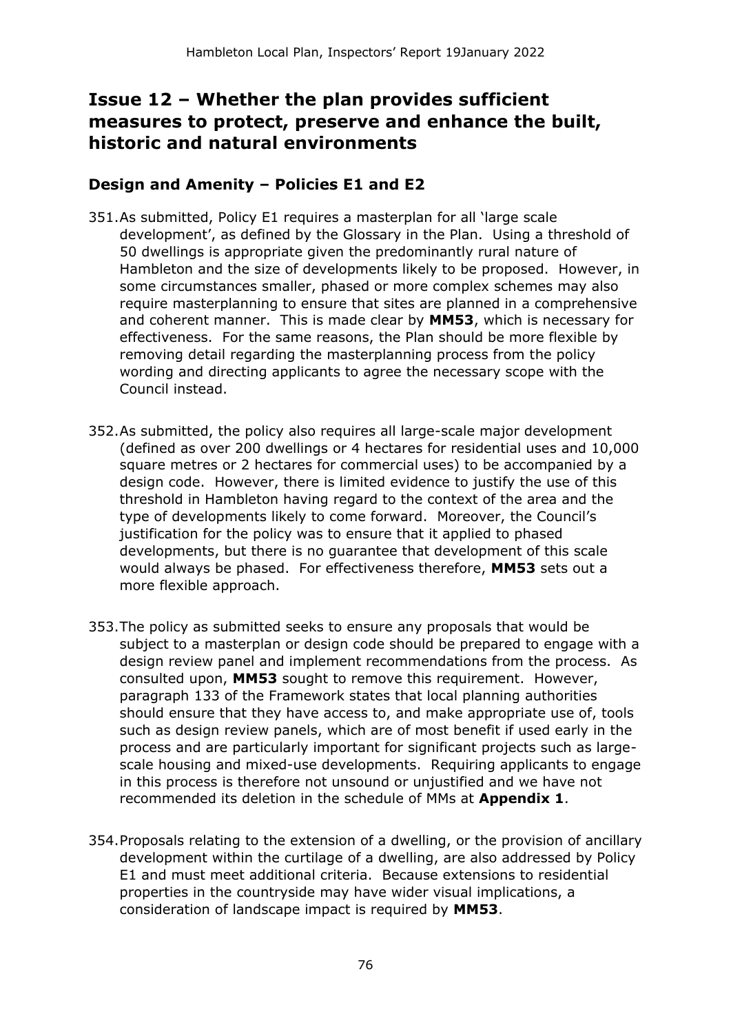# Issue 12 – Whether the plan provides sufficient measures to protect, preserve and enhance the built, historic and natural environments

## Design and Amenity – Policies E1 and E2

351. As submitted, Policy E1 requires a masterplan for all 'large scale development', as defined by the Glossary in the Plan. Using a threshold of 50 dwellings is appropriate given the predominantly rural nature of Hambleton and the size of developments likely to be proposed. However, in some circumstances smaller, phased or more complex schemes may also require masterplanning to ensure that sites are planned in a comprehensive and coherent manner. This is made clear by **MM53**, which is necessary for effectiveness. For the same reasons, the Plan should be more flexible by removing detail regarding the masterplanning process from the policy wording and directing applicants to agree the necessary scope with the Council instead.

352. As submitted, the policy also requires all large-scale major development (defined as over 200 dwellings or 4 hectares for residential uses and 10,000 square metres or 2 hectares for commercial uses) to be accompanied by a design code. However, there is limited evidence to justify the use of this threshold in Hambleton having regard to the context of the area and the type of developments likely to come forward. Moreover, the Council's justification for the policy was to ensure that it applied to phased developments, but there is no guarantee that development of this scale would always be phased. For effectiveness therefore, **MM53** sets out a more flexible approach.

353. The policy as submitted seeks to ensure any proposals that would be subject to a masterplan or design code should be prepared to engage with a design review panel and implement recommendations from the process. As consulted upon, **MM53** sought to remove this requirement. However, paragraph 133 of the Framework states that local planning authorities should ensure that they have access to, and make appropriate use of, tools such as design review panels, which are of most benefit if used early in the process and are particularly important for significant projects such as large-scale housing and mixed-use developments. Requiring applicants to engage in this process is therefore not unsound or unjustified and we have not recommended its deletion in the schedule of MMs at **Appendix 1**.

354. Proposals relating to the extension of a dwelling, or the provision of ancillary development within the curtilage of a dwelling, are also addressed by Policy E1 and must meet additional criteria. Because extensions to residential properties in the countryside may have wider visual implications, a consideration of landscape impact is required by **MM53**.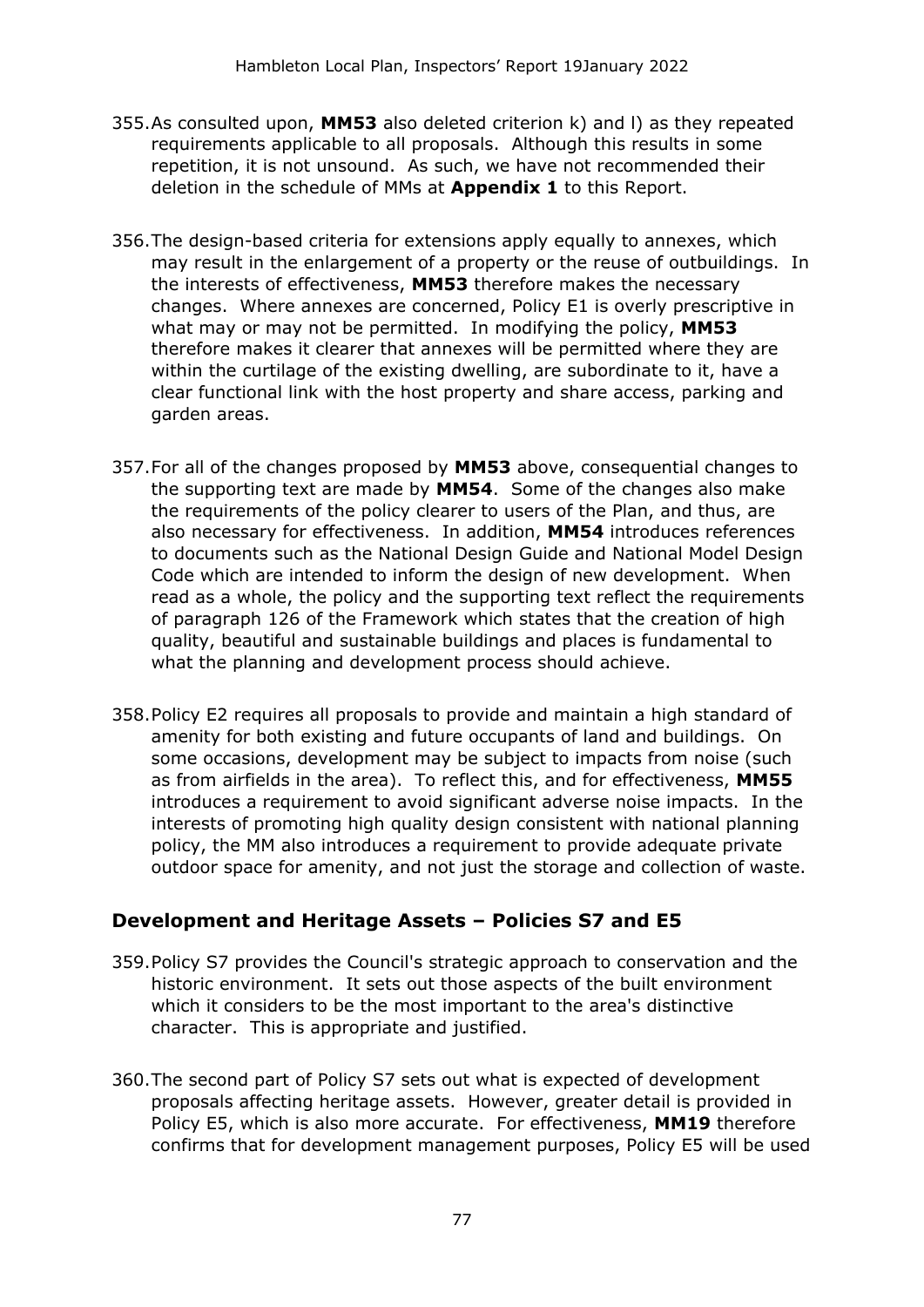355. As consulted upon, **MM53** also deleted criterion k) and l) as they repeated requirements applicable to all proposals. Although this results in some repetition, it is not unsound. As such, we have not recommended their deletion in the schedule of MMs at **Appendix 1** to this Report.

356. The design-based criteria for extensions apply equally to annexes, which may result in the enlargement of a property or the reuse of outbuildings. In the interests of effectiveness, **MM53** therefore makes the necessary changes. Where annexes are concerned, Policy E1 is overly prescriptive in what may or may not be permitted. In modifying the policy, **MM53** therefore makes it clearer that annexes will be permitted where they are within the curtilage of the existing dwelling, are subordinate to it, have a clear functional link with the host property and share access, parking and garden areas.

357. For all of the changes proposed by **MM53** above, consequential changes to the supporting text are made by **MM54**. Some of the changes also make the requirements of the policy clearer to users of the Plan, and thus, are also necessary for effectiveness. In addition, **MM54** introduces references to documents such as the National Design Guide and National Model Design Code which are intended to inform the design of new development. When read as a whole, the policy and the supporting text reflect the requirements of paragraph 126 of the Framework which states that the creation of high quality, beautiful and sustainable buildings and places is fundamental to what the planning and development process should achieve.

358. Policy E2 requires all proposals to provide and maintain a high standard of amenity for both existing and future occupants of land and buildings. On some occasions, development may be subject to impacts from noise (such as from airfields in the area). To reflect this, and for effectiveness, **MM55** introduces a requirement to avoid significant adverse noise impacts. In the interests of promoting high quality design consistent with national planning policy, the MM also introduces a requirement to provide adequate private outdoor space for amenity, and not just the storage and collection of waste.

## Development and Heritage Assets – Policies S7 and E5

359. Policy S7 provides the Council's strategic approach to conservation and the historic environment. It sets out those aspects of the built environment which it considers to be the most important to the area's distinctive character. This is appropriate and justified.

360. The second part of Policy S7 sets out what is expected of development proposals affecting heritage assets. However, greater detail is provided in Policy E5, which is also more accurate. For effectiveness, **MM19** therefore confirms that for development management purposes, Policy E5 will be used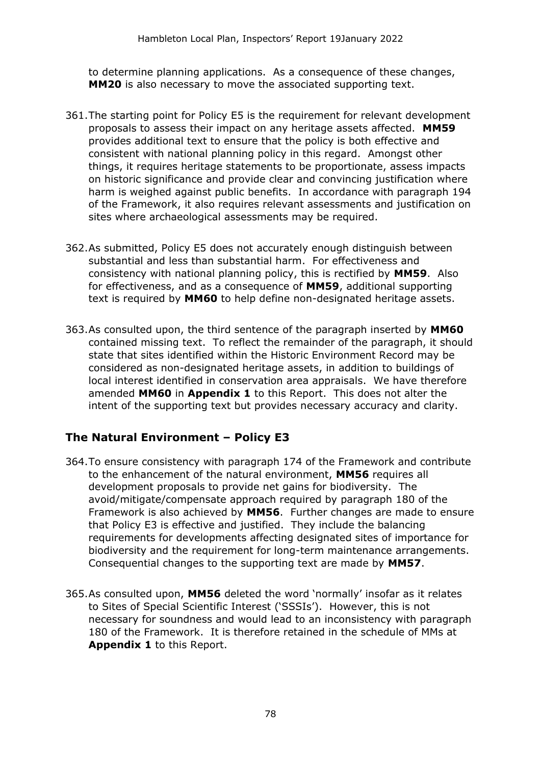to determine planning applications. As a consequence of these changes, **MM20** is also necessary to move the associated supporting text.

361. The starting point for Policy E5 is the requirement for relevant development proposals to assess their impact on any heritage assets affected. **MM59** provides additional text to ensure that the policy is both effective and consistent with national planning policy in this regard. Amongst other things, it requires heritage statements to be proportionate, assess impacts on historic significance and provide clear and convincing justification where harm is weighed against public benefits. In accordance with paragraph 194 of the Framework, it also requires relevant assessments and justification on sites where archaeological assessments may be required.

362. As submitted, Policy E5 does not accurately enough distinguish between substantial and less than substantial harm. For effectiveness and consistency with national planning policy, this is rectified by **MM59**. Also for effectiveness, and as a consequence of **MM59**, additional supporting text is required by **MM60** to help define non-designated heritage assets.

363. As consulted upon, the third sentence of the paragraph inserted by **MM60** contained missing text. To reflect the remainder of the paragraph, it should state that sites identified within the Historic Environment Record may be considered as non-designated heritage assets, in addition to buildings of local interest identified in conservation area appraisals. We have therefore amended **MM60** in **Appendix 1** to this Report. This does not alter the intent of the supporting text but provides necessary accuracy and clarity.

## The Natural Environment – Policy E3

364. To ensure consistency with paragraph 174 of the Framework and contribute to the enhancement of the natural environment, **MM56** requires all development proposals to provide net gains for biodiversity. The avoid/mitigate/compensate approach required by paragraph 180 of the Framework is also achieved by **MM56**. Further changes are made to ensure that Policy E3 is effective and justified. They include the balancing requirements for developments affecting designated sites of importance for biodiversity and the requirement for long-term maintenance arrangements. Consequential changes to the supporting text are made by **MM57**.

365. As consulted upon, **MM56** deleted the word 'normally' insofar as it relates to Sites of Special Scientific Interest ('SSSIs'). However, this is not necessary for soundness and would lead to an inconsistency with paragraph 180 of the Framework. It is therefore retained in the schedule of MMs at **Appendix 1** to this Report.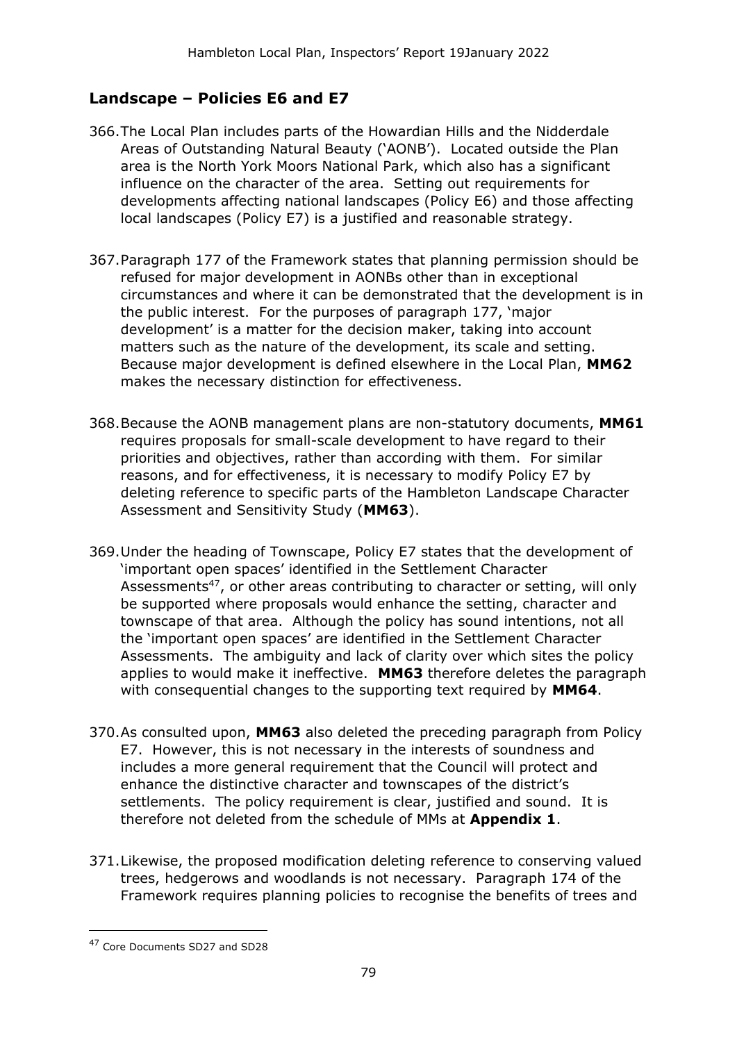## Landscape – Policies E6 and E7

366. The Local Plan includes parts of the Howardian Hills and the Nidderdale Areas of Outstanding Natural Beauty ('AONB'). Located outside the Plan area is the North York Moors National Park, which also has a significant influence on the character of the area. Setting out requirements for developments affecting national landscapes (Policy E6) and those affecting local landscapes (Policy E7) is a justified and reasonable strategy.

367. Paragraph 177 of the Framework states that planning permission should be refused for major development in AONBs other than in exceptional circumstances and where it can be demonstrated that the development is in the public interest. For the purposes of paragraph 177, 'major development' is a matter for the decision maker, taking into account matters such as the nature of the development, its scale and setting. Because major development is defined elsewhere in the Local Plan, **MM62** makes the necessary distinction for effectiveness.

368. Because the AONB management plans are non-statutory documents, **MM61** requires proposals for small-scale development to have regard to their priorities and objectives, rather than according with them. For similar reasons, and for effectiveness, it is necessary to modify Policy E7 by deleting reference to specific parts of the Hambleton Landscape Character Assessment and Sensitivity Study (**MM63**).

369. Under the heading of Townscape, Policy E7 states that the development of 'important open spaces' identified in the Settlement Character Assessments[47], or other areas contributing to character or setting, will only be supported where proposals would enhance the setting, character and townscape of that area. Although the policy has sound intentions, not all the 'important open spaces' are identified in the Settlement Character Assessments. The ambiguity and lack of clarity over which sites the policy applies to would make it ineffective. **MM63** therefore deletes the paragraph with consequential changes to the supporting text required by **MM64**.

370. As consulted upon, **MM63** also deleted the preceding paragraph from Policy E7. However, this is not necessary in the interests of soundness and includes a more general requirement that the Council will protect and enhance the distinctive character and townscapes of the district's settlements. The policy requirement is clear, justified and sound. It is therefore not deleted from the schedule of MMs at **Appendix 1**.

371. Likewise, the proposed modification deleting reference to conserving valued trees, hedgerows and woodlands is not necessary. Paragraph 174 of the Framework requires planning policies to recognise the benefits of trees and

[47] Core Documents SD27 and SD28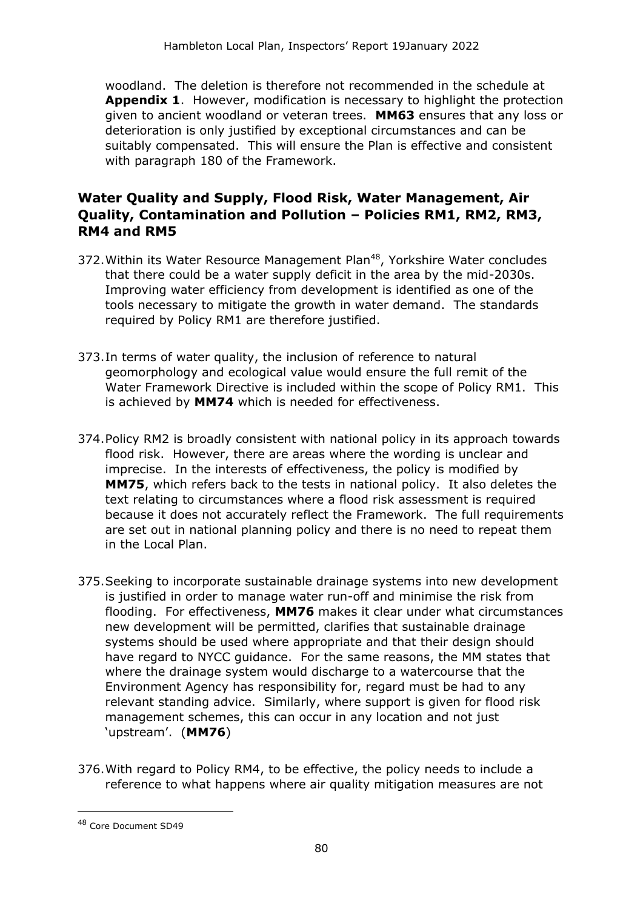woodland. The deletion is therefore not recommended in the schedule at **Appendix 1**. However, modification is necessary to highlight the protection given to ancient woodland or veteran trees. **MM63** ensures that any loss or deterioration is only justified by exceptional circumstances and can be suitably compensated. This will ensure the Plan is effective and consistent with paragraph 180 of the Framework.

## Water Quality and Supply, Flood Risk, Water Management, Air Quality, Contamination and Pollution – Policies RM1, RM2, RM3, RM4 and RM5

372. Within its Water Resource Management Plan[48], Yorkshire Water concludes that there could be a water supply deficit in the area by the mid-2030s. Improving water efficiency from development is identified as one of the tools necessary to mitigate the growth in water demand. The standards required by Policy RM1 are therefore justified.

373. In terms of water quality, the inclusion of reference to natural geomorphology and ecological value would ensure the full remit of the Water Framework Directive is included within the scope of Policy RM1. This is achieved by **MM74** which is needed for effectiveness.

374. Policy RM2 is broadly consistent with national policy in its approach towards flood risk. However, there are areas where the wording is unclear and imprecise. In the interests of effectiveness, the policy is modified by **MM75**, which refers back to the tests in national policy. It also deletes the text relating to circumstances where a flood risk assessment is required because it does not accurately reflect the Framework. The full requirements are set out in national planning policy and there is no need to repeat them in the Local Plan.

375. Seeking to incorporate sustainable drainage systems into new development is justified in order to manage water run-off and minimise the risk from flooding. For effectiveness, **MM76** makes it clear under what circumstances new development will be permitted, clarifies that sustainable drainage systems should be used where appropriate and that their design should have regard to NYCC guidance. For the same reasons, the MM states that where the drainage system would discharge to a watercourse that the Environment Agency has responsibility for, regard must be had to any relevant standing advice. Similarly, where support is given for flood risk management schemes, this can occur in any location and not just 'upstream'. (**MM76**)

376. With regard to Policy RM4, to be effective, the policy needs to include a reference to what happens where air quality mitigation measures are not

[48] Core Document SD49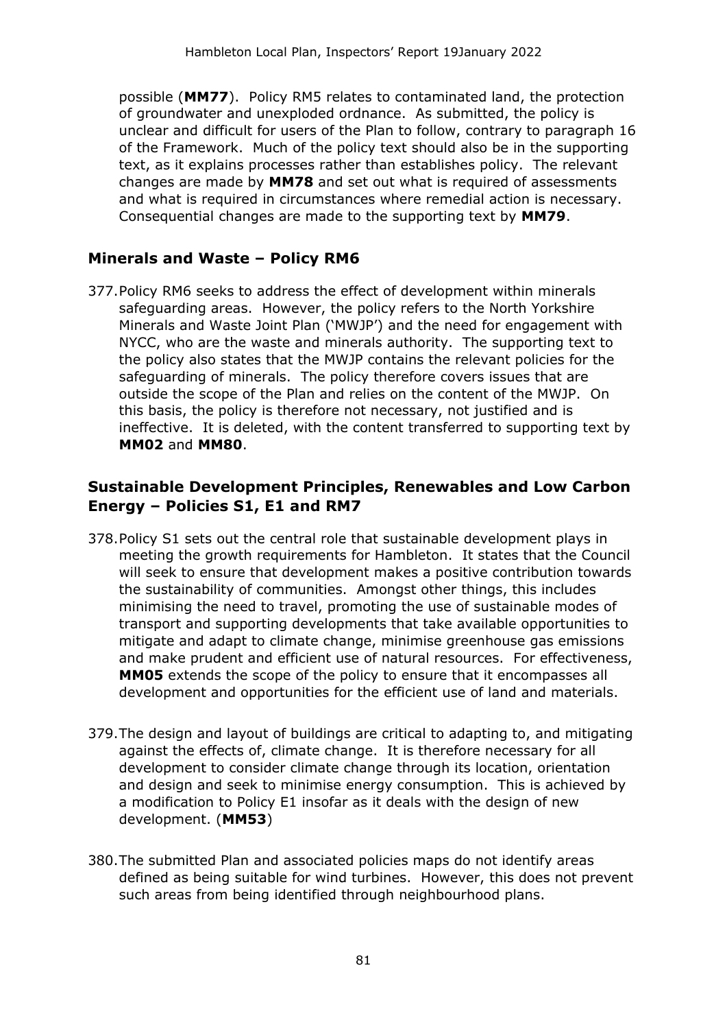possible (**MM77**). Policy RM5 relates to contaminated land, the protection of groundwater and unexploded ordnance. As submitted, the policy is unclear and difficult for users of the Plan to follow, contrary to paragraph 16 of the Framework. Much of the policy text should also be in the supporting text, as it explains processes rather than establishes policy. The relevant changes are made by **MM78** and set out what is required of assessments and what is required in circumstances where remedial action is necessary. Consequential changes are made to the supporting text by **MM79**.

## Minerals and Waste – Policy RM6

377. Policy RM6 seeks to address the effect of development within minerals safeguarding areas. However, the policy refers to the North Yorkshire Minerals and Waste Joint Plan ('MWJP') and the need for engagement with NYCC, who are the waste and minerals authority. The supporting text to the policy also states that the MWJP contains the relevant policies for the safeguarding of minerals. The policy therefore covers issues that are outside the scope of the Plan and relies on the content of the MWJP. On this basis, the policy is therefore not necessary, not justified and is ineffective. It is deleted, with the content transferred to supporting text by **MM02** and **MM80**.

## Sustainable Development Principles, Renewables and Low Carbon Energy – Policies S1, E1 and RM7

378. Policy S1 sets out the central role that sustainable development plays in meeting the growth requirements for Hambleton. It states that the Council will seek to ensure that development makes a positive contribution towards the sustainability of communities. Amongst other things, this includes minimising the need to travel, promoting the use of sustainable modes of transport and supporting developments that take available opportunities to mitigate and adapt to climate change, minimise greenhouse gas emissions and make prudent and efficient use of natural resources. For effectiveness, **MM05** extends the scope of the policy to ensure that it encompasses all development and opportunities for the efficient use of land and materials.

379. The design and layout of buildings are critical to adapting to, and mitigating against the effects of, climate change. It is therefore necessary for all development to consider climate change through its location, orientation and design and seek to minimise energy consumption. This is achieved by a modification to Policy E1 insofar as it deals with the design of new development. (**MM53**)

380. The submitted Plan and associated policies maps do not identify areas defined as being suitable for wind turbines. However, this does not prevent such areas from being identified through neighbourhood plans.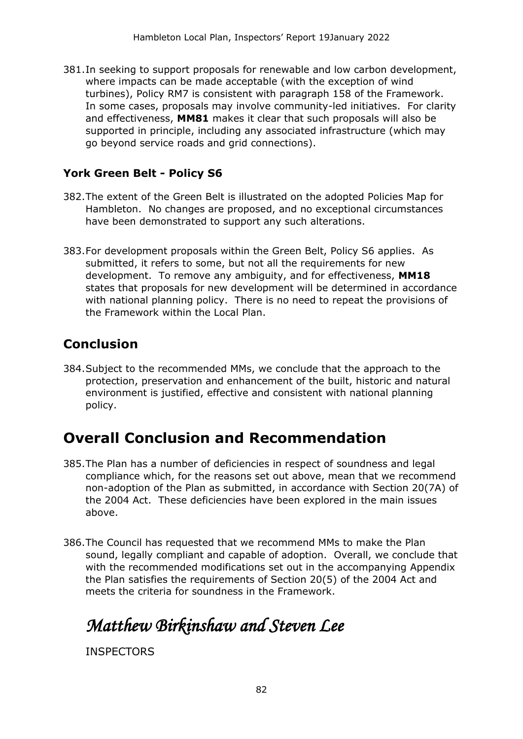381. In seeking to support proposals for renewable and low carbon development, where impacts can be made acceptable (with the exception of wind turbines), Policy RM7 is consistent with paragraph 158 of the Framework. In some cases, proposals may involve community-led initiatives. For clarity and effectiveness, **MM81** makes it clear that such proposals will also be supported in principle, including any associated infrastructure (which may go beyond service roads and grid connections).

### York Green Belt - Policy S6

382. The extent of the Green Belt is illustrated on the adopted Policies Map for Hambleton. No changes are proposed, and no exceptional circumstances have been demonstrated to support any such alterations.

383. For development proposals within the Green Belt, Policy S6 applies. As submitted, it refers to some, but not all the requirements for new development. To remove any ambiguity, and for effectiveness, **MM18** states that proposals for new development will be determined in accordance with national planning policy. There is no need to repeat the provisions of the Framework within the Local Plan.

## Conclusion

384. Subject to the recommended MMs, we conclude that the approach to the protection, preservation and enhancement of the built, historic and natural environment is justified, effective and consistent with national planning policy.

# Overall Conclusion and Recommendation

385. The Plan has a number of deficiencies in respect of soundness and legal compliance which, for the reasons set out above, mean that we recommend non-adoption of the Plan as submitted, in accordance with Section 20(7A) of the 2004 Act. These deficiencies have been explored in the main issues above.

386. The Council has requested that we recommend MMs to make the Plan sound, legally compliant and capable of adoption. Overall, we conclude that with the recommended modifications set out in the accompanying Appendix the Plan satisfies the requirements of Section 20(5) of the 2004 Act and meets the criteria for soundness in the Framework.

*Matthew Birkinshaw and Steven Lee*

INSPECTORS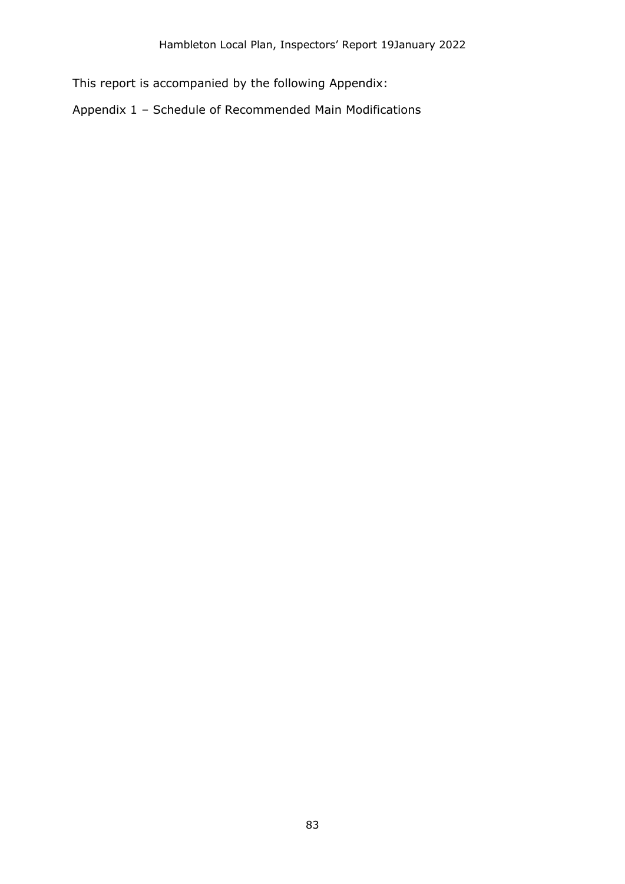This report is accompanied by the following Appendix:

Appendix 1 – Schedule of Recommended Main Modifications